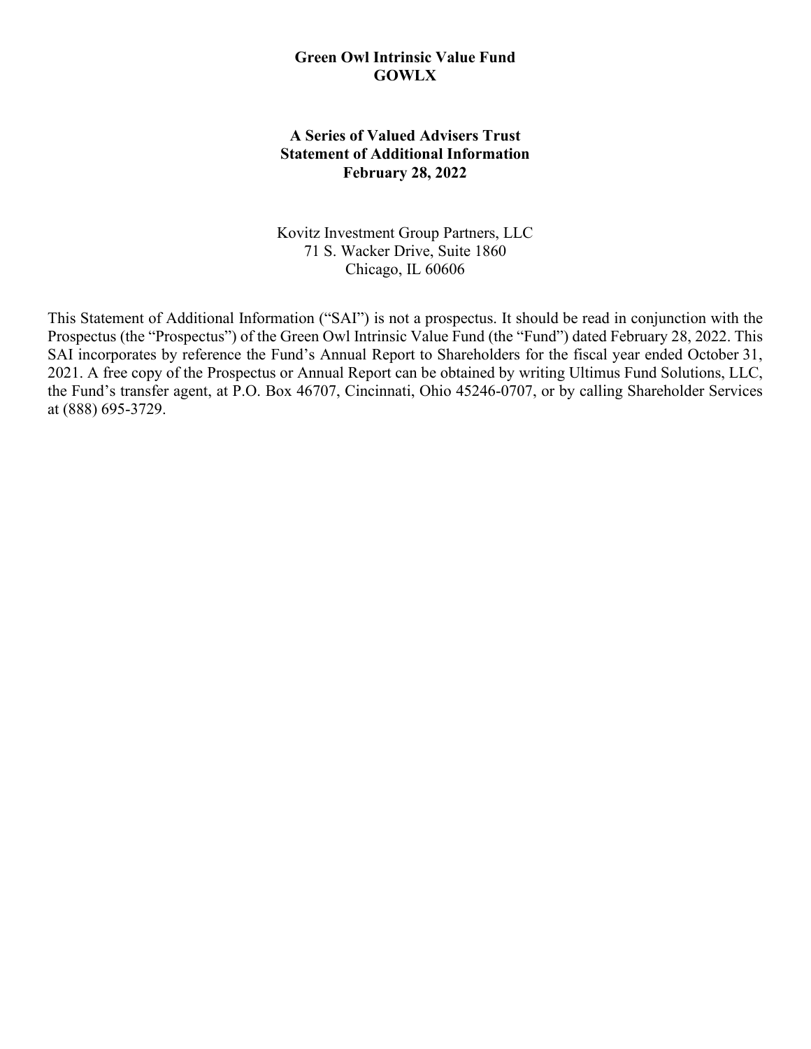# Green Owl Intrinsic Value Fund
# GOWLX

## A Series of Valued Advisers Trust
## Statement of Additional Information
## February 28, 2022

Kovitz Investment Group Partners, LLC
71 S. Wacker Drive, Suite 1860
Chicago, IL 60606

This Statement of Additional Information ("SAI") is not a prospectus. It should be read in conjunction with the Prospectus (the "Prospectus") of the Green Owl Intrinsic Value Fund (the "Fund") dated February 28, 2022. This SAI incorporates by reference the Fund's Annual Report to Shareholders for the fiscal year ended October 31, 2021. A free copy of the Prospectus or Annual Report can be obtained by writing Ultimus Fund Solutions, LLC, the Fund's transfer agent, at P.O. Box 46707, Cincinnati, Ohio 45246-0707, or by calling Shareholder Services at (888) 695-3729.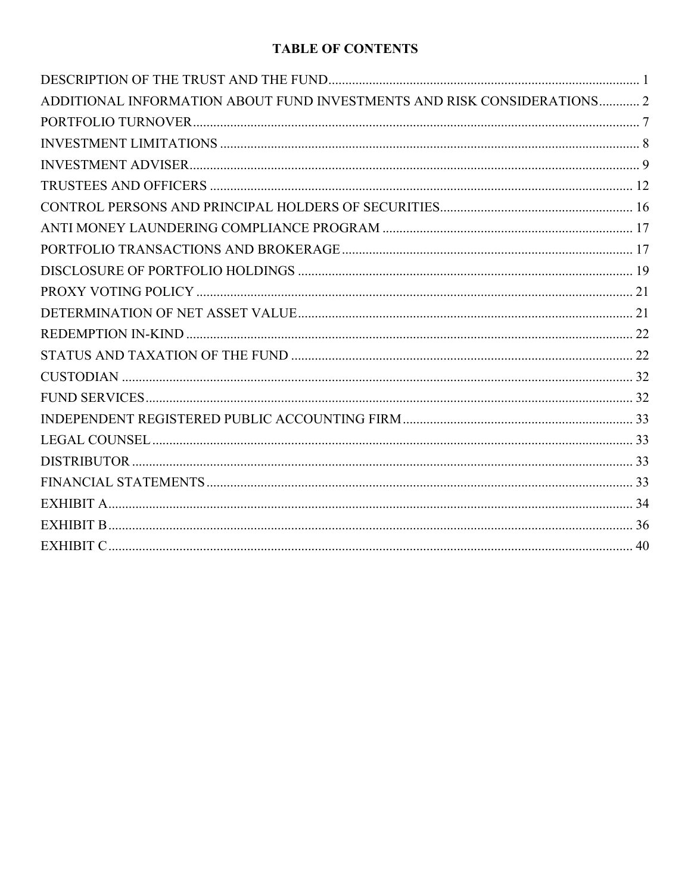# TABLE OF CONTENTS

| | |
|---|---|
| DESCRIPTION OF THE TRUST AND THE FUND | 1 |
| ADDITIONAL INFORMATION ABOUT FUND INVESTMENTS AND RISK CONSIDERATIONS | 2 |
| PORTFOLIO TURNOVER | 7 |
| INVESTMENT LIMITATIONS | 8 |
| INVESTMENT ADVISER | 9 |
| TRUSTEES AND OFFICERS | 12 |
| CONTROL PERSONS AND PRINCIPAL HOLDERS OF SECURITIES | 16 |
| ANTI MONEY LAUNDERING COMPLIANCE PROGRAM | 17 |
| PORTFOLIO TRANSACTIONS AND BROKERAGE | 17 |
| DISCLOSURE OF PORTFOLIO HOLDINGS | 19 |
| PROXY VOTING POLICY | 21 |
| DETERMINATION OF NET ASSET VALUE | 21 |
| REDEMPTION IN-KIND | 22 |
| STATUS AND TAXATION OF THE FUND | 22 |
| CUSTODIAN | 32 |
| FUND SERVICES | 32 |
| INDEPENDENT REGISTERED PUBLIC ACCOUNTING FIRM | 33 |
| LEGAL COUNSEL | 33 |
| DISTRIBUTOR | 33 |
| FINANCIAL STATEMENTS | 33 |
| EXHIBIT A | 34 |
| EXHIBIT B | 36 |
| EXHIBIT C | 40 |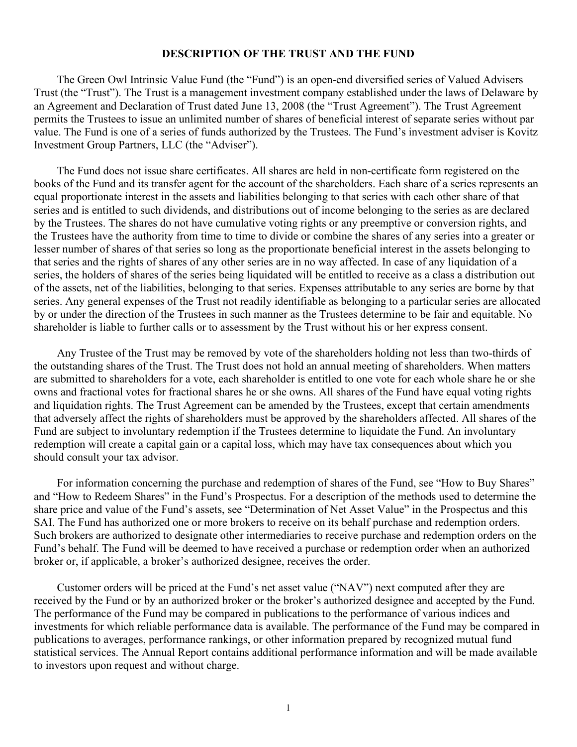## DESCRIPTION OF THE TRUST AND THE FUND

The Green Owl Intrinsic Value Fund (the "Fund") is an open-end diversified series of Valued Advisers Trust (the "Trust"). The Trust is a management investment company established under the laws of Delaware by an Agreement and Declaration of Trust dated June 13, 2008 (the "Trust Agreement"). The Trust Agreement permits the Trustees to issue an unlimited number of shares of beneficial interest of separate series without par value. The Fund is one of a series of funds authorized by the Trustees. The Fund's investment adviser is Kovitz Investment Group Partners, LLC (the "Adviser").

The Fund does not issue share certificates. All shares are held in non-certificate form registered on the books of the Fund and its transfer agent for the account of the shareholders. Each share of a series represents an equal proportionate interest in the assets and liabilities belonging to that series with each other share of that series and is entitled to such dividends, and distributions out of income belonging to the series as are declared by the Trustees. The shares do not have cumulative voting rights or any preemptive or conversion rights, and the Trustees have the authority from time to time to divide or combine the shares of any series into a greater or lesser number of shares of that series so long as the proportionate beneficial interest in the assets belonging to that series and the rights of shares of any other series are in no way affected. In case of any liquidation of a series, the holders of shares of the series being liquidated will be entitled to receive as a class a distribution out of the assets, net of the liabilities, belonging to that series. Expenses attributable to any series are borne by that series. Any general expenses of the Trust not readily identifiable as belonging to a particular series are allocated by or under the direction of the Trustees in such manner as the Trustees determine to be fair and equitable. No shareholder is liable to further calls or to assessment by the Trust without his or her express consent.

Any Trustee of the Trust may be removed by vote of the shareholders holding not less than two-thirds of the outstanding shares of the Trust. The Trust does not hold an annual meeting of shareholders. When matters are submitted to shareholders for a vote, each shareholder is entitled to one vote for each whole share he or she owns and fractional votes for fractional shares he or she owns. All shares of the Fund have equal voting rights and liquidation rights. The Trust Agreement can be amended by the Trustees, except that certain amendments that adversely affect the rights of shareholders must be approved by the shareholders affected. All shares of the Fund are subject to involuntary redemption if the Trustees determine to liquidate the Fund. An involuntary redemption will create a capital gain or a capital loss, which may have tax consequences about which you should consult your tax advisor.

For information concerning the purchase and redemption of shares of the Fund, see "How to Buy Shares" and "How to Redeem Shares" in the Fund's Prospectus. For a description of the methods used to determine the share price and value of the Fund's assets, see "Determination of Net Asset Value" in the Prospectus and this SAI. The Fund has authorized one or more brokers to receive on its behalf purchase and redemption orders. Such brokers are authorized to designate other intermediaries to receive purchase and redemption orders on the Fund's behalf. The Fund will be deemed to have received a purchase or redemption order when an authorized broker or, if applicable, a broker's authorized designee, receives the order.

Customer orders will be priced at the Fund's net asset value ("NAV") next computed after they are received by the Fund or by an authorized broker or the broker's authorized designee and accepted by the Fund. The performance of the Fund may be compared in publications to the performance of various indices and investments for which reliable performance data is available. The performance of the Fund may be compared in publications to averages, performance rankings, or other information prepared by recognized mutual fund statistical services. The Annual Report contains additional performance information and will be made available to investors upon request and without charge.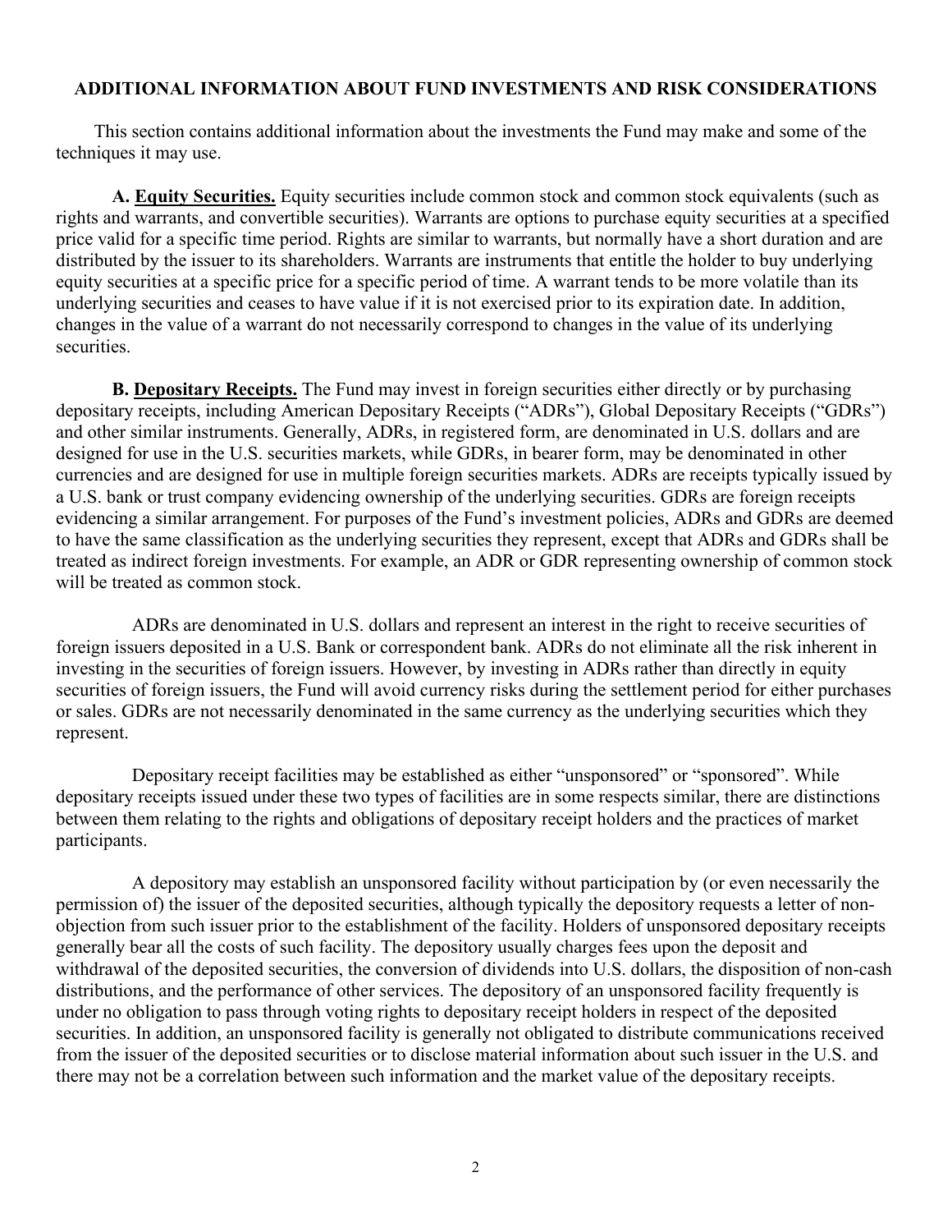## ADDITIONAL INFORMATION ABOUT FUND INVESTMENTS AND RISK CONSIDERATIONS

This section contains additional information about the investments the Fund may make and some of the techniques it may use.

**A. Equity Securities.** Equity securities include common stock and common stock equivalents (such as rights and warrants, and convertible securities). Warrants are options to purchase equity securities at a specified price valid for a specific time period. Rights are similar to warrants, but normally have a short duration and are distributed by the issuer to its shareholders. Warrants are instruments that entitle the holder to buy underlying equity securities at a specific price for a specific period of time. A warrant tends to be more volatile than its underlying securities and ceases to have value if it is not exercised prior to its expiration date. In addition, changes in the value of a warrant do not necessarily correspond to changes in the value of its underlying securities.

**B. Depositary Receipts.** The Fund may invest in foreign securities either directly or by purchasing depositary receipts, including American Depositary Receipts ("ADRs"), Global Depositary Receipts ("GDRs") and other similar instruments. Generally, ADRs, in registered form, are denominated in U.S. dollars and are designed for use in the U.S. securities markets, while GDRs, in bearer form, may be denominated in other currencies and are designed for use in multiple foreign securities markets. ADRs are receipts typically issued by a U.S. bank or trust company evidencing ownership of the underlying securities. GDRs are foreign receipts evidencing a similar arrangement. For purposes of the Fund's investment policies, ADRs and GDRs are deemed to have the same classification as the underlying securities they represent, except that ADRs and GDRs shall be treated as indirect foreign investments. For example, an ADR or GDR representing ownership of common stock will be treated as common stock.

ADRs are denominated in U.S. dollars and represent an interest in the right to receive securities of foreign issuers deposited in a U.S. Bank or correspondent bank. ADRs do not eliminate all the risk inherent in investing in the securities of foreign issuers. However, by investing in ADRs rather than directly in equity securities of foreign issuers, the Fund will avoid currency risks during the settlement period for either purchases or sales. GDRs are not necessarily denominated in the same currency as the underlying securities which they represent.

Depositary receipt facilities may be established as either "unsponsored" or "sponsored". While depositary receipts issued under these two types of facilities are in some respects similar, there are distinctions between them relating to the rights and obligations of depositary receipt holders and the practices of market participants.

A depository may establish an unsponsored facility without participation by (or even necessarily the permission of) the issuer of the deposited securities, although typically the depository requests a letter of non-objection from such issuer prior to the establishment of the facility. Holders of unsponsored depositary receipts generally bear all the costs of such facility. The depository usually charges fees upon the deposit and withdrawal of the deposited securities, the conversion of dividends into U.S. dollars, the disposition of non-cash distributions, and the performance of other services. The depository of an unsponsored facility frequently is under no obligation to pass through voting rights to depositary receipt holders in respect of the deposited securities. In addition, an unsponsored facility is generally not obligated to distribute communications received from the issuer of the deposited securities or to disclose material information about such issuer in the U.S. and there may not be a correlation between such information and the market value of the depositary receipts.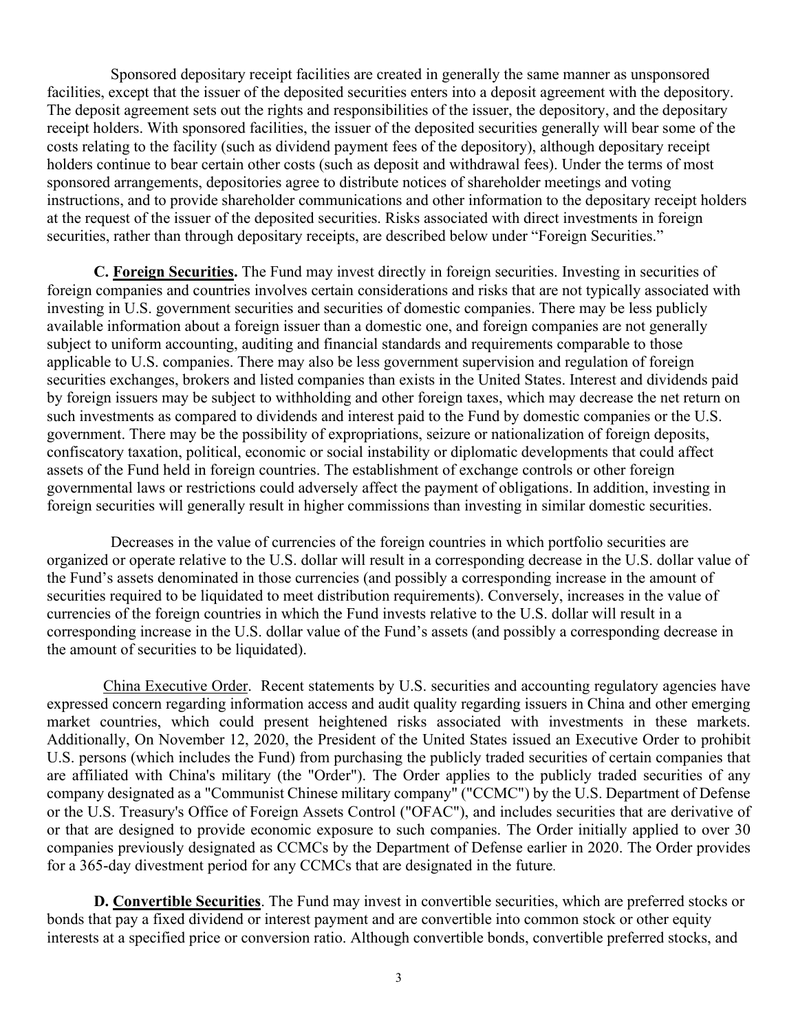Sponsored depositary receipt facilities are created in generally the same manner as unsponsored facilities, except that the issuer of the deposited securities enters into a deposit agreement with the depository. The deposit agreement sets out the rights and responsibilities of the issuer, the depository, and the depositary receipt holders. With sponsored facilities, the issuer of the deposited securities generally will bear some of the costs relating to the facility (such as dividend payment fees of the depository), although depositary receipt holders continue to bear certain other costs (such as deposit and withdrawal fees). Under the terms of most sponsored arrangements, depositories agree to distribute notices of shareholder meetings and voting instructions, and to provide shareholder communications and other information to the depositary receipt holders at the request of the issuer of the deposited securities. Risks associated with direct investments in foreign securities, rather than through depositary receipts, are described below under "Foreign Securities."

**C. Foreign Securities.** The Fund may invest directly in foreign securities. Investing in securities of foreign companies and countries involves certain considerations and risks that are not typically associated with investing in U.S. government securities and securities of domestic companies. There may be less publicly available information about a foreign issuer than a domestic one, and foreign companies are not generally subject to uniform accounting, auditing and financial standards and requirements comparable to those applicable to U.S. companies. There may also be less government supervision and regulation of foreign securities exchanges, brokers and listed companies than exists in the United States. Interest and dividends paid by foreign issuers may be subject to withholding and other foreign taxes, which may decrease the net return on such investments as compared to dividends and interest paid to the Fund by domestic companies or the U.S. government. There may be the possibility of expropriations, seizure or nationalization of foreign deposits, confiscatory taxation, political, economic or social instability or diplomatic developments that could affect assets of the Fund held in foreign countries. The establishment of exchange controls or other foreign governmental laws or restrictions could adversely affect the payment of obligations. In addition, investing in foreign securities will generally result in higher commissions than investing in similar domestic securities.

Decreases in the value of currencies of the foreign countries in which portfolio securities are organized or operate relative to the U.S. dollar will result in a corresponding decrease in the U.S. dollar value of the Fund's assets denominated in those currencies (and possibly a corresponding increase in the amount of securities required to be liquidated to meet distribution requirements). Conversely, increases in the value of currencies of the foreign countries in which the Fund invests relative to the U.S. dollar will result in a corresponding increase in the U.S. dollar value of the Fund's assets (and possibly a corresponding decrease in the amount of securities to be liquidated).

China Executive Order. Recent statements by U.S. securities and accounting regulatory agencies have expressed concern regarding information access and audit quality regarding issuers in China and other emerging market countries, which could present heightened risks associated with investments in these markets. Additionally, On November 12, 2020, the President of the United States issued an Executive Order to prohibit U.S. persons (which includes the Fund) from purchasing the publicly traded securities of certain companies that are affiliated with China's military (the "Order"). The Order applies to the publicly traded securities of any company designated as a "Communist Chinese military company" ("CCMC") by the U.S. Department of Defense or the U.S. Treasury's Office of Foreign Assets Control ("OFAC"), and includes securities that are derivative of or that are designed to provide economic exposure to such companies. The Order initially applied to over 30 companies previously designated as CCMCs by the Department of Defense earlier in 2020. The Order provides for a 365-day divestment period for any CCMCs that are designated in the future.

**D. Convertible Securities**. The Fund may invest in convertible securities, which are preferred stocks or bonds that pay a fixed dividend or interest payment and are convertible into common stock or other equity interests at a specified price or conversion ratio. Although convertible bonds, convertible preferred stocks, and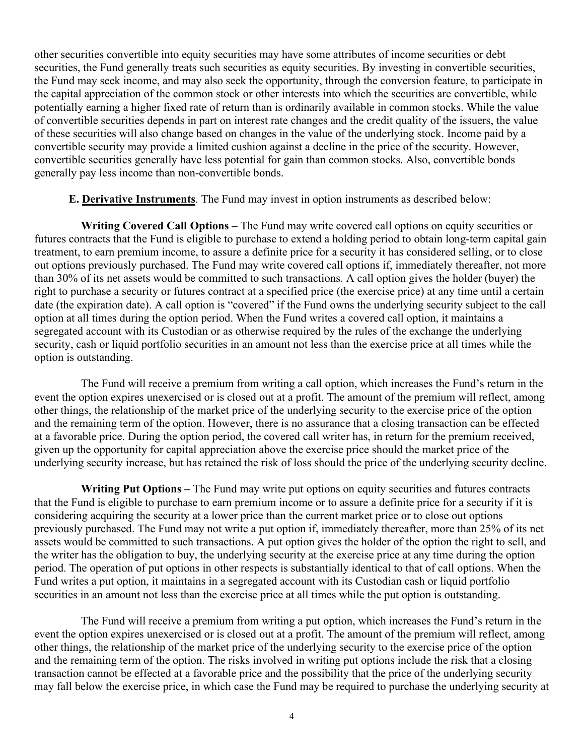other securities convertible into equity securities may have some attributes of income securities or debt securities, the Fund generally treats such securities as equity securities. By investing in convertible securities, the Fund may seek income, and may also seek the opportunity, through the conversion feature, to participate in the capital appreciation of the common stock or other interests into which the securities are convertible, while potentially earning a higher fixed rate of return than is ordinarily available in common stocks. While the value of convertible securities depends in part on interest rate changes and the credit quality of the issuers, the value of these securities will also change based on changes in the value of the underlying stock. Income paid by a convertible security may provide a limited cushion against a decline in the price of the security. However, convertible securities generally have less potential for gain than common stocks. Also, convertible bonds generally pay less income than non-convertible bonds.

**E. Derivative Instruments**. The Fund may invest in option instruments as described below:

**Writing Covered Call Options –** The Fund may write covered call options on equity securities or futures contracts that the Fund is eligible to purchase to extend a holding period to obtain long-term capital gain treatment, to earn premium income, to assure a definite price for a security it has considered selling, or to close out options previously purchased. The Fund may write covered call options if, immediately thereafter, not more than 30% of its net assets would be committed to such transactions. A call option gives the holder (buyer) the right to purchase a security or futures contract at a specified price (the exercise price) at any time until a certain date (the expiration date). A call option is "covered" if the Fund owns the underlying security subject to the call option at all times during the option period. When the Fund writes a covered call option, it maintains a segregated account with its Custodian or as otherwise required by the rules of the exchange the underlying security, cash or liquid portfolio securities in an amount not less than the exercise price at all times while the option is outstanding.

The Fund will receive a premium from writing a call option, which increases the Fund's return in the event the option expires unexercised or is closed out at a profit. The amount of the premium will reflect, among other things, the relationship of the market price of the underlying security to the exercise price of the option and the remaining term of the option. However, there is no assurance that a closing transaction can be effected at a favorable price. During the option period, the covered call writer has, in return for the premium received, given up the opportunity for capital appreciation above the exercise price should the market price of the underlying security increase, but has retained the risk of loss should the price of the underlying security decline.

**Writing Put Options –** The Fund may write put options on equity securities and futures contracts that the Fund is eligible to purchase to earn premium income or to assure a definite price for a security if it is considering acquiring the security at a lower price than the current market price or to close out options previously purchased. The Fund may not write a put option if, immediately thereafter, more than 25% of its net assets would be committed to such transactions. A put option gives the holder of the option the right to sell, and the writer has the obligation to buy, the underlying security at the exercise price at any time during the option period. The operation of put options in other respects is substantially identical to that of call options. When the Fund writes a put option, it maintains in a segregated account with its Custodian cash or liquid portfolio securities in an amount not less than the exercise price at all times while the put option is outstanding.

The Fund will receive a premium from writing a put option, which increases the Fund's return in the event the option expires unexercised or is closed out at a profit. The amount of the premium will reflect, among other things, the relationship of the market price of the underlying security to the exercise price of the option and the remaining term of the option. The risks involved in writing put options include the risk that a closing transaction cannot be effected at a favorable price and the possibility that the price of the underlying security may fall below the exercise price, in which case the Fund may be required to purchase the underlying security at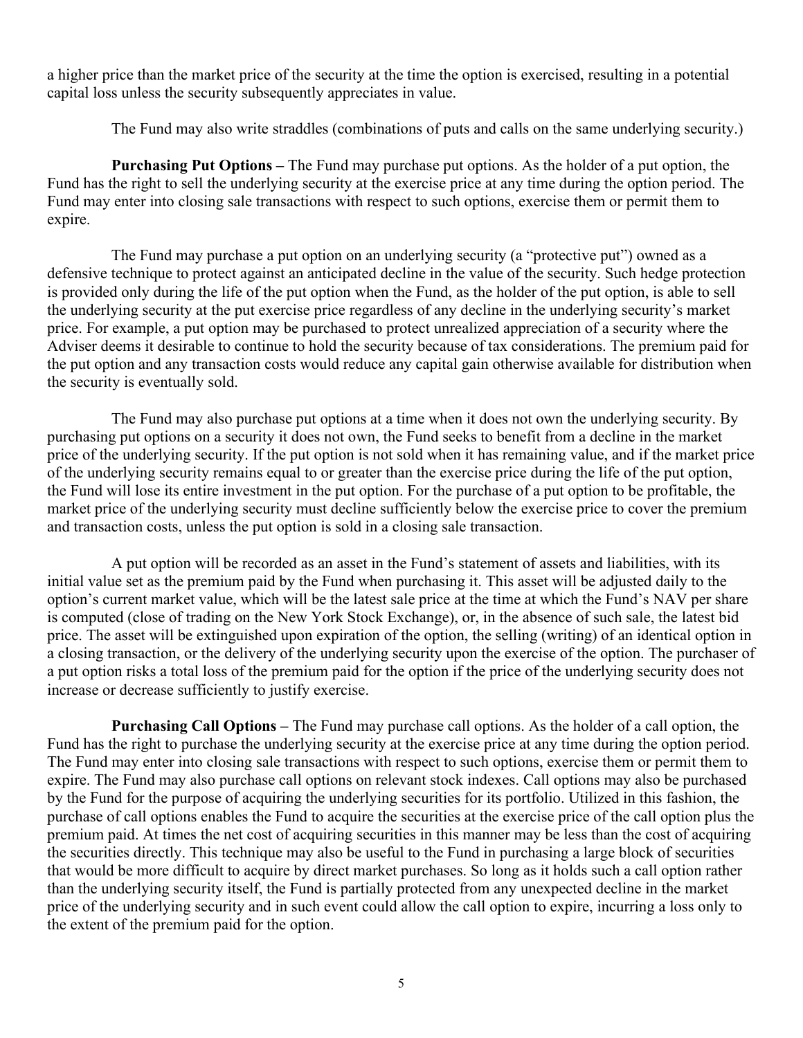a higher price than the market price of the security at the time the option is exercised, resulting in a potential capital loss unless the security subsequently appreciates in value.

The Fund may also write straddles (combinations of puts and calls on the same underlying security.)

**Purchasing Put Options –** The Fund may purchase put options. As the holder of a put option, the Fund has the right to sell the underlying security at the exercise price at any time during the option period. The Fund may enter into closing sale transactions with respect to such options, exercise them or permit them to expire.

The Fund may purchase a put option on an underlying security (a "protective put") owned as a defensive technique to protect against an anticipated decline in the value of the security. Such hedge protection is provided only during the life of the put option when the Fund, as the holder of the put option, is able to sell the underlying security at the put exercise price regardless of any decline in the underlying security's market price. For example, a put option may be purchased to protect unrealized appreciation of a security where the Adviser deems it desirable to continue to hold the security because of tax considerations. The premium paid for the put option and any transaction costs would reduce any capital gain otherwise available for distribution when the security is eventually sold.

The Fund may also purchase put options at a time when it does not own the underlying security. By purchasing put options on a security it does not own, the Fund seeks to benefit from a decline in the market price of the underlying security. If the put option is not sold when it has remaining value, and if the market price of the underlying security remains equal to or greater than the exercise price during the life of the put option, the Fund will lose its entire investment in the put option. For the purchase of a put option to be profitable, the market price of the underlying security must decline sufficiently below the exercise price to cover the premium and transaction costs, unless the put option is sold in a closing sale transaction.

A put option will be recorded as an asset in the Fund's statement of assets and liabilities, with its initial value set as the premium paid by the Fund when purchasing it. This asset will be adjusted daily to the option's current market value, which will be the latest sale price at the time at which the Fund's NAV per share is computed (close of trading on the New York Stock Exchange), or, in the absence of such sale, the latest bid price. The asset will be extinguished upon expiration of the option, the selling (writing) of an identical option in a closing transaction, or the delivery of the underlying security upon the exercise of the option. The purchaser of a put option risks a total loss of the premium paid for the option if the price of the underlying security does not increase or decrease sufficiently to justify exercise.

**Purchasing Call Options –** The Fund may purchase call options. As the holder of a call option, the Fund has the right to purchase the underlying security at the exercise price at any time during the option period. The Fund may enter into closing sale transactions with respect to such options, exercise them or permit them to expire. The Fund may also purchase call options on relevant stock indexes. Call options may also be purchased by the Fund for the purpose of acquiring the underlying securities for its portfolio. Utilized in this fashion, the purchase of call options enables the Fund to acquire the securities at the exercise price of the call option plus the premium paid. At times the net cost of acquiring securities in this manner may be less than the cost of acquiring the securities directly. This technique may also be useful to the Fund in purchasing a large block of securities that would be more difficult to acquire by direct market purchases. So long as it holds such a call option rather than the underlying security itself, the Fund is partially protected from any unexpected decline in the market price of the underlying security and in such event could allow the call option to expire, incurring a loss only to the extent of the premium paid for the option.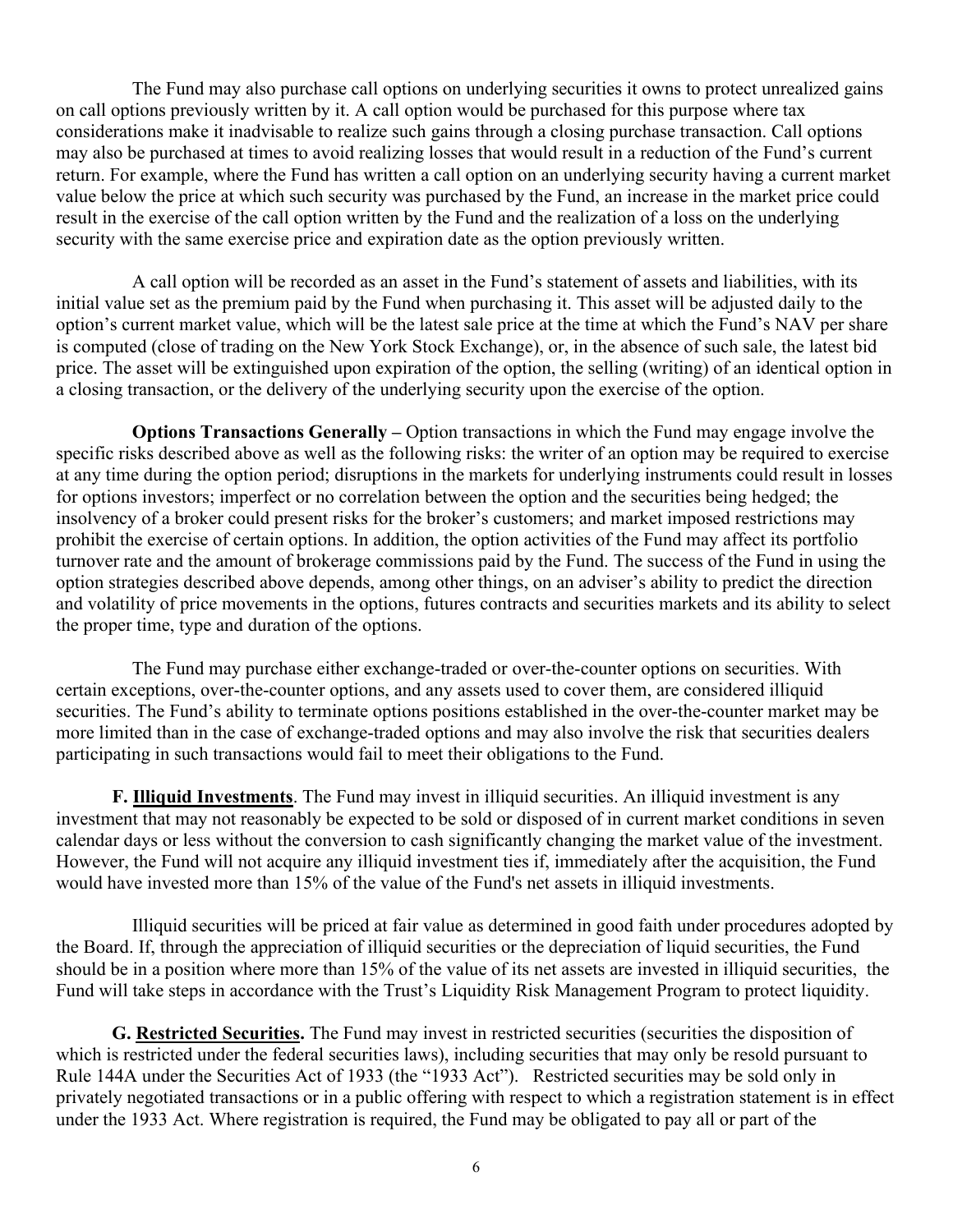The Fund may also purchase call options on underlying securities it owns to protect unrealized gains on call options previously written by it. A call option would be purchased for this purpose where tax considerations make it inadvisable to realize such gains through a closing purchase transaction. Call options may also be purchased at times to avoid realizing losses that would result in a reduction of the Fund's current return. For example, where the Fund has written a call option on an underlying security having a current market value below the price at which such security was purchased by the Fund, an increase in the market price could result in the exercise of the call option written by the Fund and the realization of a loss on the underlying security with the same exercise price and expiration date as the option previously written.

A call option will be recorded as an asset in the Fund's statement of assets and liabilities, with its initial value set as the premium paid by the Fund when purchasing it. This asset will be adjusted daily to the option's current market value, which will be the latest sale price at the time at which the Fund's NAV per share is computed (close of trading on the New York Stock Exchange), or, in the absence of such sale, the latest bid price. The asset will be extinguished upon expiration of the option, the selling (writing) of an identical option in a closing transaction, or the delivery of the underlying security upon the exercise of the option.

**Options Transactions Generally –** Option transactions in which the Fund may engage involve the specific risks described above as well as the following risks: the writer of an option may be required to exercise at any time during the option period; disruptions in the markets for underlying instruments could result in losses for options investors; imperfect or no correlation between the option and the securities being hedged; the insolvency of a broker could present risks for the broker's customers; and market imposed restrictions may prohibit the exercise of certain options. In addition, the option activities of the Fund may affect its portfolio turnover rate and the amount of brokerage commissions paid by the Fund. The success of the Fund in using the option strategies described above depends, among other things, on an adviser's ability to predict the direction and volatility of price movements in the options, futures contracts and securities markets and its ability to select the proper time, type and duration of the options.

The Fund may purchase either exchange-traded or over-the-counter options on securities. With certain exceptions, over-the-counter options, and any assets used to cover them, are considered illiquid securities. The Fund's ability to terminate options positions established in the over-the-counter market may be more limited than in the case of exchange-traded options and may also involve the risk that securities dealers participating in such transactions would fail to meet their obligations to the Fund.

**F. Illiquid Investments**. The Fund may invest in illiquid securities. An illiquid investment is any investment that may not reasonably be expected to be sold or disposed of in current market conditions in seven calendar days or less without the conversion to cash significantly changing the market value of the investment. However, the Fund will not acquire any illiquid investment ties if, immediately after the acquisition, the Fund would have invested more than 15% of the value of the Fund's net assets in illiquid investments.

Illiquid securities will be priced at fair value as determined in good faith under procedures adopted by the Board. If, through the appreciation of illiquid securities or the depreciation of liquid securities, the Fund should be in a position where more than 15% of the value of its net assets are invested in illiquid securities, the Fund will take steps in accordance with the Trust's Liquidity Risk Management Program to protect liquidity.

**G. Restricted Securities.** The Fund may invest in restricted securities (securities the disposition of which is restricted under the federal securities laws), including securities that may only be resold pursuant to Rule 144A under the Securities Act of 1933 (the "1933 Act"). Restricted securities may be sold only in privately negotiated transactions or in a public offering with respect to which a registration statement is in effect under the 1933 Act. Where registration is required, the Fund may be obligated to pay all or part of the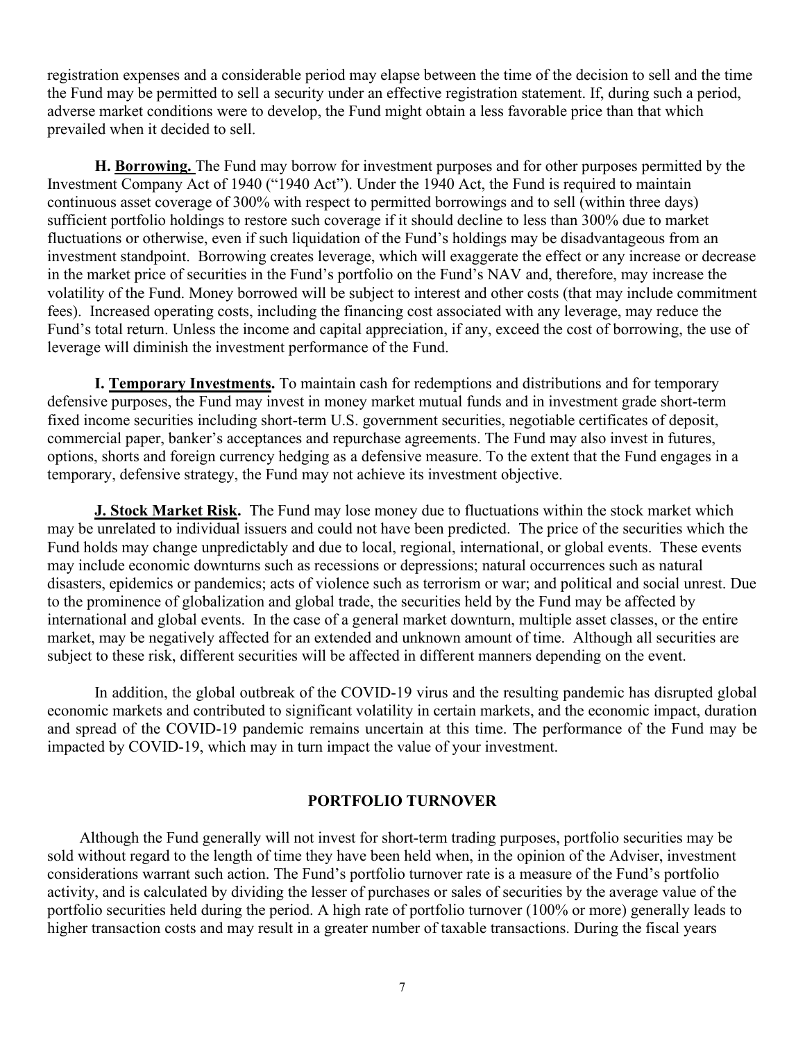registration expenses and a considerable period may elapse between the time of the decision to sell and the time the Fund may be permitted to sell a security under an effective registration statement. If, during such a period, adverse market conditions were to develop, the Fund might obtain a less favorable price than that which prevailed when it decided to sell.

**H. Borrowing.** The Fund may borrow for investment purposes and for other purposes permitted by the Investment Company Act of 1940 ("1940 Act"). Under the 1940 Act, the Fund is required to maintain continuous asset coverage of 300% with respect to permitted borrowings and to sell (within three days) sufficient portfolio holdings to restore such coverage if it should decline to less than 300% due to market fluctuations or otherwise, even if such liquidation of the Fund's holdings may be disadvantageous from an investment standpoint. Borrowing creates leverage, which will exaggerate the effect or any increase or decrease in the market price of securities in the Fund's portfolio on the Fund's NAV and, therefore, may increase the volatility of the Fund. Money borrowed will be subject to interest and other costs (that may include commitment fees). Increased operating costs, including the financing cost associated with any leverage, may reduce the Fund's total return. Unless the income and capital appreciation, if any, exceed the cost of borrowing, the use of leverage will diminish the investment performance of the Fund.

**I. Temporary Investments.** To maintain cash for redemptions and distributions and for temporary defensive purposes, the Fund may invest in money market mutual funds and in investment grade short-term fixed income securities including short-term U.S. government securities, negotiable certificates of deposit, commercial paper, banker's acceptances and repurchase agreements. The Fund may also invest in futures, options, shorts and foreign currency hedging as a defensive measure. To the extent that the Fund engages in a temporary, defensive strategy, the Fund may not achieve its investment objective.

**J. Stock Market Risk.** The Fund may lose money due to fluctuations within the stock market which may be unrelated to individual issuers and could not have been predicted. The price of the securities which the Fund holds may change unpredictably and due to local, regional, international, or global events. These events may include economic downturns such as recessions or depressions; natural occurrences such as natural disasters, epidemics or pandemics; acts of violence such as terrorism or war; and political and social unrest. Due to the prominence of globalization and global trade, the securities held by the Fund may be affected by international and global events. In the case of a general market downturn, multiple asset classes, or the entire market, may be negatively affected for an extended and unknown amount of time. Although all securities are subject to these risk, different securities will be affected in different manners depending on the event.

In addition, the global outbreak of the COVID-19 virus and the resulting pandemic has disrupted global economic markets and contributed to significant volatility in certain markets, and the economic impact, duration and spread of the COVID-19 pandemic remains uncertain at this time. The performance of the Fund may be impacted by COVID-19, which may in turn impact the value of your investment.

## PORTFOLIO TURNOVER

Although the Fund generally will not invest for short-term trading purposes, portfolio securities may be sold without regard to the length of time they have been held when, in the opinion of the Adviser, investment considerations warrant such action. The Fund's portfolio turnover rate is a measure of the Fund's portfolio activity, and is calculated by dividing the lesser of purchases or sales of securities by the average value of the portfolio securities held during the period. A high rate of portfolio turnover (100% or more) generally leads to higher transaction costs and may result in a greater number of taxable transactions. During the fiscal years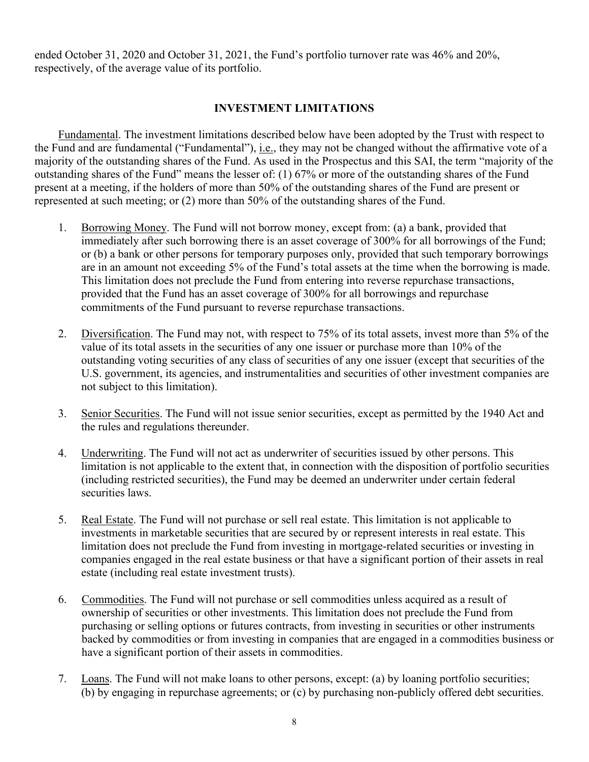ended October 31, 2020 and October 31, 2021, the Fund's portfolio turnover rate was 46% and 20%, respectively, of the average value of its portfolio.

## INVESTMENT LIMITATIONS

Fundamental. The investment limitations described below have been adopted by the Trust with respect to the Fund and are fundamental ("Fundamental"), i.e., they may not be changed without the affirmative vote of a majority of the outstanding shares of the Fund. As used in the Prospectus and this SAI, the term "majority of the outstanding shares of the Fund" means the lesser of: (1) 67% or more of the outstanding shares of the Fund present at a meeting, if the holders of more than 50% of the outstanding shares of the Fund are present or represented at such meeting; or (2) more than 50% of the outstanding shares of the Fund.

1. Borrowing Money. The Fund will not borrow money, except from: (a) a bank, provided that immediately after such borrowing there is an asset coverage of 300% for all borrowings of the Fund; or (b) a bank or other persons for temporary purposes only, provided that such temporary borrowings are in an amount not exceeding 5% of the Fund's total assets at the time when the borrowing is made. This limitation does not preclude the Fund from entering into reverse repurchase transactions, provided that the Fund has an asset coverage of 300% for all borrowings and repurchase commitments of the Fund pursuant to reverse repurchase transactions.

2. Diversification. The Fund may not, with respect to 75% of its total assets, invest more than 5% of the value of its total assets in the securities of any one issuer or purchase more than 10% of the outstanding voting securities of any class of securities of any one issuer (except that securities of the U.S. government, its agencies, and instrumentalities and securities of other investment companies are not subject to this limitation).

3. Senior Securities. The Fund will not issue senior securities, except as permitted by the 1940 Act and the rules and regulations thereunder.

4. Underwriting. The Fund will not act as underwriter of securities issued by other persons. This limitation is not applicable to the extent that, in connection with the disposition of portfolio securities (including restricted securities), the Fund may be deemed an underwriter under certain federal securities laws.

5. Real Estate. The Fund will not purchase or sell real estate. This limitation is not applicable to investments in marketable securities that are secured by or represent interests in real estate. This limitation does not preclude the Fund from investing in mortgage-related securities or investing in companies engaged in the real estate business or that have a significant portion of their assets in real estate (including real estate investment trusts).

6. Commodities. The Fund will not purchase or sell commodities unless acquired as a result of ownership of securities or other investments. This limitation does not preclude the Fund from purchasing or selling options or futures contracts, from investing in securities or other instruments backed by commodities or from investing in companies that are engaged in a commodities business or have a significant portion of their assets in commodities.

7. Loans. The Fund will not make loans to other persons, except: (a) by loaning portfolio securities; (b) by engaging in repurchase agreements; or (c) by purchasing non-publicly offered debt securities.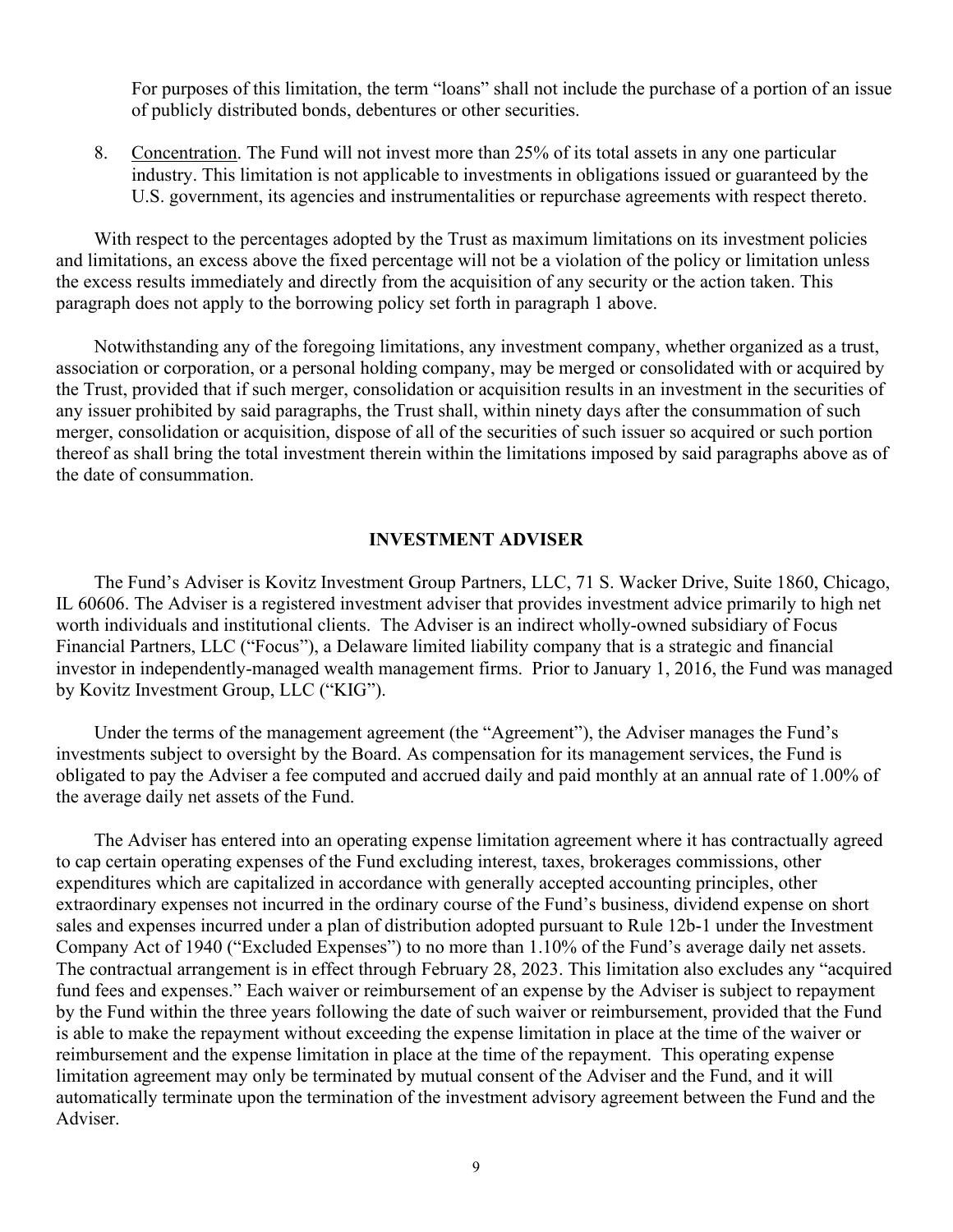For purposes of this limitation, the term "loans" shall not include the purchase of a portion of an issue of publicly distributed bonds, debentures or other securities.

8. Concentration. The Fund will not invest more than 25% of its total assets in any one particular industry. This limitation is not applicable to investments in obligations issued or guaranteed by the U.S. government, its agencies and instrumentalities or repurchase agreements with respect thereto.

With respect to the percentages adopted by the Trust as maximum limitations on its investment policies and limitations, an excess above the fixed percentage will not be a violation of the policy or limitation unless the excess results immediately and directly from the acquisition of any security or the action taken. This paragraph does not apply to the borrowing policy set forth in paragraph 1 above.

Notwithstanding any of the foregoing limitations, any investment company, whether organized as a trust, association or corporation, or a personal holding company, may be merged or consolidated with or acquired by the Trust, provided that if such merger, consolidation or acquisition results in an investment in the securities of any issuer prohibited by said paragraphs, the Trust shall, within ninety days after the consummation of such merger, consolidation or acquisition, dispose of all of the securities of such issuer so acquired or such portion thereof as shall bring the total investment therein within the limitations imposed by said paragraphs above as of the date of consummation.

## INVESTMENT ADVISER

The Fund's Adviser is Kovitz Investment Group Partners, LLC, 71 S. Wacker Drive, Suite 1860, Chicago, IL 60606. The Adviser is a registered investment adviser that provides investment advice primarily to high net worth individuals and institutional clients. The Adviser is an indirect wholly-owned subsidiary of Focus Financial Partners, LLC ("Focus"), a Delaware limited liability company that is a strategic and financial investor in independently-managed wealth management firms. Prior to January 1, 2016, the Fund was managed by Kovitz Investment Group, LLC ("KIG").

Under the terms of the management agreement (the "Agreement"), the Adviser manages the Fund's investments subject to oversight by the Board. As compensation for its management services, the Fund is obligated to pay the Adviser a fee computed and accrued daily and paid monthly at an annual rate of 1.00% of the average daily net assets of the Fund.

The Adviser has entered into an operating expense limitation agreement where it has contractually agreed to cap certain operating expenses of the Fund excluding interest, taxes, brokerages commissions, other expenditures which are capitalized in accordance with generally accepted accounting principles, other extraordinary expenses not incurred in the ordinary course of the Fund's business, dividend expense on short sales and expenses incurred under a plan of distribution adopted pursuant to Rule 12b-1 under the Investment Company Act of 1940 ("Excluded Expenses") to no more than 1.10% of the Fund's average daily net assets. The contractual arrangement is in effect through February 28, 2023. This limitation also excludes any "acquired fund fees and expenses." Each waiver or reimbursement of an expense by the Adviser is subject to repayment by the Fund within the three years following the date of such waiver or reimbursement, provided that the Fund is able to make the repayment without exceeding the expense limitation in place at the time of the waiver or reimbursement and the expense limitation in place at the time of the repayment. This operating expense limitation agreement may only be terminated by mutual consent of the Adviser and the Fund, and it will automatically terminate upon the termination of the investment advisory agreement between the Fund and the Adviser.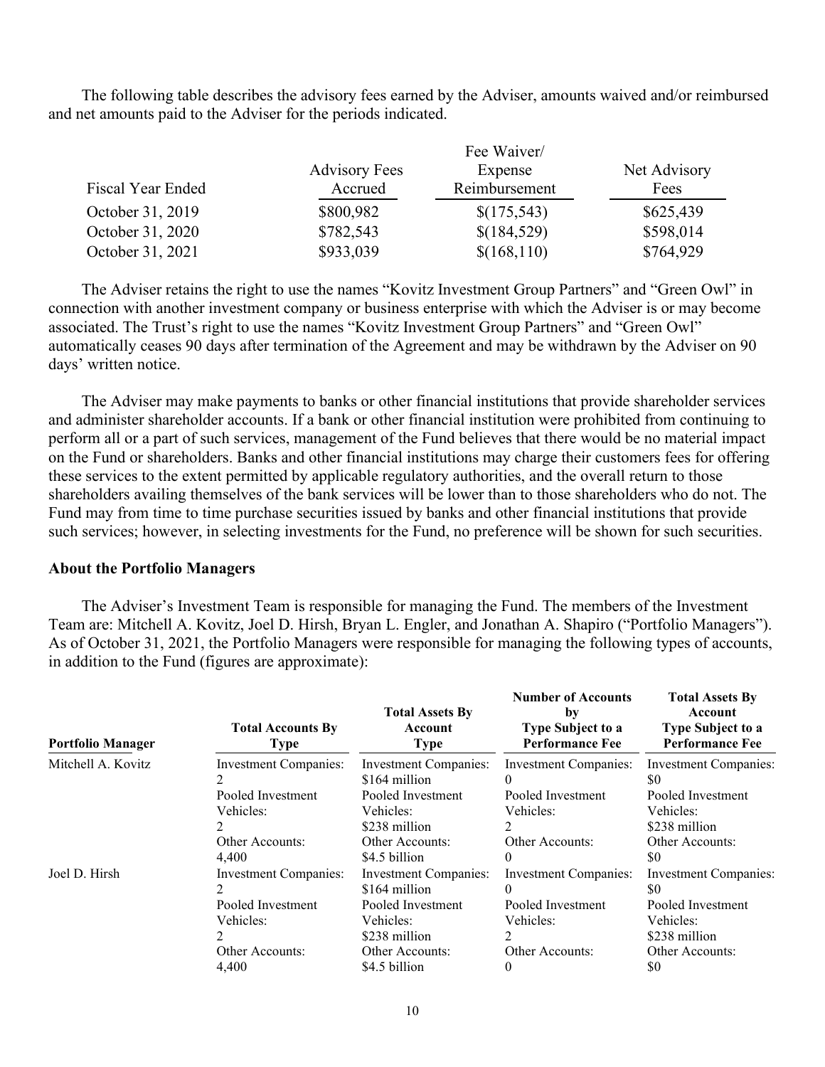The following table describes the advisory fees earned by the Adviser, amounts waived and/or reimbursed and net amounts paid to the Adviser for the periods indicated.

| Fiscal Year Ended | Advisory Fees Accrued | Fee Waiver/ Expense Reimbursement | Net Advisory Fees |
|---|---|---|---|
| October 31, 2019 | $800,982 | $(175,543) | $625,439 |
| October 31, 2020 | $782,543 | $(184,529) | $598,014 |
| October 31, 2021 | $933,039 | $(168,110) | $764,929 |

The Adviser retains the right to use the names "Kovitz Investment Group Partners" and "Green Owl" in connection with another investment company or business enterprise with which the Adviser is or may become associated. The Trust's right to use the names "Kovitz Investment Group Partners" and "Green Owl" automatically ceases 90 days after termination of the Agreement and may be withdrawn by the Adviser on 90 days' written notice.

The Adviser may make payments to banks or other financial institutions that provide shareholder services and administer shareholder accounts. If a bank or other financial institution were prohibited from continuing to perform all or a part of such services, management of the Fund believes that there would be no material impact on the Fund or shareholders. Banks and other financial institutions may charge their customers fees for offering these services to the extent permitted by applicable regulatory authorities, and the overall return to those shareholders availing themselves of the bank services will be lower than to those shareholders who do not. The Fund may from time to time purchase securities issued by banks and other financial institutions that provide such services; however, in selecting investments for the Fund, no preference will be shown for such securities.

**About the Portfolio Managers**

The Adviser's Investment Team is responsible for managing the Fund. The members of the Investment Team are: Mitchell A. Kovitz, Joel D. Hirsh, Bryan L. Engler, and Jonathan A. Shapiro ("Portfolio Managers"). As of October 31, 2021, the Portfolio Managers were responsible for managing the following types of accounts, in addition to the Fund (figures are approximate):

| Portfolio Manager | Total Accounts By Type | Total Assets By Account Type | Number of Accounts by Type Subject to a Performance Fee | Total Assets By Account Type Subject to a Performance Fee |
|---|---|---|---|---|
| Mitchell A. Kovitz | Investment Companies: 2 | Investment Companies: $164 million | Investment Companies: 0 | Investment Companies: $0 |
| | Pooled Investment Vehicles: 2 | Pooled Investment Vehicles: $238 million | Pooled Investment Vehicles: 2 | Pooled Investment Vehicles: $238 million |
| | Other Accounts: 4,400 | Other Accounts: $4.5 billion | Other Accounts: 0 | Other Accounts: $0 |
| Joel D. Hirsh | Investment Companies: 2 | Investment Companies: $164 million | Investment Companies: 0 | Investment Companies: $0 |
| | Pooled Investment Vehicles: 2 | Pooled Investment Vehicles: $238 million | Pooled Investment Vehicles: 2 | Pooled Investment Vehicles: $238 million |
| | Other Accounts: 4,400 | Other Accounts: $4.5 billion | Other Accounts: 0 | Other Accounts: $0 |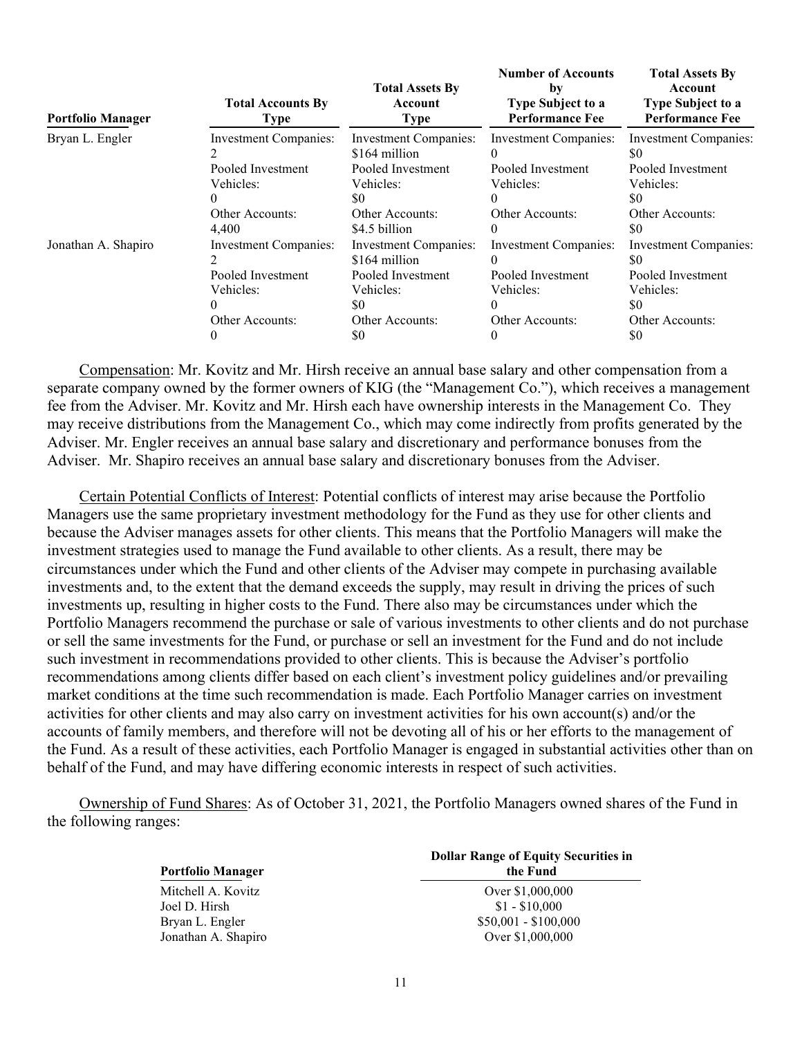| Portfolio Manager | Total Accounts By Type | Total Assets By Account Type | Number of Accounts by Type Subject to a Performance Fee | Total Assets By Account Type Subject to a Performance Fee |
|---|---|---|---|---|
| Bryan L. Engler | Investment Companies: 2 | Investment Companies: $164 million | Investment Companies: 0 | Investment Companies: $0 |
| | Pooled Investment Vehicles: 0 | Pooled Investment Vehicles: $0 | Pooled Investment Vehicles: 0 | Pooled Investment Vehicles: $0 |
| | Other Accounts: 4,400 | Other Accounts: $4.5 billion | Other Accounts: 0 | Other Accounts: $0 |
| Jonathan A. Shapiro | Investment Companies: 2 | Investment Companies: $164 million | Investment Companies: 0 | Investment Companies: $0 |
| | Pooled Investment Vehicles: 0 | Pooled Investment Vehicles: $0 | Pooled Investment Vehicles: 0 | Pooled Investment Vehicles: $0 |
| | Other Accounts: 0 | Other Accounts: $0 | Other Accounts: 0 | Other Accounts: $0 |

Compensation: Mr. Kovitz and Mr. Hirsh receive an annual base salary and other compensation from a separate company owned by the former owners of KIG (the "Management Co."), which receives a management fee from the Adviser. Mr. Kovitz and Mr. Hirsh each have ownership interests in the Management Co. They may receive distributions from the Management Co., which may come indirectly from profits generated by the Adviser. Mr. Engler receives an annual base salary and discretionary and performance bonuses from the Adviser. Mr. Shapiro receives an annual base salary and discretionary bonuses from the Adviser.

Certain Potential Conflicts of Interest: Potential conflicts of interest may arise because the Portfolio Managers use the same proprietary investment methodology for the Fund as they use for other clients and because the Adviser manages assets for other clients. This means that the Portfolio Managers will make the investment strategies used to manage the Fund available to other clients. As a result, there may be circumstances under which the Fund and other clients of the Adviser may compete in purchasing available investments and, to the extent that the demand exceeds the supply, may result in driving the prices of such investments up, resulting in higher costs to the Fund. There also may be circumstances under which the Portfolio Managers recommend the purchase or sale of various investments to other clients and do not purchase or sell the same investments for the Fund, or purchase or sell an investment for the Fund and do not include such investment in recommendations provided to other clients. This is because the Adviser's portfolio recommendations among clients differ based on each client's investment policy guidelines and/or prevailing market conditions at the time such recommendation is made. Each Portfolio Manager carries on investment activities for other clients and may also carry on investment activities for his own account(s) and/or the accounts of family members, and therefore will not be devoting all of his or her efforts to the management of the Fund. As a result of these activities, each Portfolio Manager is engaged in substantial activities other than on behalf of the Fund, and may have differing economic interests in respect of such activities.

Ownership of Fund Shares: As of October 31, 2021, the Portfolio Managers owned shares of the Fund in the following ranges:

| Portfolio Manager | Dollar Range of Equity Securities in the Fund |
|---|---|
| Mitchell A. Kovitz | Over $1,000,000 |
| Joel D. Hirsh | $1 - $10,000 |
| Bryan L. Engler | $50,001 - $100,000 |
| Jonathan A. Shapiro | Over $1,000,000 |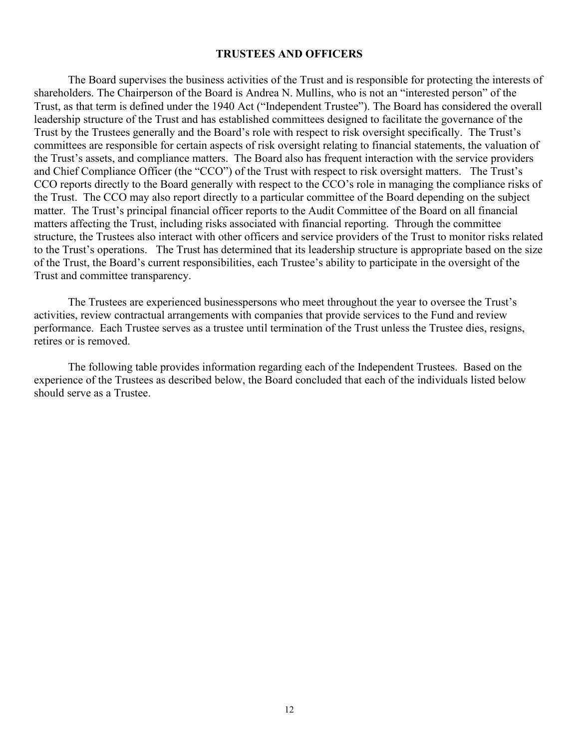## TRUSTEES AND OFFICERS

The Board supervises the business activities of the Trust and is responsible for protecting the interests of shareholders. The Chairperson of the Board is Andrea N. Mullins, who is not an "interested person" of the Trust, as that term is defined under the 1940 Act ("Independent Trustee"). The Board has considered the overall leadership structure of the Trust and has established committees designed to facilitate the governance of the Trust by the Trustees generally and the Board's role with respect to risk oversight specifically. The Trust's committees are responsible for certain aspects of risk oversight relating to financial statements, the valuation of the Trust's assets, and compliance matters. The Board also has frequent interaction with the service providers and Chief Compliance Officer (the "CCO") of the Trust with respect to risk oversight matters. The Trust's CCO reports directly to the Board generally with respect to the CCO's role in managing the compliance risks of the Trust. The CCO may also report directly to a particular committee of the Board depending on the subject matter. The Trust's principal financial officer reports to the Audit Committee of the Board on all financial matters affecting the Trust, including risks associated with financial reporting. Through the committee structure, the Trustees also interact with other officers and service providers of the Trust to monitor risks related to the Trust's operations. The Trust has determined that its leadership structure is appropriate based on the size of the Trust, the Board's current responsibilities, each Trustee's ability to participate in the oversight of the Trust and committee transparency.

The Trustees are experienced businesspersons who meet throughout the year to oversee the Trust's activities, review contractual arrangements with companies that provide services to the Fund and review performance. Each Trustee serves as a trustee until termination of the Trust unless the Trustee dies, resigns, retires or is removed.

The following table provides information regarding each of the Independent Trustees. Based on the experience of the Trustees as described below, the Board concluded that each of the individuals listed below should serve as a Trustee.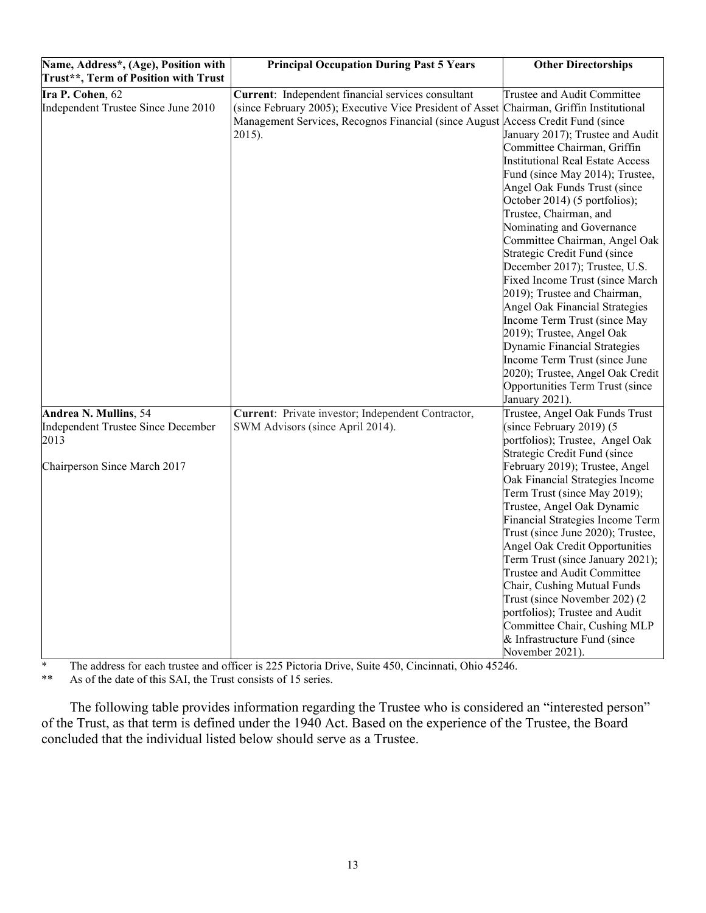| **Name, Address*, (Age), Position with Trust**, Term of Position with Trust** | **Principal Occupation During Past 5 Years** | **Other Directorships** |
|---|---|---|
| **Ira P. Cohen**, 62<br>Independent Trustee Since June 2010 | **Current**: Independent financial services consultant (since February 2005); Executive Vice President of Asset Management Services, Recognos Financial (since August 2015). | Trustee and Audit Committee Chairman, Griffin Institutional Access Credit Fund (since January 2017); Trustee and Audit Committee Chairman, Griffin Institutional Real Estate Access Fund (since May 2014); Trustee, Angel Oak Funds Trust (since October 2014) (5 portfolios); Trustee, Chairman, and Nominating and Governance Committee Chairman, Angel Oak Strategic Credit Fund (since December 2017); Trustee, U.S. Fixed Income Trust (since March 2019); Trustee and Chairman, Angel Oak Financial Strategies Income Term Trust (since May 2019); Trustee, Angel Oak Dynamic Financial Strategies Income Term Trust (since June 2020); Trustee, Angel Oak Credit Opportunities Term Trust (since January 2021). |
| **Andrea N. Mullins**, 54<br>Independent Trustee Since December 2013<br><br>Chairperson Since March 2017 | **Current**: Private investor; Independent Contractor, SWM Advisors (since April 2014). | Trustee, Angel Oak Funds Trust (since February 2019) (5 portfolios); Trustee, Angel Oak Strategic Credit Fund (since February 2019); Trustee, Angel Oak Financial Strategies Income Term Trust (since May 2019); Trustee, Angel Oak Dynamic Financial Strategies Income Term Trust (since June 2020); Trustee, Angel Oak Credit Opportunities Term Trust (since January 2021); Trustee and Audit Committee Chair, Cushing Mutual Funds Trust (since November 202) (2 portfolios); Trustee and Audit Committee Chair, Cushing MLP & Infrastructure Fund (since November 2021). |

\* The address for each trustee and officer is 225 Pictoria Drive, Suite 450, Cincinnati, Ohio 45246.

\*\* As of the date of this SAI, the Trust consists of 15 series.

The following table provides information regarding the Trustee who is considered an "interested person" of the Trust, as that term is defined under the 1940 Act. Based on the experience of the Trustee, the Board concluded that the individual listed below should serve as a Trustee.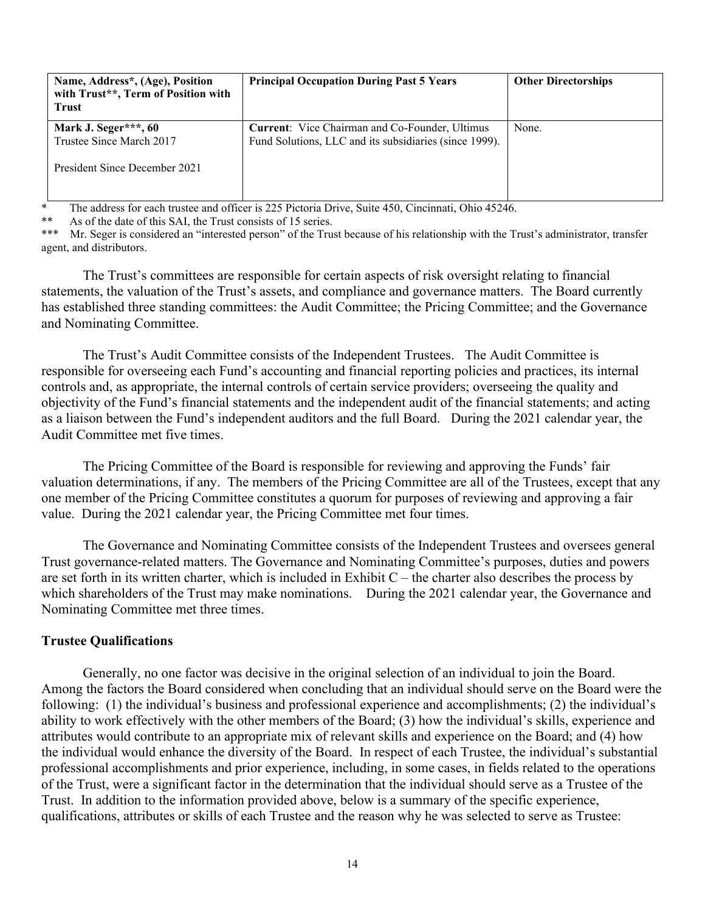| Name, Address*, (Age), Position with Trust**, Term of Position with Trust | Principal Occupation During Past 5 Years | Other Directorships |
|---|---|---|
| **Mark J. Seger*****, 60<br>Trustee Since March 2017<br><br>President Since December 2021 | **Current**: Vice Chairman and Co-Founder, Ultimus Fund Solutions, LLC and its subsidiaries (since 1999). | None. |

\* The address for each trustee and officer is 225 Pictoria Drive, Suite 450, Cincinnati, Ohio 45246.

\*\* As of the date of this SAI, the Trust consists of 15 series.

\*\*\* Mr. Seger is considered an "interested person" of the Trust because of his relationship with the Trust's administrator, transfer agent, and distributors.

The Trust's committees are responsible for certain aspects of risk oversight relating to financial statements, the valuation of the Trust's assets, and compliance and governance matters. The Board currently has established three standing committees: the Audit Committee; the Pricing Committee; and the Governance and Nominating Committee.

The Trust's Audit Committee consists of the Independent Trustees. The Audit Committee is responsible for overseeing each Fund's accounting and financial reporting policies and practices, its internal controls and, as appropriate, the internal controls of certain service providers; overseeing the quality and objectivity of the Fund's financial statements and the independent audit of the financial statements; and acting as a liaison between the Fund's independent auditors and the full Board. During the 2021 calendar year, the Audit Committee met five times.

The Pricing Committee of the Board is responsible for reviewing and approving the Funds' fair valuation determinations, if any. The members of the Pricing Committee are all of the Trustees, except that any one member of the Pricing Committee constitutes a quorum for purposes of reviewing and approving a fair value. During the 2021 calendar year, the Pricing Committee met four times.

The Governance and Nominating Committee consists of the Independent Trustees and oversees general Trust governance-related matters. The Governance and Nominating Committee's purposes, duties and powers are set forth in its written charter, which is included in Exhibit C – the charter also describes the process by which shareholders of the Trust may make nominations. During the 2021 calendar year, the Governance and Nominating Committee met three times.

**Trustee Qualifications**

Generally, no one factor was decisive in the original selection of an individual to join the Board. Among the factors the Board considered when concluding that an individual should serve on the Board were the following: (1) the individual's business and professional experience and accomplishments; (2) the individual's ability to work effectively with the other members of the Board; (3) how the individual's skills, experience and attributes would contribute to an appropriate mix of relevant skills and experience on the Board; and (4) how the individual would enhance the diversity of the Board. In respect of each Trustee, the individual's substantial professional accomplishments and prior experience, including, in some cases, in fields related to the operations of the Trust, were a significant factor in the determination that the individual should serve as a Trustee of the Trust. In addition to the information provided above, below is a summary of the specific experience, qualifications, attributes or skills of each Trustee and the reason why he was selected to serve as Trustee: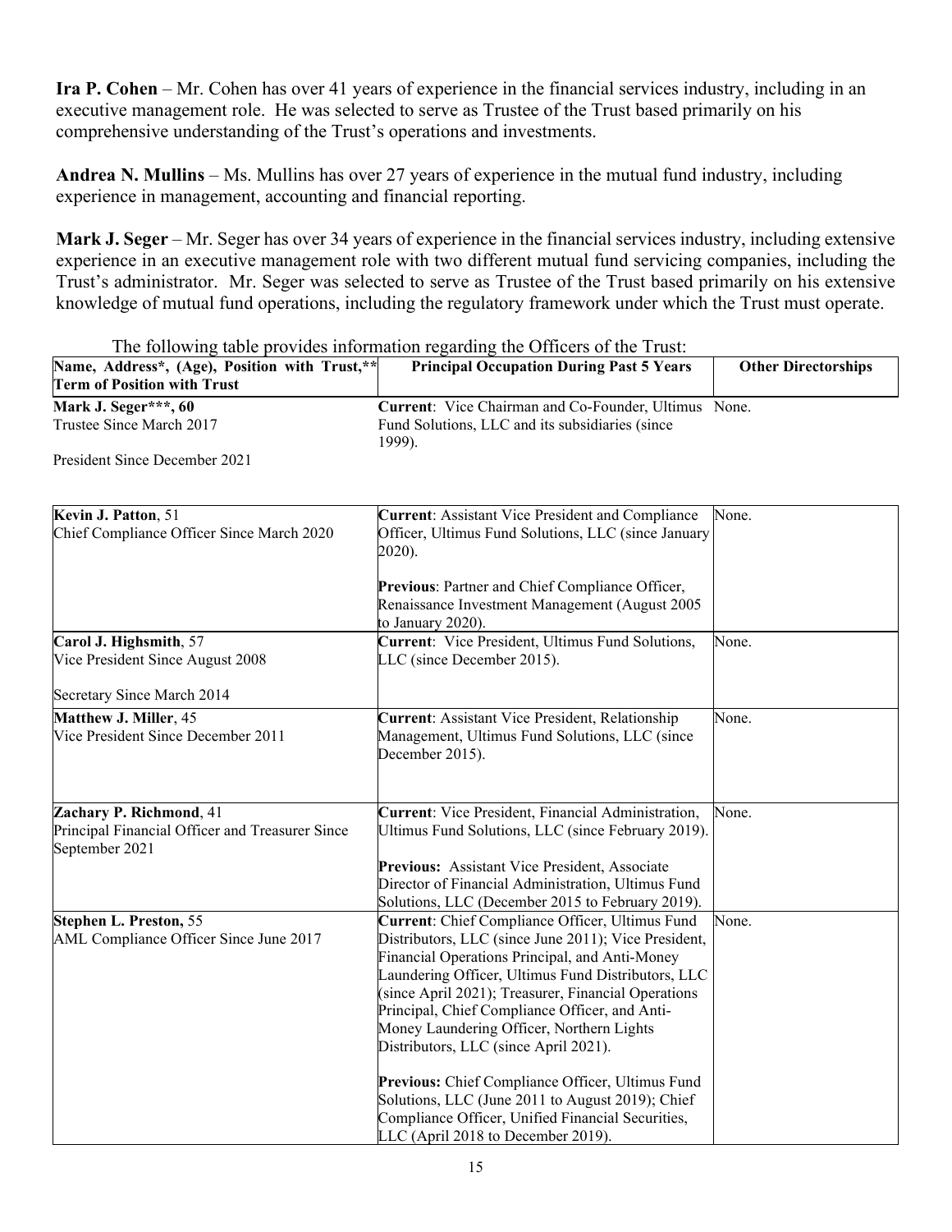**Ira P. Cohen** – Mr. Cohen has over 41 years of experience in the financial services industry, including in an executive management role. He was selected to serve as Trustee of the Trust based primarily on his comprehensive understanding of the Trust's operations and investments.

**Andrea N. Mullins** – Ms. Mullins has over 27 years of experience in the mutual fund industry, including experience in management, accounting and financial reporting.

**Mark J. Seger** – Mr. Seger has over 34 years of experience in the financial services industry, including extensive experience in an executive management role with two different mutual fund servicing companies, including the Trust's administrator. Mr. Seger was selected to serve as Trustee of the Trust based primarily on his extensive knowledge of mutual fund operations, including the regulatory framework under which the Trust must operate.

The following table provides information regarding the Officers of the Trust:

| Name, Address*, (Age), Position with Trust,** Term of Position with Trust | Principal Occupation During Past 5 Years | Other Directorships |
|---|---|---|
| **Mark J. Seger\*\*\*, 60**<br>Trustee Since March 2017<br><br>President Since December 2021 | **Current**: Vice Chairman and Co-Founder, Ultimus Fund Solutions, LLC and its subsidiaries (since 1999). | None. |
| **Kevin J. Patton**, 51<br>Chief Compliance Officer Since March 2020 | **Current**: Assistant Vice President and Compliance Officer, Ultimus Fund Solutions, LLC (since January 2020).<br><br>**Previous**: Partner and Chief Compliance Officer, Renaissance Investment Management (August 2005 to January 2020). | None. |
| **Carol J. Highsmith**, 57<br>Vice President Since August 2008<br><br>Secretary Since March 2014 | **Current**: Vice President, Ultimus Fund Solutions, LLC (since December 2015). | None. |
| **Matthew J. Miller**, 45<br>Vice President Since December 2011 | **Current**: Assistant Vice President, Relationship Management, Ultimus Fund Solutions, LLC (since December 2015). | None. |
| **Zachary P. Richmond**, 41<br>Principal Financial Officer and Treasurer Since September 2021 | **Current**: Vice President, Financial Administration, Ultimus Fund Solutions, LLC (since February 2019).<br><br>**Previous:** Assistant Vice President, Associate Director of Financial Administration, Ultimus Fund Solutions, LLC (December 2015 to February 2019). | None. |
| **Stephen L. Preston**, 55<br>AML Compliance Officer Since June 2017 | **Current**: Chief Compliance Officer, Ultimus Fund Distributors, LLC (since June 2011); Vice President, Financial Operations Principal, and Anti-Money Laundering Officer, Ultimus Fund Distributors, LLC (since April 2021); Treasurer, Financial Operations Principal, Chief Compliance Officer, and Anti-Money Laundering Officer, Northern Lights Distributors, LLC (since April 2021).<br><br>**Previous:** Chief Compliance Officer, Ultimus Fund Solutions, LLC (June 2011 to August 2019); Chief Compliance Officer, Unified Financial Securities, LLC (April 2018 to December 2019). | None. |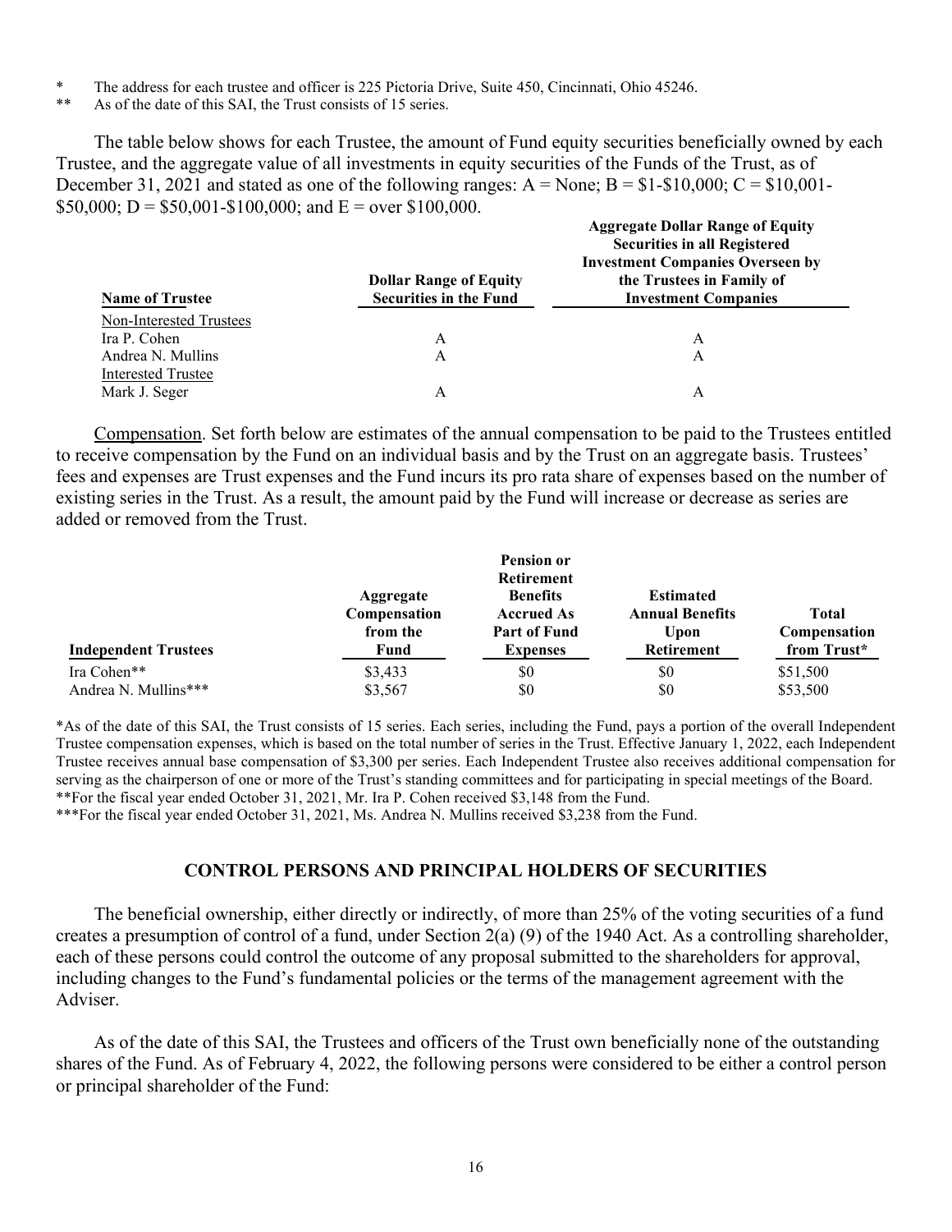\* The address for each trustee and officer is 225 Pictoria Drive, Suite 450, Cincinnati, Ohio 45246.

\*\* As of the date of this SAI, the Trust consists of 15 series.

The table below shows for each Trustee, the amount of Fund equity securities beneficially owned by each Trustee, and the aggregate value of all investments in equity securities of the Funds of the Trust, as of December 31, 2021 and stated as one of the following ranges: A = None; B = $1-$10,000; C = $10,001-$50,000; D = $50,001-$100,000; and E = over $100,000.

| Name of Trustee | Dollar Range of Equity Securities in the Fund | Aggregate Dollar Range of Equity Securities in all Registered Investment Companies Overseen by the Trustees in Family of Investment Companies |
|---|---|---|
| Non-Interested Trustees | | |
| Ira P. Cohen | A | A |
| Andrea N. Mullins | A | A |
| Interested Trustee | | |
| Mark J. Seger | A | A |

Compensation. Set forth below are estimates of the annual compensation to be paid to the Trustees entitled to receive compensation by the Fund on an individual basis and by the Trust on an aggregate basis. Trustees' fees and expenses are Trust expenses and the Fund incurs its pro rata share of expenses based on the number of existing series in the Trust. As a result, the amount paid by the Fund will increase or decrease as series are added or removed from the Trust.

| Independent Trustees | Aggregate Compensation from the Fund | Pension or Retirement Benefits Accrued As Part of Fund Expenses | Estimated Annual Benefits Upon Retirement | Total Compensation from Trust* |
|---|---|---|---|---|
| Ira Cohen** | $3,433 | $0 | $0 | $51,500 |
| Andrea N. Mullins*** | $3,567 | $0 | $0 | $53,500 |

\*As of the date of this SAI, the Trust consists of 15 series. Each series, including the Fund, pays a portion of the overall Independent Trustee compensation expenses, which is based on the total number of series in the Trust. Effective January 1, 2022, each Independent Trustee receives annual base compensation of $3,300 per series. Each Independent Trustee also receives additional compensation for serving as the chairperson of one or more of the Trust's standing committees and for participating in special meetings of the Board.

\*\*For the fiscal year ended October 31, 2021, Mr. Ira P. Cohen received $3,148 from the Fund.

\*\*\*For the fiscal year ended October 31, 2021, Ms. Andrea N. Mullins received $3,238 from the Fund.

## CONTROL PERSONS AND PRINCIPAL HOLDERS OF SECURITIES

The beneficial ownership, either directly or indirectly, of more than 25% of the voting securities of a fund creates a presumption of control of a fund, under Section 2(a) (9) of the 1940 Act. As a controlling shareholder, each of these persons could control the outcome of any proposal submitted to the shareholders for approval, including changes to the Fund's fundamental policies or the terms of the management agreement with the Adviser.

As of the date of this SAI, the Trustees and officers of the Trust own beneficially none of the outstanding shares of the Fund. As of February 4, 2022, the following persons were considered to be either a control person or principal shareholder of the Fund: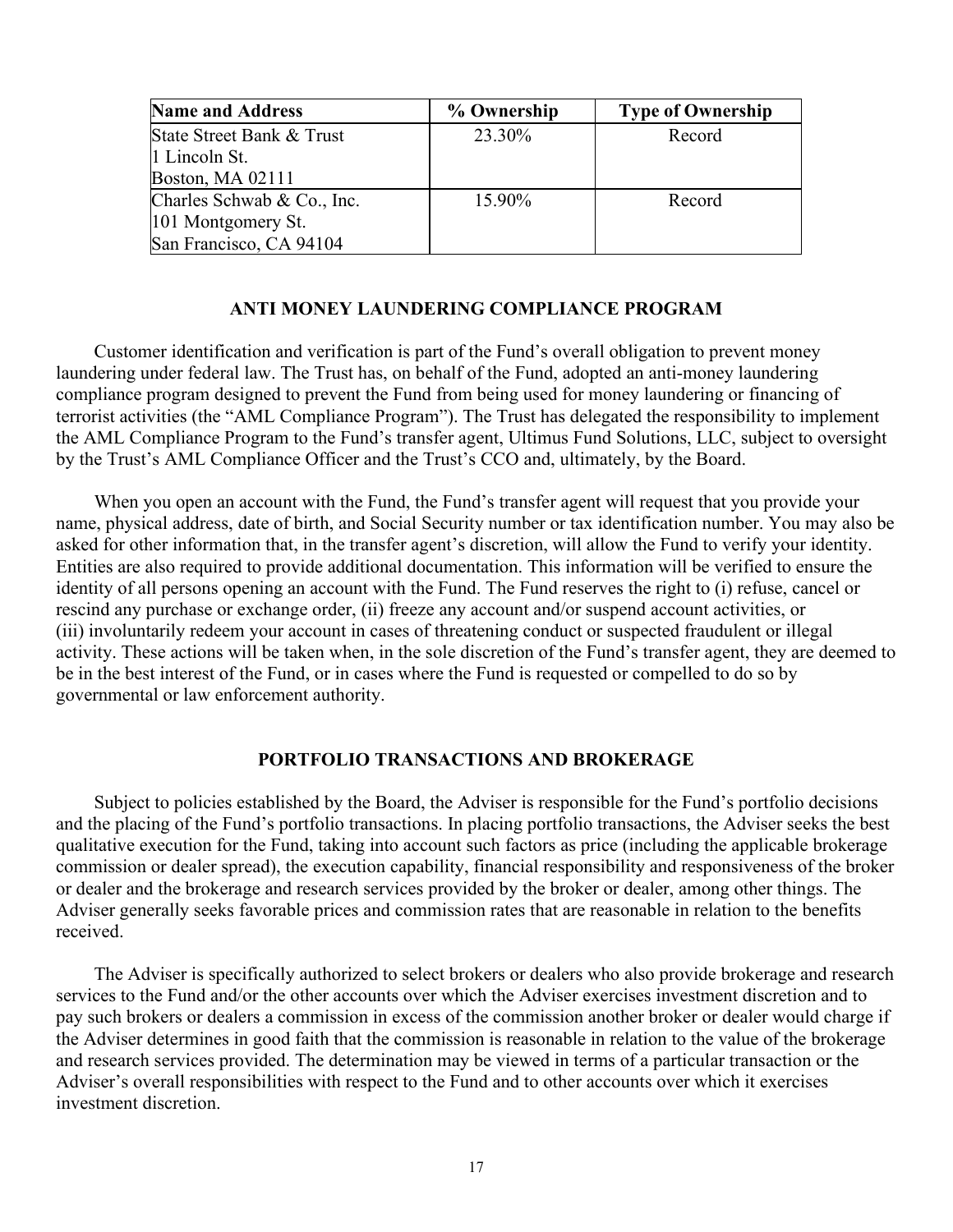| Name and Address | % Ownership | Type of Ownership |
|---|---|---|
| State Street Bank & Trust<br>1 Lincoln St.<br>Boston, MA 02111 | 23.30% | Record |
| Charles Schwab & Co., Inc.<br>101 Montgomery St.<br>San Francisco, CA 94104 | 15.90% | Record |

## ANTI MONEY LAUNDERING COMPLIANCE PROGRAM

Customer identification and verification is part of the Fund's overall obligation to prevent money laundering under federal law. The Trust has, on behalf of the Fund, adopted an anti-money laundering compliance program designed to prevent the Fund from being used for money laundering or financing of terrorist activities (the "AML Compliance Program"). The Trust has delegated the responsibility to implement the AML Compliance Program to the Fund's transfer agent, Ultimus Fund Solutions, LLC, subject to oversight by the Trust's AML Compliance Officer and the Trust's CCO and, ultimately, by the Board.

When you open an account with the Fund, the Fund's transfer agent will request that you provide your name, physical address, date of birth, and Social Security number or tax identification number. You may also be asked for other information that, in the transfer agent's discretion, will allow the Fund to verify your identity. Entities are also required to provide additional documentation. This information will be verified to ensure the identity of all persons opening an account with the Fund. The Fund reserves the right to (i) refuse, cancel or rescind any purchase or exchange order, (ii) freeze any account and/or suspend account activities, or (iii) involuntarily redeem your account in cases of threatening conduct or suspected fraudulent or illegal activity. These actions will be taken when, in the sole discretion of the Fund's transfer agent, they are deemed to be in the best interest of the Fund, or in cases where the Fund is requested or compelled to do so by governmental or law enforcement authority.

## PORTFOLIO TRANSACTIONS AND BROKERAGE

Subject to policies established by the Board, the Adviser is responsible for the Fund's portfolio decisions and the placing of the Fund's portfolio transactions. In placing portfolio transactions, the Adviser seeks the best qualitative execution for the Fund, taking into account such factors as price (including the applicable brokerage commission or dealer spread), the execution capability, financial responsibility and responsiveness of the broker or dealer and the brokerage and research services provided by the broker or dealer, among other things. The Adviser generally seeks favorable prices and commission rates that are reasonable in relation to the benefits received.

The Adviser is specifically authorized to select brokers or dealers who also provide brokerage and research services to the Fund and/or the other accounts over which the Adviser exercises investment discretion and to pay such brokers or dealers a commission in excess of the commission another broker or dealer would charge if the Adviser determines in good faith that the commission is reasonable in relation to the value of the brokerage and research services provided. The determination may be viewed in terms of a particular transaction or the Adviser's overall responsibilities with respect to the Fund and to other accounts over which it exercises investment discretion.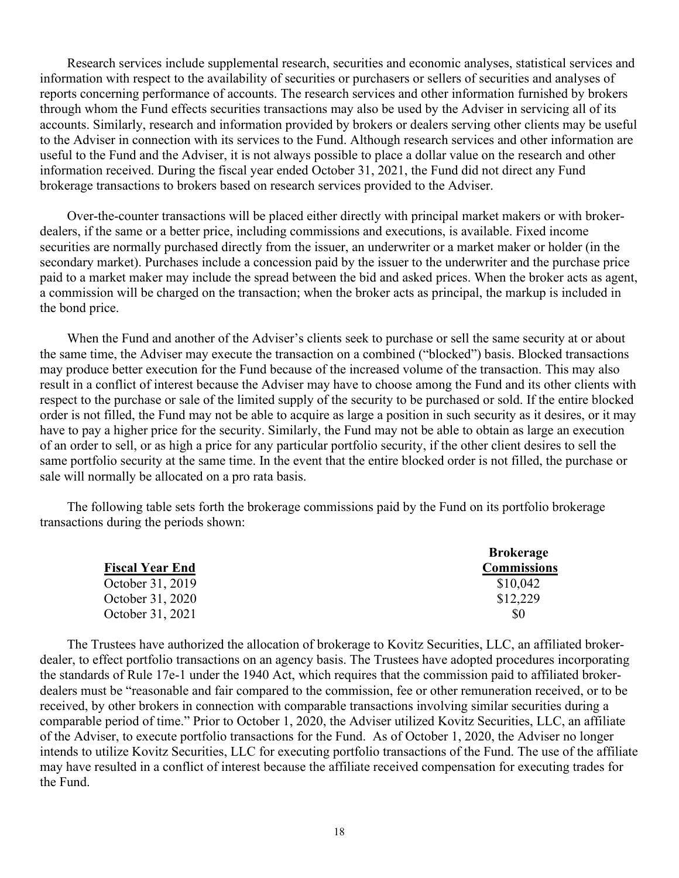Research services include supplemental research, securities and economic analyses, statistical services and information with respect to the availability of securities or purchasers or sellers of securities and analyses of reports concerning performance of accounts. The research services and other information furnished by brokers through whom the Fund effects securities transactions may also be used by the Adviser in servicing all of its accounts. Similarly, research and information provided by brokers or dealers serving other clients may be useful to the Adviser in connection with its services to the Fund. Although research services and other information are useful to the Fund and the Adviser, it is not always possible to place a dollar value on the research and other information received. During the fiscal year ended October 31, 2021, the Fund did not direct any Fund brokerage transactions to brokers based on research services provided to the Adviser.

Over-the-counter transactions will be placed either directly with principal market makers or with broker-dealers, if the same or a better price, including commissions and executions, is available. Fixed income securities are normally purchased directly from the issuer, an underwriter or a market maker or holder (in the secondary market). Purchases include a concession paid by the issuer to the underwriter and the purchase price paid to a market maker may include the spread between the bid and asked prices. When the broker acts as agent, a commission will be charged on the transaction; when the broker acts as principal, the markup is included in the bond price.

When the Fund and another of the Adviser's clients seek to purchase or sell the same security at or about the same time, the Adviser may execute the transaction on a combined ("blocked") basis. Blocked transactions may produce better execution for the Fund because of the increased volume of the transaction. This may also result in a conflict of interest because the Adviser may have to choose among the Fund and its other clients with respect to the purchase or sale of the limited supply of the security to be purchased or sold. If the entire blocked order is not filled, the Fund may not be able to acquire as large a position in such security as it desires, or it may have to pay a higher price for the security. Similarly, the Fund may not be able to obtain as large an execution of an order to sell, or as high a price for any particular portfolio security, if the other client desires to sell the same portfolio security at the same time. In the event that the entire blocked order is not filled, the purchase or sale will normally be allocated on a pro rata basis.

The following table sets forth the brokerage commissions paid by the Fund on its portfolio brokerage transactions during the periods shown:

| Fiscal Year End | Brokerage Commissions |
|---|---|
| October 31, 2019 | $10,042 |
| October 31, 2020 | $12,229 |
| October 31, 2021 | $0 |

The Trustees have authorized the allocation of brokerage to Kovitz Securities, LLC, an affiliated broker-dealer, to effect portfolio transactions on an agency basis. The Trustees have adopted procedures incorporating the standards of Rule 17e-1 under the 1940 Act, which requires that the commission paid to affiliated broker-dealers must be "reasonable and fair compared to the commission, fee or other remuneration received, or to be received, by other brokers in connection with comparable transactions involving similar securities during a comparable period of time." Prior to October 1, 2020, the Adviser utilized Kovitz Securities, LLC, an affiliate of the Adviser, to execute portfolio transactions for the Fund. As of October 1, 2020, the Adviser no longer intends to utilize Kovitz Securities, LLC for executing portfolio transactions of the Fund. The use of the affiliate may have resulted in a conflict of interest because the affiliate received compensation for executing trades for the Fund.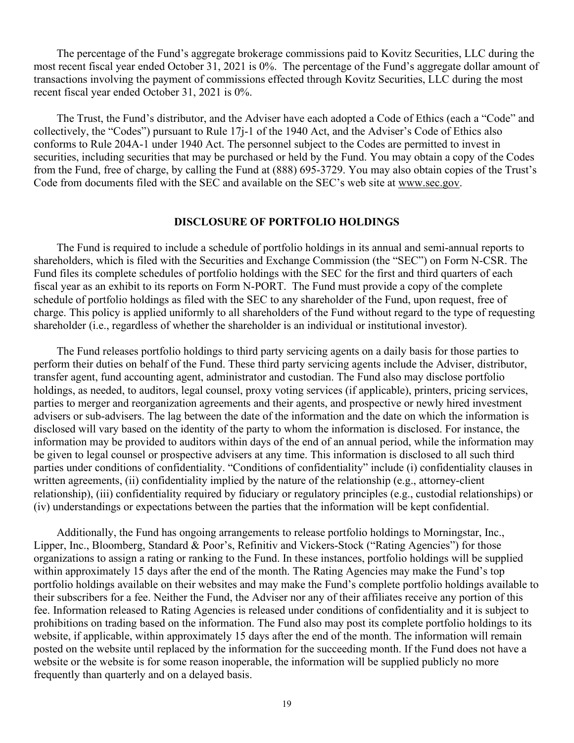The percentage of the Fund's aggregate brokerage commissions paid to Kovitz Securities, LLC during the most recent fiscal year ended October 31, 2021 is 0%. The percentage of the Fund's aggregate dollar amount of transactions involving the payment of commissions effected through Kovitz Securities, LLC during the most recent fiscal year ended October 31, 2021 is 0%.

The Trust, the Fund's distributor, and the Adviser have each adopted a Code of Ethics (each a "Code" and collectively, the "Codes") pursuant to Rule 17j-1 of the 1940 Act, and the Adviser's Code of Ethics also conforms to Rule 204A-1 under 1940 Act. The personnel subject to the Codes are permitted to invest in securities, including securities that may be purchased or held by the Fund. You may obtain a copy of the Codes from the Fund, free of charge, by calling the Fund at (888) 695-3729. You may also obtain copies of the Trust's Code from documents filed with the SEC and available on the SEC's web site at www.sec.gov.

## DISCLOSURE OF PORTFOLIO HOLDINGS

The Fund is required to include a schedule of portfolio holdings in its annual and semi-annual reports to shareholders, which is filed with the Securities and Exchange Commission (the "SEC") on Form N-CSR. The Fund files its complete schedules of portfolio holdings with the SEC for the first and third quarters of each fiscal year as an exhibit to its reports on Form N-PORT. The Fund must provide a copy of the complete schedule of portfolio holdings as filed with the SEC to any shareholder of the Fund, upon request, free of charge. This policy is applied uniformly to all shareholders of the Fund without regard to the type of requesting shareholder (i.e., regardless of whether the shareholder is an individual or institutional investor).

The Fund releases portfolio holdings to third party servicing agents on a daily basis for those parties to perform their duties on behalf of the Fund. These third party servicing agents include the Adviser, distributor, transfer agent, fund accounting agent, administrator and custodian. The Fund also may disclose portfolio holdings, as needed, to auditors, legal counsel, proxy voting services (if applicable), printers, pricing services, parties to merger and reorganization agreements and their agents, and prospective or newly hired investment advisers or sub-advisers. The lag between the date of the information and the date on which the information is disclosed will vary based on the identity of the party to whom the information is disclosed. For instance, the information may be provided to auditors within days of the end of an annual period, while the information may be given to legal counsel or prospective advisers at any time. This information is disclosed to all such third parties under conditions of confidentiality. "Conditions of confidentiality" include (i) confidentiality clauses in written agreements, (ii) confidentiality implied by the nature of the relationship (e.g., attorney-client relationship), (iii) confidentiality required by fiduciary or regulatory principles (e.g., custodial relationships) or (iv) understandings or expectations between the parties that the information will be kept confidential.

Additionally, the Fund has ongoing arrangements to release portfolio holdings to Morningstar, Inc., Lipper, Inc., Bloomberg, Standard & Poor's, Refinitiv and Vickers-Stock ("Rating Agencies") for those organizations to assign a rating or ranking to the Fund. In these instances, portfolio holdings will be supplied within approximately 15 days after the end of the month. The Rating Agencies may make the Fund's top portfolio holdings available on their websites and may make the Fund's complete portfolio holdings available to their subscribers for a fee. Neither the Fund, the Adviser nor any of their affiliates receive any portion of this fee. Information released to Rating Agencies is released under conditions of confidentiality and it is subject to prohibitions on trading based on the information. The Fund also may post its complete portfolio holdings to its website, if applicable, within approximately 15 days after the end of the month. The information will remain posted on the website until replaced by the information for the succeeding month. If the Fund does not have a website or the website is for some reason inoperable, the information will be supplied publicly no more frequently than quarterly and on a delayed basis.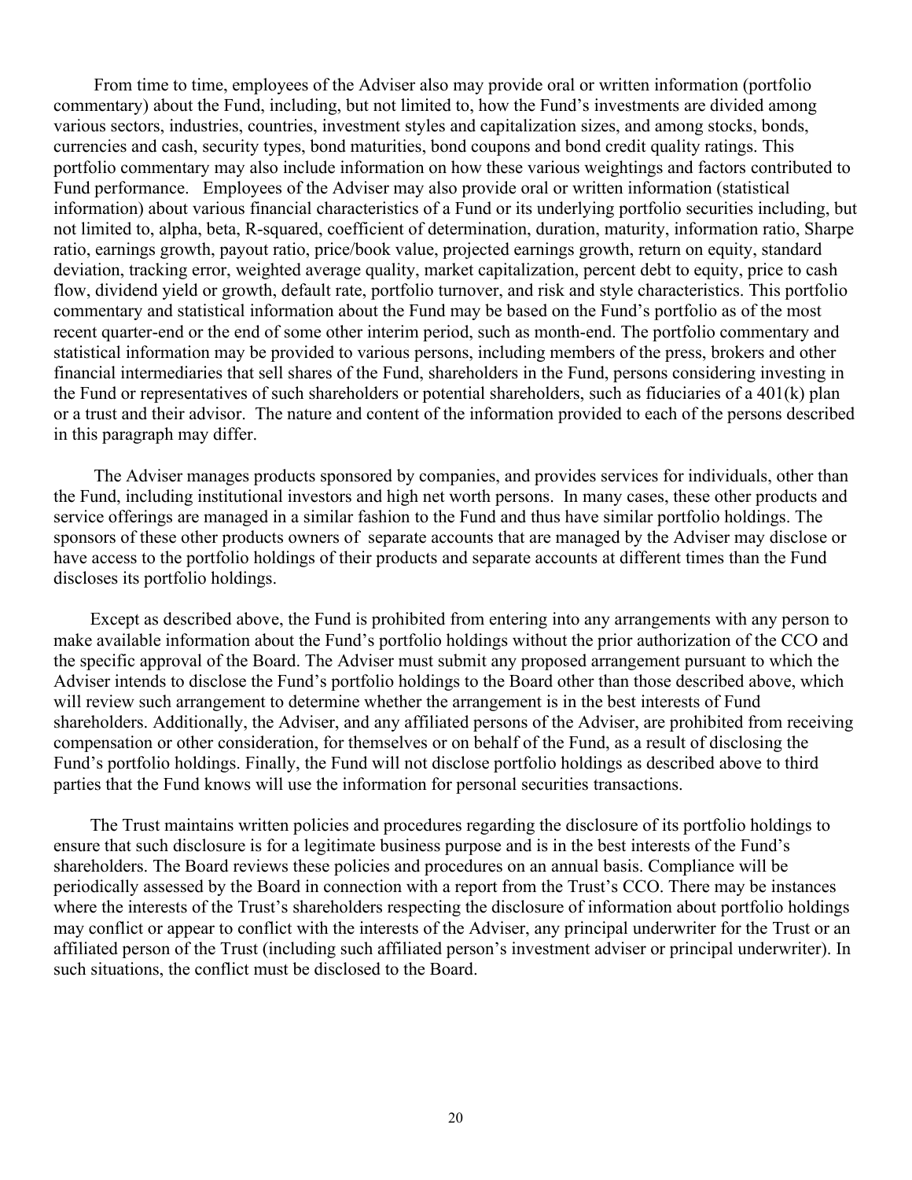From time to time, employees of the Adviser also may provide oral or written information (portfolio commentary) about the Fund, including, but not limited to, how the Fund's investments are divided among various sectors, industries, countries, investment styles and capitalization sizes, and among stocks, bonds, currencies and cash, security types, bond maturities, bond coupons and bond credit quality ratings. This portfolio commentary may also include information on how these various weightings and factors contributed to Fund performance. Employees of the Adviser may also provide oral or written information (statistical information) about various financial characteristics of a Fund or its underlying portfolio securities including, but not limited to, alpha, beta, R-squared, coefficient of determination, duration, maturity, information ratio, Sharpe ratio, earnings growth, payout ratio, price/book value, projected earnings growth, return on equity, standard deviation, tracking error, weighted average quality, market capitalization, percent debt to equity, price to cash flow, dividend yield or growth, default rate, portfolio turnover, and risk and style characteristics. This portfolio commentary and statistical information about the Fund may be based on the Fund's portfolio as of the most recent quarter-end or the end of some other interim period, such as month-end. The portfolio commentary and statistical information may be provided to various persons, including members of the press, brokers and other financial intermediaries that sell shares of the Fund, shareholders in the Fund, persons considering investing in the Fund or representatives of such shareholders or potential shareholders, such as fiduciaries of a 401(k) plan or a trust and their advisor. The nature and content of the information provided to each of the persons described in this paragraph may differ.

The Adviser manages products sponsored by companies, and provides services for individuals, other than the Fund, including institutional investors and high net worth persons. In many cases, these other products and service offerings are managed in a similar fashion to the Fund and thus have similar portfolio holdings. The sponsors of these other products owners of separate accounts that are managed by the Adviser may disclose or have access to the portfolio holdings of their products and separate accounts at different times than the Fund discloses its portfolio holdings.

Except as described above, the Fund is prohibited from entering into any arrangements with any person to make available information about the Fund's portfolio holdings without the prior authorization of the CCO and the specific approval of the Board. The Adviser must submit any proposed arrangement pursuant to which the Adviser intends to disclose the Fund's portfolio holdings to the Board other than those described above, which will review such arrangement to determine whether the arrangement is in the best interests of Fund shareholders. Additionally, the Adviser, and any affiliated persons of the Adviser, are prohibited from receiving compensation or other consideration, for themselves or on behalf of the Fund, as a result of disclosing the Fund's portfolio holdings. Finally, the Fund will not disclose portfolio holdings as described above to third parties that the Fund knows will use the information for personal securities transactions.

The Trust maintains written policies and procedures regarding the disclosure of its portfolio holdings to ensure that such disclosure is for a legitimate business purpose and is in the best interests of the Fund's shareholders. The Board reviews these policies and procedures on an annual basis. Compliance will be periodically assessed by the Board in connection with a report from the Trust's CCO. There may be instances where the interests of the Trust's shareholders respecting the disclosure of information about portfolio holdings may conflict or appear to conflict with the interests of the Adviser, any principal underwriter for the Trust or an affiliated person of the Trust (including such affiliated person's investment adviser or principal underwriter). In such situations, the conflict must be disclosed to the Board.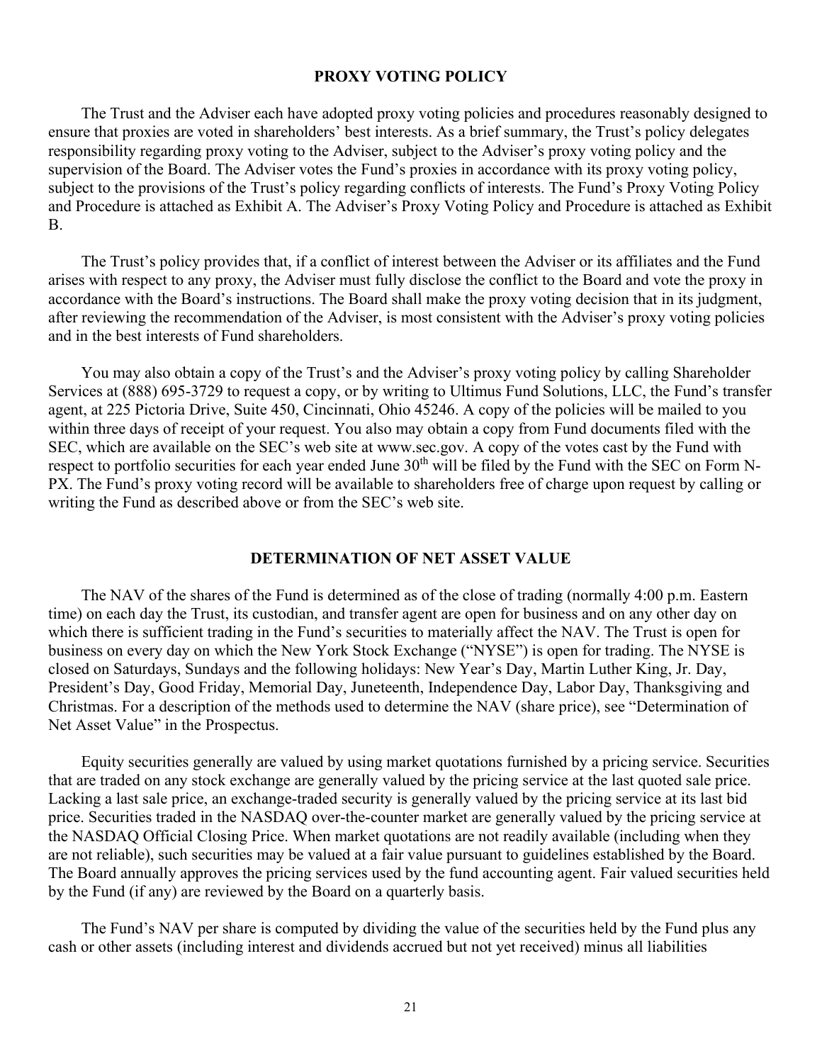## PROXY VOTING POLICY

The Trust and the Adviser each have adopted proxy voting policies and procedures reasonably designed to ensure that proxies are voted in shareholders' best interests. As a brief summary, the Trust's policy delegates responsibility regarding proxy voting to the Adviser, subject to the Adviser's proxy voting policy and the supervision of the Board. The Adviser votes the Fund's proxies in accordance with its proxy voting policy, subject to the provisions of the Trust's policy regarding conflicts of interests. The Fund's Proxy Voting Policy and Procedure is attached as Exhibit A. The Adviser's Proxy Voting Policy and Procedure is attached as Exhibit B.

The Trust's policy provides that, if a conflict of interest between the Adviser or its affiliates and the Fund arises with respect to any proxy, the Adviser must fully disclose the conflict to the Board and vote the proxy in accordance with the Board's instructions. The Board shall make the proxy voting decision that in its judgment, after reviewing the recommendation of the Adviser, is most consistent with the Adviser's proxy voting policies and in the best interests of Fund shareholders.

You may also obtain a copy of the Trust's and the Adviser's proxy voting policy by calling Shareholder Services at (888) 695-3729 to request a copy, or by writing to Ultimus Fund Solutions, LLC, the Fund's transfer agent, at 225 Pictoria Drive, Suite 450, Cincinnati, Ohio 45246. A copy of the policies will be mailed to you within three days of receipt of your request. You also may obtain a copy from Fund documents filed with the SEC, which are available on the SEC's web site at www.sec.gov. A copy of the votes cast by the Fund with respect to portfolio securities for each year ended June 30th will be filed by the Fund with the SEC on Form N-PX. The Fund's proxy voting record will be available to shareholders free of charge upon request by calling or writing the Fund as described above or from the SEC's web site.

## DETERMINATION OF NET ASSET VALUE

The NAV of the shares of the Fund is determined as of the close of trading (normally 4:00 p.m. Eastern time) on each day the Trust, its custodian, and transfer agent are open for business and on any other day on which there is sufficient trading in the Fund's securities to materially affect the NAV. The Trust is open for business on every day on which the New York Stock Exchange ("NYSE") is open for trading. The NYSE is closed on Saturdays, Sundays and the following holidays: New Year's Day, Martin Luther King, Jr. Day, President's Day, Good Friday, Memorial Day, Juneteenth, Independence Day, Labor Day, Thanksgiving and Christmas. For a description of the methods used to determine the NAV (share price), see "Determination of Net Asset Value" in the Prospectus.

Equity securities generally are valued by using market quotations furnished by a pricing service. Securities that are traded on any stock exchange are generally valued by the pricing service at the last quoted sale price. Lacking a last sale price, an exchange-traded security is generally valued by the pricing service at its last bid price. Securities traded in the NASDAQ over-the-counter market are generally valued by the pricing service at the NASDAQ Official Closing Price. When market quotations are not readily available (including when they are not reliable), such securities may be valued at a fair value pursuant to guidelines established by the Board. The Board annually approves the pricing services used by the fund accounting agent. Fair valued securities held by the Fund (if any) are reviewed by the Board on a quarterly basis.

The Fund's NAV per share is computed by dividing the value of the securities held by the Fund plus any cash or other assets (including interest and dividends accrued but not yet received) minus all liabilities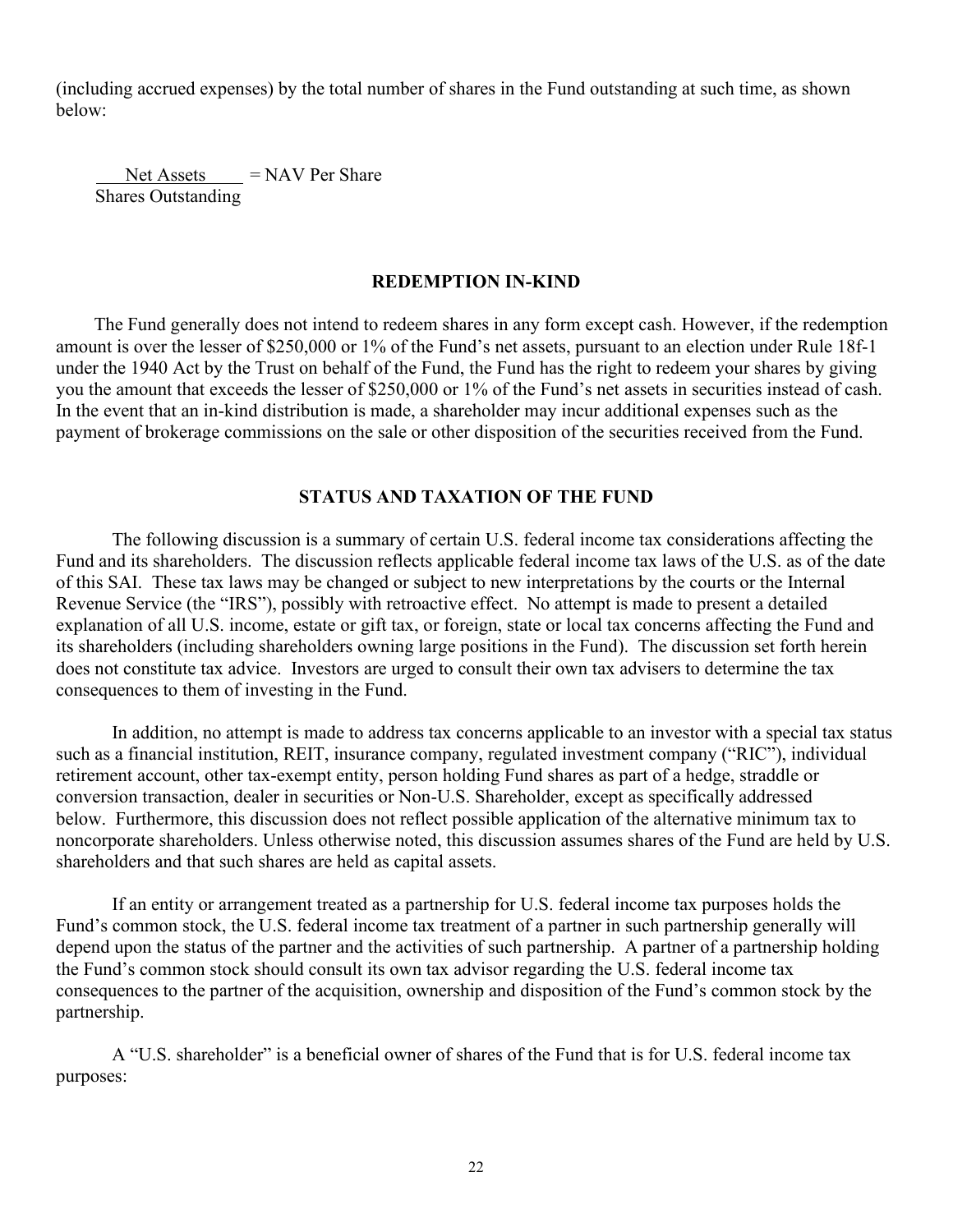(including accrued expenses) by the total number of shares in the Fund outstanding at such time, as shown below:

$$\frac{\text{Net Assets}}{\text{Shares Outstanding}} = \text{NAV Per Share}$$

## REDEMPTION IN-KIND

The Fund generally does not intend to redeem shares in any form except cash. However, if the redemption amount is over the lesser of $250,000 or 1% of the Fund's net assets, pursuant to an election under Rule 18f-1 under the 1940 Act by the Trust on behalf of the Fund, the Fund has the right to redeem your shares by giving you the amount that exceeds the lesser of $250,000 or 1% of the Fund's net assets in securities instead of cash. In the event that an in-kind distribution is made, a shareholder may incur additional expenses such as the payment of brokerage commissions on the sale or other disposition of the securities received from the Fund.

## STATUS AND TAXATION OF THE FUND

The following discussion is a summary of certain U.S. federal income tax considerations affecting the Fund and its shareholders. The discussion reflects applicable federal income tax laws of the U.S. as of the date of this SAI. These tax laws may be changed or subject to new interpretations by the courts or the Internal Revenue Service (the "IRS"), possibly with retroactive effect. No attempt is made to present a detailed explanation of all U.S. income, estate or gift tax, or foreign, state or local tax concerns affecting the Fund and its shareholders (including shareholders owning large positions in the Fund). The discussion set forth herein does not constitute tax advice. Investors are urged to consult their own tax advisers to determine the tax consequences to them of investing in the Fund.

In addition, no attempt is made to address tax concerns applicable to an investor with a special tax status such as a financial institution, REIT, insurance company, regulated investment company ("RIC"), individual retirement account, other tax-exempt entity, person holding Fund shares as part of a hedge, straddle or conversion transaction, dealer in securities or Non-U.S. Shareholder, except as specifically addressed below. Furthermore, this discussion does not reflect possible application of the alternative minimum tax to noncorporate shareholders. Unless otherwise noted, this discussion assumes shares of the Fund are held by U.S. shareholders and that such shares are held as capital assets.

If an entity or arrangement treated as a partnership for U.S. federal income tax purposes holds the Fund's common stock, the U.S. federal income tax treatment of a partner in such partnership generally will depend upon the status of the partner and the activities of such partnership. A partner of a partnership holding the Fund's common stock should consult its own tax advisor regarding the U.S. federal income tax consequences to the partner of the acquisition, ownership and disposition of the Fund's common stock by the partnership.

A "U.S. shareholder" is a beneficial owner of shares of the Fund that is for U.S. federal income tax purposes: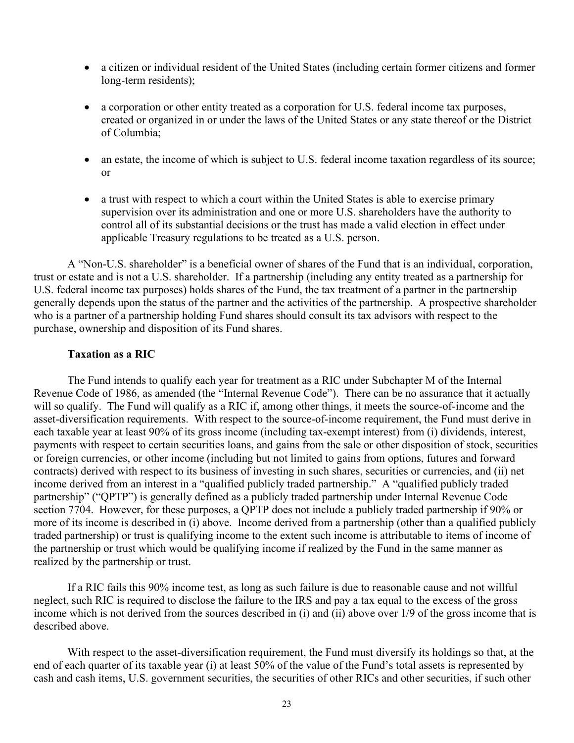- a citizen or individual resident of the United States (including certain former citizens and former long-term residents);
- a corporation or other entity treated as a corporation for U.S. federal income tax purposes, created or organized in or under the laws of the United States or any state thereof or the District of Columbia;
- an estate, the income of which is subject to U.S. federal income taxation regardless of its source; or
- a trust with respect to which a court within the United States is able to exercise primary supervision over its administration and one or more U.S. shareholders have the authority to control all of its substantial decisions or the trust has made a valid election in effect under applicable Treasury regulations to be treated as a U.S. person.

A "Non-U.S. shareholder" is a beneficial owner of shares of the Fund that is an individual, corporation, trust or estate and is not a U.S. shareholder. If a partnership (including any entity treated as a partnership for U.S. federal income tax purposes) holds shares of the Fund, the tax treatment of a partner in the partnership generally depends upon the status of the partner and the activities of the partnership. A prospective shareholder who is a partner of a partnership holding Fund shares should consult its tax advisors with respect to the purchase, ownership and disposition of its Fund shares.

**Taxation as a RIC**

The Fund intends to qualify each year for treatment as a RIC under Subchapter M of the Internal Revenue Code of 1986, as amended (the "Internal Revenue Code"). There can be no assurance that it actually will so qualify. The Fund will qualify as a RIC if, among other things, it meets the source-of-income and the asset-diversification requirements. With respect to the source-of-income requirement, the Fund must derive in each taxable year at least 90% of its gross income (including tax-exempt interest) from (i) dividends, interest, payments with respect to certain securities loans, and gains from the sale or other disposition of stock, securities or foreign currencies, or other income (including but not limited to gains from options, futures and forward contracts) derived with respect to its business of investing in such shares, securities or currencies, and (ii) net income derived from an interest in a "qualified publicly traded partnership." A "qualified publicly traded partnership" ("QPTP") is generally defined as a publicly traded partnership under Internal Revenue Code section 7704. However, for these purposes, a QPTP does not include a publicly traded partnership if 90% or more of its income is described in (i) above. Income derived from a partnership (other than a qualified publicly traded partnership) or trust is qualifying income to the extent such income is attributable to items of income of the partnership or trust which would be qualifying income if realized by the Fund in the same manner as realized by the partnership or trust.

If a RIC fails this 90% income test, as long as such failure is due to reasonable cause and not willful neglect, such RIC is required to disclose the failure to the IRS and pay a tax equal to the excess of the gross income which is not derived from the sources described in (i) and (ii) above over 1/9 of the gross income that is described above.

With respect to the asset-diversification requirement, the Fund must diversify its holdings so that, at the end of each quarter of its taxable year (i) at least 50% of the value of the Fund's total assets is represented by cash and cash items, U.S. government securities, the securities of other RICs and other securities, if such other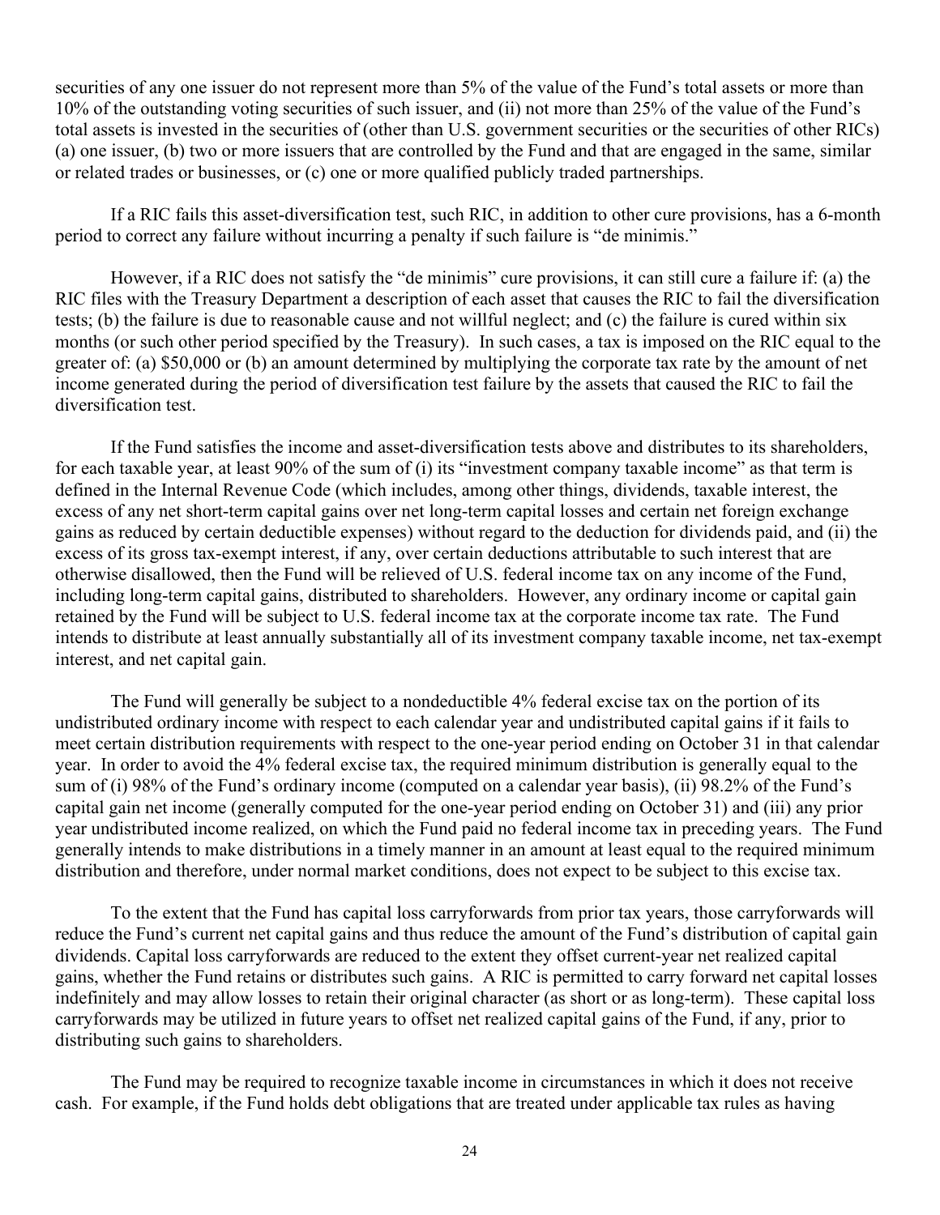securities of any one issuer do not represent more than 5% of the value of the Fund's total assets or more than 10% of the outstanding voting securities of such issuer, and (ii) not more than 25% of the value of the Fund's total assets is invested in the securities of (other than U.S. government securities or the securities of other RICs) (a) one issuer, (b) two or more issuers that are controlled by the Fund and that are engaged in the same, similar or related trades or businesses, or (c) one or more qualified publicly traded partnerships.

If a RIC fails this asset-diversification test, such RIC, in addition to other cure provisions, has a 6-month period to correct any failure without incurring a penalty if such failure is "de minimis."

However, if a RIC does not satisfy the "de minimis" cure provisions, it can still cure a failure if: (a) the RIC files with the Treasury Department a description of each asset that causes the RIC to fail the diversification tests; (b) the failure is due to reasonable cause and not willful neglect; and (c) the failure is cured within six months (or such other period specified by the Treasury). In such cases, a tax is imposed on the RIC equal to the greater of: (a) $50,000 or (b) an amount determined by multiplying the corporate tax rate by the amount of net income generated during the period of diversification test failure by the assets that caused the RIC to fail the diversification test.

If the Fund satisfies the income and asset-diversification tests above and distributes to its shareholders, for each taxable year, at least 90% of the sum of (i) its "investment company taxable income" as that term is defined in the Internal Revenue Code (which includes, among other things, dividends, taxable interest, the excess of any net short-term capital gains over net long-term capital losses and certain net foreign exchange gains as reduced by certain deductible expenses) without regard to the deduction for dividends paid, and (ii) the excess of its gross tax-exempt interest, if any, over certain deductions attributable to such interest that are otherwise disallowed, then the Fund will be relieved of U.S. federal income tax on any income of the Fund, including long-term capital gains, distributed to shareholders. However, any ordinary income or capital gain retained by the Fund will be subject to U.S. federal income tax at the corporate income tax rate. The Fund intends to distribute at least annually substantially all of its investment company taxable income, net tax-exempt interest, and net capital gain.

The Fund will generally be subject to a nondeductible 4% federal excise tax on the portion of its undistributed ordinary income with respect to each calendar year and undistributed capital gains if it fails to meet certain distribution requirements with respect to the one-year period ending on October 31 in that calendar year. In order to avoid the 4% federal excise tax, the required minimum distribution is generally equal to the sum of (i) 98% of the Fund's ordinary income (computed on a calendar year basis), (ii) 98.2% of the Fund's capital gain net income (generally computed for the one-year period ending on October 31) and (iii) any prior year undistributed income realized, on which the Fund paid no federal income tax in preceding years. The Fund generally intends to make distributions in a timely manner in an amount at least equal to the required minimum distribution and therefore, under normal market conditions, does not expect to be subject to this excise tax.

To the extent that the Fund has capital loss carryforwards from prior tax years, those carryforwards will reduce the Fund's current net capital gains and thus reduce the amount of the Fund's distribution of capital gain dividends. Capital loss carryforwards are reduced to the extent they offset current-year net realized capital gains, whether the Fund retains or distributes such gains. A RIC is permitted to carry forward net capital losses indefinitely and may allow losses to retain their original character (as short or as long-term). These capital loss carryforwards may be utilized in future years to offset net realized capital gains of the Fund, if any, prior to distributing such gains to shareholders.

The Fund may be required to recognize taxable income in circumstances in which it does not receive cash. For example, if the Fund holds debt obligations that are treated under applicable tax rules as having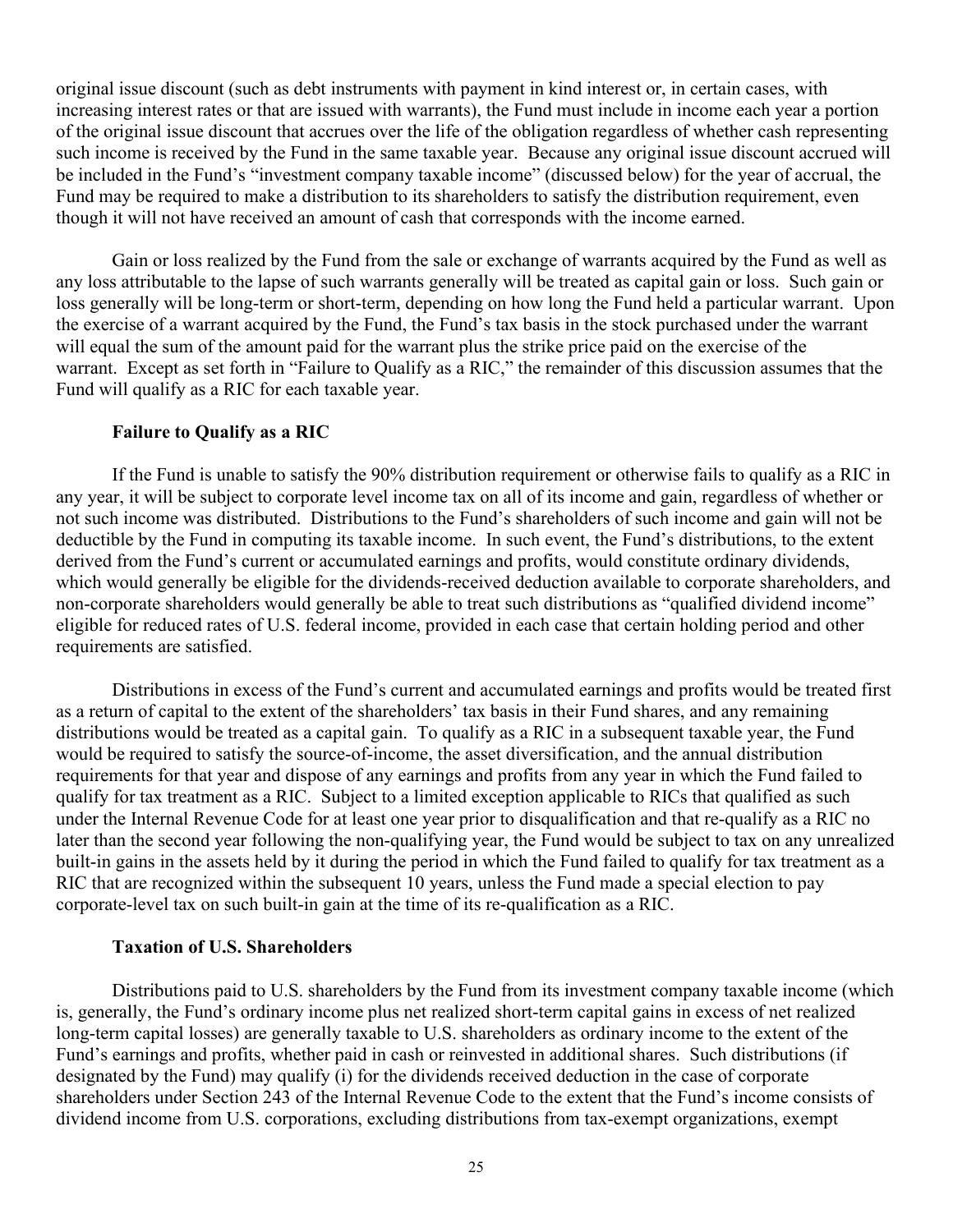original issue discount (such as debt instruments with payment in kind interest or, in certain cases, with increasing interest rates or that are issued with warrants), the Fund must include in income each year a portion of the original issue discount that accrues over the life of the obligation regardless of whether cash representing such income is received by the Fund in the same taxable year. Because any original issue discount accrued will be included in the Fund's "investment company taxable income" (discussed below) for the year of accrual, the Fund may be required to make a distribution to its shareholders to satisfy the distribution requirement, even though it will not have received an amount of cash that corresponds with the income earned.

Gain or loss realized by the Fund from the sale or exchange of warrants acquired by the Fund as well as any loss attributable to the lapse of such warrants generally will be treated as capital gain or loss. Such gain or loss generally will be long-term or short-term, depending on how long the Fund held a particular warrant. Upon the exercise of a warrant acquired by the Fund, the Fund's tax basis in the stock purchased under the warrant will equal the sum of the amount paid for the warrant plus the strike price paid on the exercise of the warrant. Except as set forth in "Failure to Qualify as a RIC," the remainder of this discussion assumes that the Fund will qualify as a RIC for each taxable year.

**Failure to Qualify as a RIC**

If the Fund is unable to satisfy the 90% distribution requirement or otherwise fails to qualify as a RIC in any year, it will be subject to corporate level income tax on all of its income and gain, regardless of whether or not such income was distributed. Distributions to the Fund's shareholders of such income and gain will not be deductible by the Fund in computing its taxable income. In such event, the Fund's distributions, to the extent derived from the Fund's current or accumulated earnings and profits, would constitute ordinary dividends, which would generally be eligible for the dividends-received deduction available to corporate shareholders, and non-corporate shareholders would generally be able to treat such distributions as "qualified dividend income" eligible for reduced rates of U.S. federal income, provided in each case that certain holding period and other requirements are satisfied.

Distributions in excess of the Fund's current and accumulated earnings and profits would be treated first as a return of capital to the extent of the shareholders' tax basis in their Fund shares, and any remaining distributions would be treated as a capital gain. To qualify as a RIC in a subsequent taxable year, the Fund would be required to satisfy the source-of-income, the asset diversification, and the annual distribution requirements for that year and dispose of any earnings and profits from any year in which the Fund failed to qualify for tax treatment as a RIC. Subject to a limited exception applicable to RICs that qualified as such under the Internal Revenue Code for at least one year prior to disqualification and that re-qualify as a RIC no later than the second year following the non-qualifying year, the Fund would be subject to tax on any unrealized built-in gains in the assets held by it during the period in which the Fund failed to qualify for tax treatment as a RIC that are recognized within the subsequent 10 years, unless the Fund made a special election to pay corporate-level tax on such built-in gain at the time of its re-qualification as a RIC.

**Taxation of U.S. Shareholders**

Distributions paid to U.S. shareholders by the Fund from its investment company taxable income (which is, generally, the Fund's ordinary income plus net realized short-term capital gains in excess of net realized long-term capital losses) are generally taxable to U.S. shareholders as ordinary income to the extent of the Fund's earnings and profits, whether paid in cash or reinvested in additional shares. Such distributions (if designated by the Fund) may qualify (i) for the dividends received deduction in the case of corporate shareholders under Section 243 of the Internal Revenue Code to the extent that the Fund's income consists of dividend income from U.S. corporations, excluding distributions from tax-exempt organizations, exempt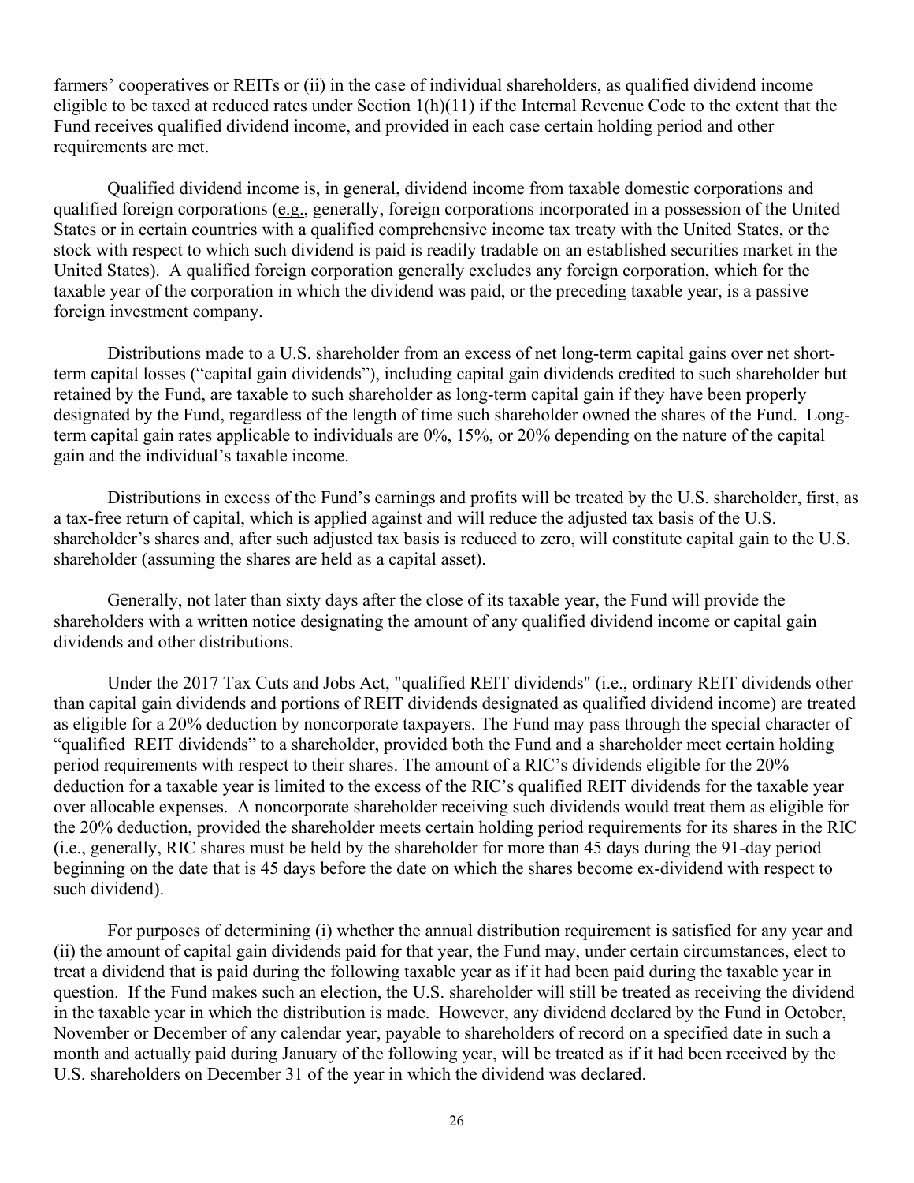farmers' cooperatives or REITs or (ii) in the case of individual shareholders, as qualified dividend income eligible to be taxed at reduced rates under Section 1(h)(11) if the Internal Revenue Code to the extent that the Fund receives qualified dividend income, and provided in each case certain holding period and other requirements are met.

Qualified dividend income is, in general, dividend income from taxable domestic corporations and qualified foreign corporations (e.g., generally, foreign corporations incorporated in a possession of the United States or in certain countries with a qualified comprehensive income tax treaty with the United States, or the stock with respect to which such dividend is paid is readily tradable on an established securities market in the United States). A qualified foreign corporation generally excludes any foreign corporation, which for the taxable year of the corporation in which the dividend was paid, or the preceding taxable year, is a passive foreign investment company.

Distributions made to a U.S. shareholder from an excess of net long-term capital gains over net short-term capital losses ("capital gain dividends"), including capital gain dividends credited to such shareholder but retained by the Fund, are taxable to such shareholder as long-term capital gain if they have been properly designated by the Fund, regardless of the length of time such shareholder owned the shares of the Fund. Long-term capital gain rates applicable to individuals are 0%, 15%, or 20% depending on the nature of the capital gain and the individual's taxable income.

Distributions in excess of the Fund's earnings and profits will be treated by the U.S. shareholder, first, as a tax-free return of capital, which is applied against and will reduce the adjusted tax basis of the U.S. shareholder's shares and, after such adjusted tax basis is reduced to zero, will constitute capital gain to the U.S. shareholder (assuming the shares are held as a capital asset).

Generally, not later than sixty days after the close of its taxable year, the Fund will provide the shareholders with a written notice designating the amount of any qualified dividend income or capital gain dividends and other distributions.

Under the 2017 Tax Cuts and Jobs Act, "qualified REIT dividends" (i.e., ordinary REIT dividends other than capital gain dividends and portions of REIT dividends designated as qualified dividend income) are treated as eligible for a 20% deduction by noncorporate taxpayers. The Fund may pass through the special character of "qualified REIT dividends" to a shareholder, provided both the Fund and a shareholder meet certain holding period requirements with respect to their shares. The amount of a RIC's dividends eligible for the 20% deduction for a taxable year is limited to the excess of the RIC's qualified REIT dividends for the taxable year over allocable expenses. A noncorporate shareholder receiving such dividends would treat them as eligible for the 20% deduction, provided the shareholder meets certain holding period requirements for its shares in the RIC (i.e., generally, RIC shares must be held by the shareholder for more than 45 days during the 91-day period beginning on the date that is 45 days before the date on which the shares become ex-dividend with respect to such dividend).

For purposes of determining (i) whether the annual distribution requirement is satisfied for any year and (ii) the amount of capital gain dividends paid for that year, the Fund may, under certain circumstances, elect to treat a dividend that is paid during the following taxable year as if it had been paid during the taxable year in question. If the Fund makes such an election, the U.S. shareholder will still be treated as receiving the dividend in the taxable year in which the distribution is made. However, any dividend declared by the Fund in October, November or December of any calendar year, payable to shareholders of record on a specified date in such a month and actually paid during January of the following year, will be treated as if it had been received by the U.S. shareholders on December 31 of the year in which the dividend was declared.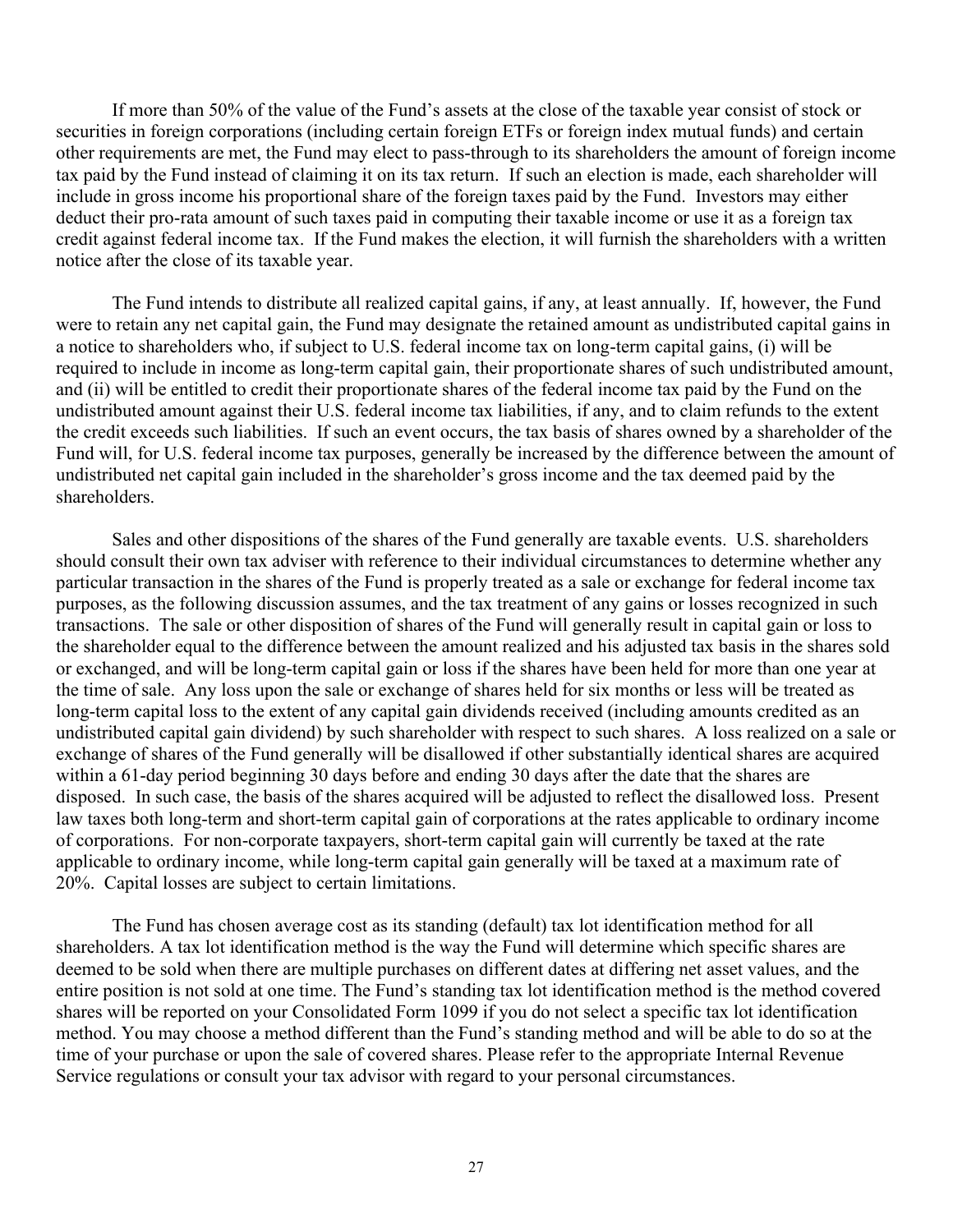If more than 50% of the value of the Fund's assets at the close of the taxable year consist of stock or securities in foreign corporations (including certain foreign ETFs or foreign index mutual funds) and certain other requirements are met, the Fund may elect to pass-through to its shareholders the amount of foreign income tax paid by the Fund instead of claiming it on its tax return. If such an election is made, each shareholder will include in gross income his proportional share of the foreign taxes paid by the Fund. Investors may either deduct their pro-rata amount of such taxes paid in computing their taxable income or use it as a foreign tax credit against federal income tax. If the Fund makes the election, it will furnish the shareholders with a written notice after the close of its taxable year.

The Fund intends to distribute all realized capital gains, if any, at least annually. If, however, the Fund were to retain any net capital gain, the Fund may designate the retained amount as undistributed capital gains in a notice to shareholders who, if subject to U.S. federal income tax on long-term capital gains, (i) will be required to include in income as long-term capital gain, their proportionate shares of such undistributed amount, and (ii) will be entitled to credit their proportionate shares of the federal income tax paid by the Fund on the undistributed amount against their U.S. federal income tax liabilities, if any, and to claim refunds to the extent the credit exceeds such liabilities. If such an event occurs, the tax basis of shares owned by a shareholder of the Fund will, for U.S. federal income tax purposes, generally be increased by the difference between the amount of undistributed net capital gain included in the shareholder's gross income and the tax deemed paid by the shareholders.

Sales and other dispositions of the shares of the Fund generally are taxable events. U.S. shareholders should consult their own tax adviser with reference to their individual circumstances to determine whether any particular transaction in the shares of the Fund is properly treated as a sale or exchange for federal income tax purposes, as the following discussion assumes, and the tax treatment of any gains or losses recognized in such transactions. The sale or other disposition of shares of the Fund will generally result in capital gain or loss to the shareholder equal to the difference between the amount realized and his adjusted tax basis in the shares sold or exchanged, and will be long-term capital gain or loss if the shares have been held for more than one year at the time of sale. Any loss upon the sale or exchange of shares held for six months or less will be treated as long-term capital loss to the extent of any capital gain dividends received (including amounts credited as an undistributed capital gain dividend) by such shareholder with respect to such shares. A loss realized on a sale or exchange of shares of the Fund generally will be disallowed if other substantially identical shares are acquired within a 61-day period beginning 30 days before and ending 30 days after the date that the shares are disposed. In such case, the basis of the shares acquired will be adjusted to reflect the disallowed loss. Present law taxes both long-term and short-term capital gain of corporations at the rates applicable to ordinary income of corporations. For non-corporate taxpayers, short-term capital gain will currently be taxed at the rate applicable to ordinary income, while long-term capital gain generally will be taxed at a maximum rate of 20%. Capital losses are subject to certain limitations.

The Fund has chosen average cost as its standing (default) tax lot identification method for all shareholders. A tax lot identification method is the way the Fund will determine which specific shares are deemed to be sold when there are multiple purchases on different dates at differing net asset values, and the entire position is not sold at one time. The Fund's standing tax lot identification method is the method covered shares will be reported on your Consolidated Form 1099 if you do not select a specific tax lot identification method. You may choose a method different than the Fund's standing method and will be able to do so at the time of your purchase or upon the sale of covered shares. Please refer to the appropriate Internal Revenue Service regulations or consult your tax advisor with regard to your personal circumstances.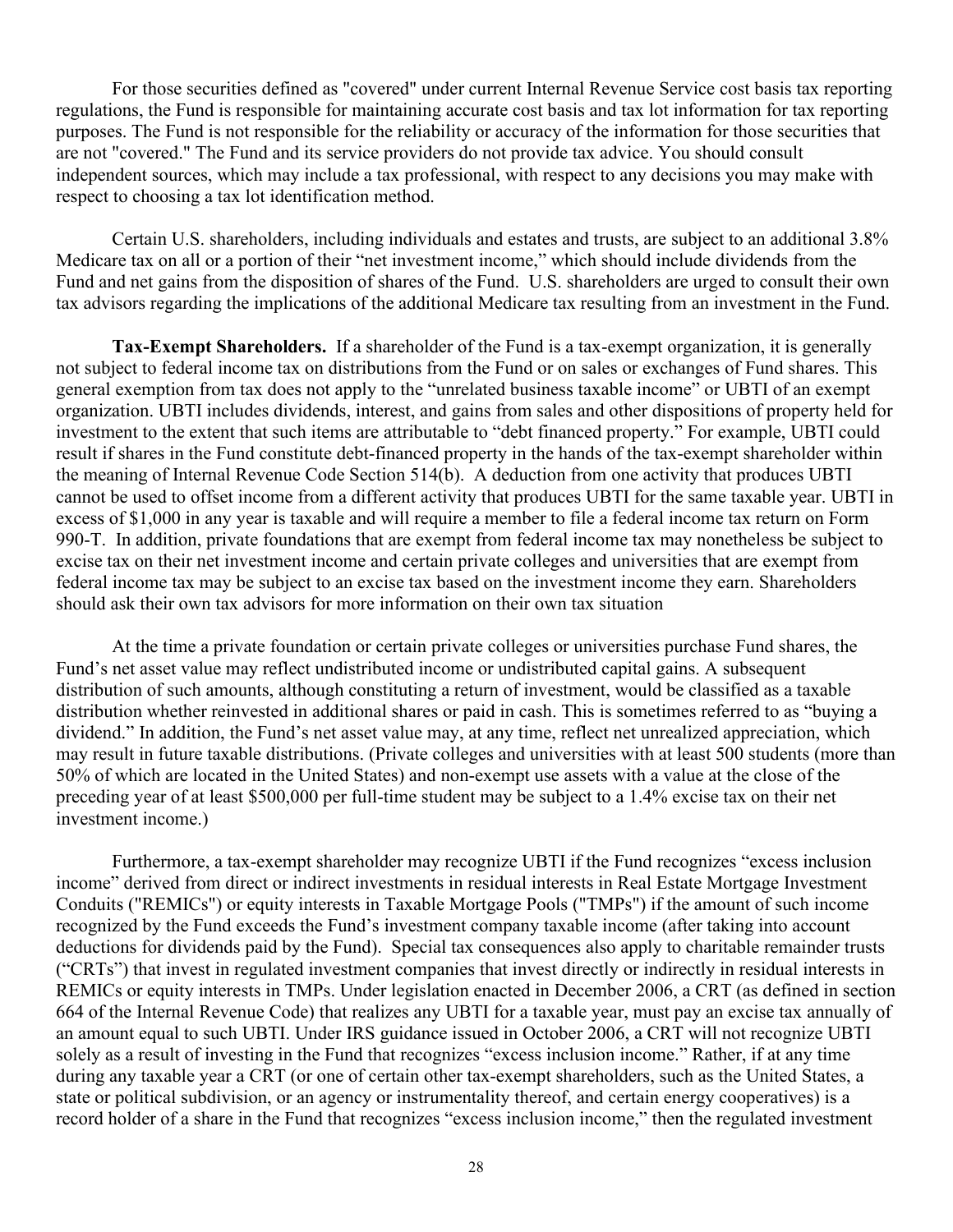For those securities defined as "covered" under current Internal Revenue Service cost basis tax reporting regulations, the Fund is responsible for maintaining accurate cost basis and tax lot information for tax reporting purposes. The Fund is not responsible for the reliability or accuracy of the information for those securities that are not "covered." The Fund and its service providers do not provide tax advice. You should consult independent sources, which may include a tax professional, with respect to any decisions you may make with respect to choosing a tax lot identification method.

Certain U.S. shareholders, including individuals and estates and trusts, are subject to an additional 3.8% Medicare tax on all or a portion of their "net investment income," which should include dividends from the Fund and net gains from the disposition of shares of the Fund. U.S. shareholders are urged to consult their own tax advisors regarding the implications of the additional Medicare tax resulting from an investment in the Fund.

**Tax-Exempt Shareholders.** If a shareholder of the Fund is a tax-exempt organization, it is generally not subject to federal income tax on distributions from the Fund or on sales or exchanges of Fund shares. This general exemption from tax does not apply to the "unrelated business taxable income" or UBTI of an exempt organization. UBTI includes dividends, interest, and gains from sales and other dispositions of property held for investment to the extent that such items are attributable to "debt financed property." For example, UBTI could result if shares in the Fund constitute debt-financed property in the hands of the tax-exempt shareholder within the meaning of Internal Revenue Code Section 514(b). A deduction from one activity that produces UBTI cannot be used to offset income from a different activity that produces UBTI for the same taxable year. UBTI in excess of $1,000 in any year is taxable and will require a member to file a federal income tax return on Form 990-T. In addition, private foundations that are exempt from federal income tax may nonetheless be subject to excise tax on their net investment income and certain private colleges and universities that are exempt from federal income tax may be subject to an excise tax based on the investment income they earn. Shareholders should ask their own tax advisors for more information on their own tax situation

At the time a private foundation or certain private colleges or universities purchase Fund shares, the Fund's net asset value may reflect undistributed income or undistributed capital gains. A subsequent distribution of such amounts, although constituting a return of investment, would be classified as a taxable distribution whether reinvested in additional shares or paid in cash. This is sometimes referred to as "buying a dividend." In addition, the Fund's net asset value may, at any time, reflect net unrealized appreciation, which may result in future taxable distributions. (Private colleges and universities with at least 500 students (more than 50% of which are located in the United States) and non-exempt use assets with a value at the close of the preceding year of at least $500,000 per full-time student may be subject to a 1.4% excise tax on their net investment income.)

Furthermore, a tax-exempt shareholder may recognize UBTI if the Fund recognizes "excess inclusion income" derived from direct or indirect investments in residual interests in Real Estate Mortgage Investment Conduits ("REMICs") or equity interests in Taxable Mortgage Pools ("TMPs") if the amount of such income recognized by the Fund exceeds the Fund's investment company taxable income (after taking into account deductions for dividends paid by the Fund). Special tax consequences also apply to charitable remainder trusts ("CRTs") that invest in regulated investment companies that invest directly or indirectly in residual interests in REMICs or equity interests in TMPs. Under legislation enacted in December 2006, a CRT (as defined in section 664 of the Internal Revenue Code) that realizes any UBTI for a taxable year, must pay an excise tax annually of an amount equal to such UBTI. Under IRS guidance issued in October 2006, a CRT will not recognize UBTI solely as a result of investing in the Fund that recognizes "excess inclusion income." Rather, if at any time during any taxable year a CRT (or one of certain other tax-exempt shareholders, such as the United States, a state or political subdivision, or an agency or instrumentality thereof, and certain energy cooperatives) is a record holder of a share in the Fund that recognizes "excess inclusion income," then the regulated investment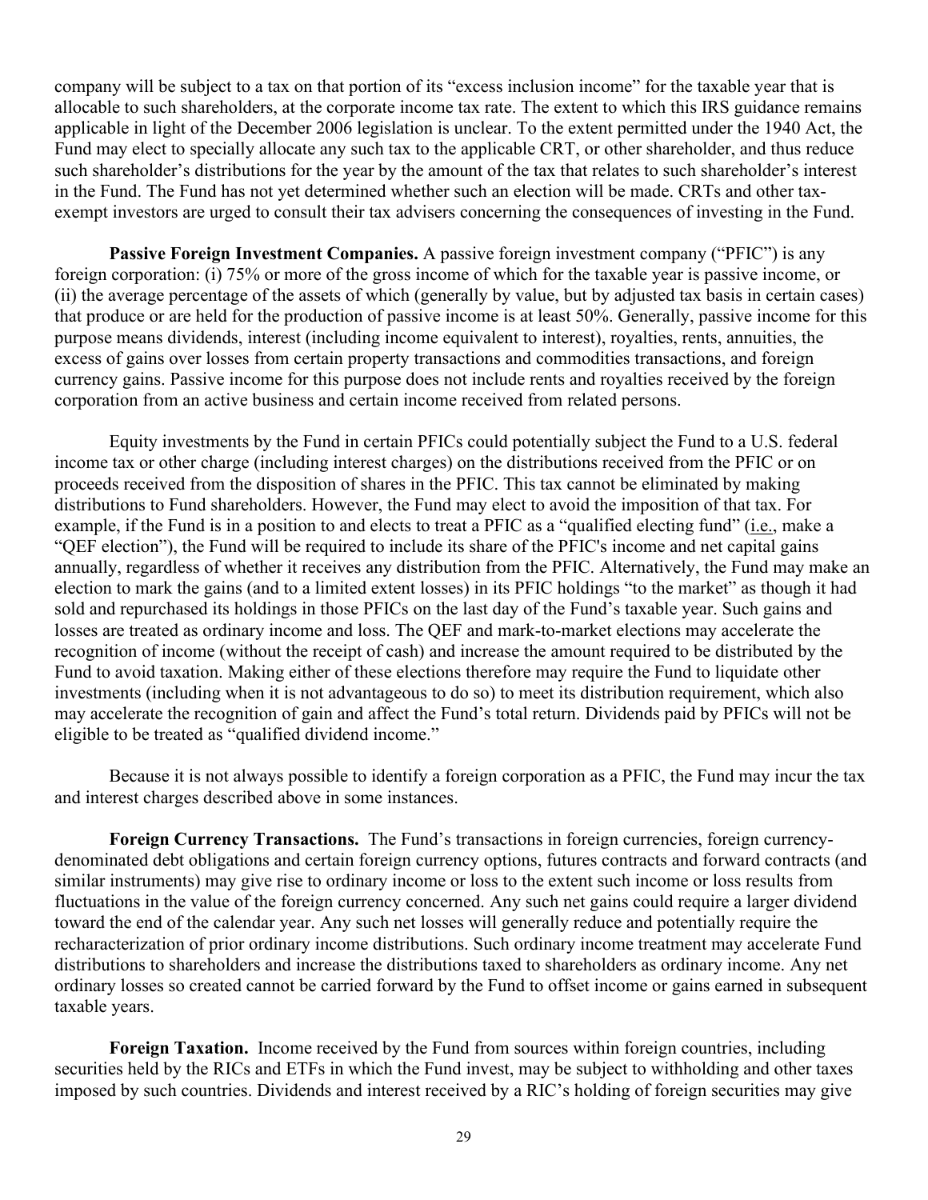company will be subject to a tax on that portion of its "excess inclusion income" for the taxable year that is allocable to such shareholders, at the corporate income tax rate. The extent to which this IRS guidance remains applicable in light of the December 2006 legislation is unclear. To the extent permitted under the 1940 Act, the Fund may elect to specially allocate any such tax to the applicable CRT, or other shareholder, and thus reduce such shareholder's distributions for the year by the amount of the tax that relates to such shareholder's interest in the Fund. The Fund has not yet determined whether such an election will be made. CRTs and other tax-exempt investors are urged to consult their tax advisers concerning the consequences of investing in the Fund.

**Passive Foreign Investment Companies.** A passive foreign investment company ("PFIC") is any foreign corporation: (i) 75% or more of the gross income of which for the taxable year is passive income, or (ii) the average percentage of the assets of which (generally by value, but by adjusted tax basis in certain cases) that produce or are held for the production of passive income is at least 50%. Generally, passive income for this purpose means dividends, interest (including income equivalent to interest), royalties, rents, annuities, the excess of gains over losses from certain property transactions and commodities transactions, and foreign currency gains. Passive income for this purpose does not include rents and royalties received by the foreign corporation from an active business and certain income received from related persons.

Equity investments by the Fund in certain PFICs could potentially subject the Fund to a U.S. federal income tax or other charge (including interest charges) on the distributions received from the PFIC or on proceeds received from the disposition of shares in the PFIC. This tax cannot be eliminated by making distributions to Fund shareholders. However, the Fund may elect to avoid the imposition of that tax. For example, if the Fund is in a position to and elects to treat a PFIC as a "qualified electing fund" (i.e., make a "QEF election"), the Fund will be required to include its share of the PFIC's income and net capital gains annually, regardless of whether it receives any distribution from the PFIC. Alternatively, the Fund may make an election to mark the gains (and to a limited extent losses) in its PFIC holdings "to the market" as though it had sold and repurchased its holdings in those PFICs on the last day of the Fund's taxable year. Such gains and losses are treated as ordinary income and loss. The QEF and mark-to-market elections may accelerate the recognition of income (without the receipt of cash) and increase the amount required to be distributed by the Fund to avoid taxation. Making either of these elections therefore may require the Fund to liquidate other investments (including when it is not advantageous to do so) to meet its distribution requirement, which also may accelerate the recognition of gain and affect the Fund's total return. Dividends paid by PFICs will not be eligible to be treated as "qualified dividend income."

Because it is not always possible to identify a foreign corporation as a PFIC, the Fund may incur the tax and interest charges described above in some instances.

**Foreign Currency Transactions.** The Fund's transactions in foreign currencies, foreign currency-denominated debt obligations and certain foreign currency options, futures contracts and forward contracts (and similar instruments) may give rise to ordinary income or loss to the extent such income or loss results from fluctuations in the value of the foreign currency concerned. Any such net gains could require a larger dividend toward the end of the calendar year. Any such net losses will generally reduce and potentially require the recharacterization of prior ordinary income distributions. Such ordinary income treatment may accelerate Fund distributions to shareholders and increase the distributions taxed to shareholders as ordinary income. Any net ordinary losses so created cannot be carried forward by the Fund to offset income or gains earned in subsequent taxable years.

**Foreign Taxation.** Income received by the Fund from sources within foreign countries, including securities held by the RICs and ETFs in which the Fund invest, may be subject to withholding and other taxes imposed by such countries. Dividends and interest received by a RIC's holding of foreign securities may give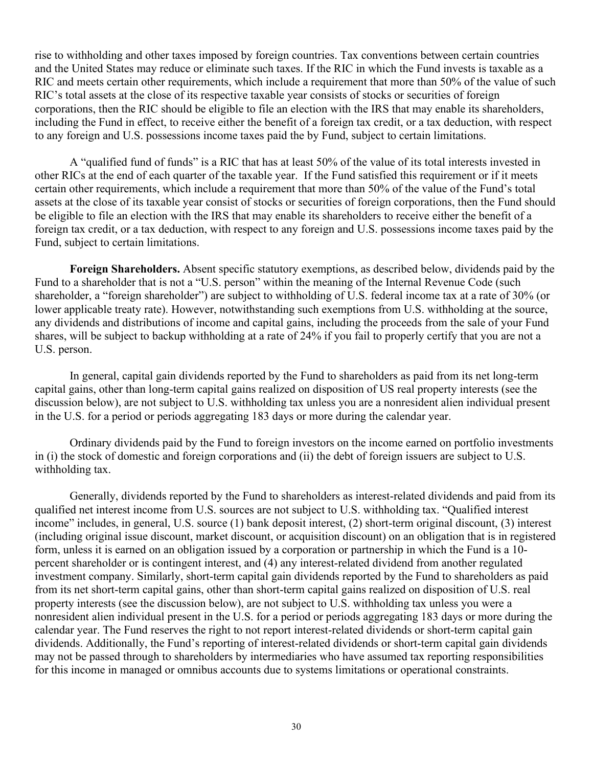rise to withholding and other taxes imposed by foreign countries. Tax conventions between certain countries and the United States may reduce or eliminate such taxes. If the RIC in which the Fund invests is taxable as a RIC and meets certain other requirements, which include a requirement that more than 50% of the value of such RIC's total assets at the close of its respective taxable year consists of stocks or securities of foreign corporations, then the RIC should be eligible to file an election with the IRS that may enable its shareholders, including the Fund in effect, to receive either the benefit of a foreign tax credit, or a tax deduction, with respect to any foreign and U.S. possessions income taxes paid the by Fund, subject to certain limitations.

A "qualified fund of funds" is a RIC that has at least 50% of the value of its total interests invested in other RICs at the end of each quarter of the taxable year. If the Fund satisfied this requirement or if it meets certain other requirements, which include a requirement that more than 50% of the value of the Fund's total assets at the close of its taxable year consist of stocks or securities of foreign corporations, then the Fund should be eligible to file an election with the IRS that may enable its shareholders to receive either the benefit of a foreign tax credit, or a tax deduction, with respect to any foreign and U.S. possessions income taxes paid by the Fund, subject to certain limitations.

**Foreign Shareholders.** Absent specific statutory exemptions, as described below, dividends paid by the Fund to a shareholder that is not a "U.S. person" within the meaning of the Internal Revenue Code (such shareholder, a "foreign shareholder") are subject to withholding of U.S. federal income tax at a rate of 30% (or lower applicable treaty rate). However, notwithstanding such exemptions from U.S. withholding at the source, any dividends and distributions of income and capital gains, including the proceeds from the sale of your Fund shares, will be subject to backup withholding at a rate of 24% if you fail to properly certify that you are not a U.S. person.

In general, capital gain dividends reported by the Fund to shareholders as paid from its net long-term capital gains, other than long-term capital gains realized on disposition of US real property interests (see the discussion below), are not subject to U.S. withholding tax unless you are a nonresident alien individual present in the U.S. for a period or periods aggregating 183 days or more during the calendar year.

Ordinary dividends paid by the Fund to foreign investors on the income earned on portfolio investments in (i) the stock of domestic and foreign corporations and (ii) the debt of foreign issuers are subject to U.S. withholding tax.

Generally, dividends reported by the Fund to shareholders as interest-related dividends and paid from its qualified net interest income from U.S. sources are not subject to U.S. withholding tax. "Qualified interest income" includes, in general, U.S. source (1) bank deposit interest, (2) short-term original discount, (3) interest (including original issue discount, market discount, or acquisition discount) on an obligation that is in registered form, unless it is earned on an obligation issued by a corporation or partnership in which the Fund is a 10-percent shareholder or is contingent interest, and (4) any interest-related dividend from another regulated investment company. Similarly, short-term capital gain dividends reported by the Fund to shareholders as paid from its net short-term capital gains, other than short-term capital gains realized on disposition of U.S. real property interests (see the discussion below), are not subject to U.S. withholding tax unless you were a nonresident alien individual present in the U.S. for a period or periods aggregating 183 days or more during the calendar year. The Fund reserves the right to not report interest-related dividends or short-term capital gain dividends. Additionally, the Fund's reporting of interest-related dividends or short-term capital gain dividends may not be passed through to shareholders by intermediaries who have assumed tax reporting responsibilities for this income in managed or omnibus accounts due to systems limitations or operational constraints.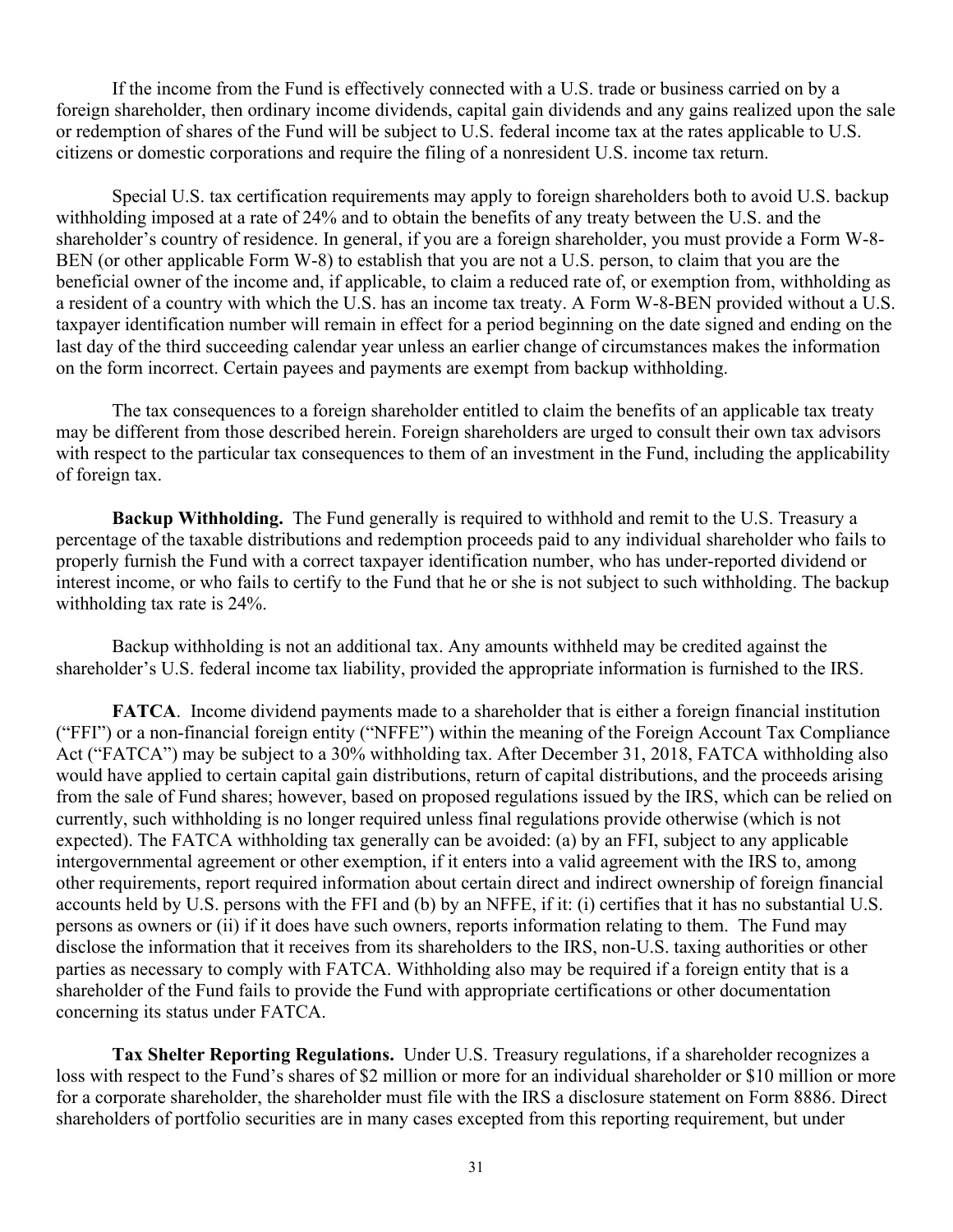If the income from the Fund is effectively connected with a U.S. trade or business carried on by a foreign shareholder, then ordinary income dividends, capital gain dividends and any gains realized upon the sale or redemption of shares of the Fund will be subject to U.S. federal income tax at the rates applicable to U.S. citizens or domestic corporations and require the filing of a nonresident U.S. income tax return.

Special U.S. tax certification requirements may apply to foreign shareholders both to avoid U.S. backup withholding imposed at a rate of 24% and to obtain the benefits of any treaty between the U.S. and the shareholder's country of residence. In general, if you are a foreign shareholder, you must provide a Form W-8-BEN (or other applicable Form W-8) to establish that you are not a U.S. person, to claim that you are the beneficial owner of the income and, if applicable, to claim a reduced rate of, or exemption from, withholding as a resident of a country with which the U.S. has an income tax treaty. A Form W-8-BEN provided without a U.S. taxpayer identification number will remain in effect for a period beginning on the date signed and ending on the last day of the third succeeding calendar year unless an earlier change of circumstances makes the information on the form incorrect. Certain payees and payments are exempt from backup withholding.

The tax consequences to a foreign shareholder entitled to claim the benefits of an applicable tax treaty may be different from those described herein. Foreign shareholders are urged to consult their own tax advisors with respect to the particular tax consequences to them of an investment in the Fund, including the applicability of foreign tax.

**Backup Withholding.** The Fund generally is required to withhold and remit to the U.S. Treasury a percentage of the taxable distributions and redemption proceeds paid to any individual shareholder who fails to properly furnish the Fund with a correct taxpayer identification number, who has under-reported dividend or interest income, or who fails to certify to the Fund that he or she is not subject to such withholding. The backup withholding tax rate is 24%.

Backup withholding is not an additional tax. Any amounts withheld may be credited against the shareholder's U.S. federal income tax liability, provided the appropriate information is furnished to the IRS.

**FATCA**. Income dividend payments made to a shareholder that is either a foreign financial institution ("FFI") or a non-financial foreign entity ("NFFE") within the meaning of the Foreign Account Tax Compliance Act ("FATCA") may be subject to a 30% withholding tax. After December 31, 2018, FATCA withholding also would have applied to certain capital gain distributions, return of capital distributions, and the proceeds arising from the sale of Fund shares; however, based on proposed regulations issued by the IRS, which can be relied on currently, such withholding is no longer required unless final regulations provide otherwise (which is not expected). The FATCA withholding tax generally can be avoided: (a) by an FFI, subject to any applicable intergovernmental agreement or other exemption, if it enters into a valid agreement with the IRS to, among other requirements, report required information about certain direct and indirect ownership of foreign financial accounts held by U.S. persons with the FFI and (b) by an NFFE, if it: (i) certifies that it has no substantial U.S. persons as owners or (ii) if it does have such owners, reports information relating to them. The Fund may disclose the information that it receives from its shareholders to the IRS, non-U.S. taxing authorities or other parties as necessary to comply with FATCA. Withholding also may be required if a foreign entity that is a shareholder of the Fund fails to provide the Fund with appropriate certifications or other documentation concerning its status under FATCA.

**Tax Shelter Reporting Regulations.** Under U.S. Treasury regulations, if a shareholder recognizes a loss with respect to the Fund's shares of $2 million or more for an individual shareholder or $10 million or more for a corporate shareholder, the shareholder must file with the IRS a disclosure statement on Form 8886. Direct shareholders of portfolio securities are in many cases excepted from this reporting requirement, but under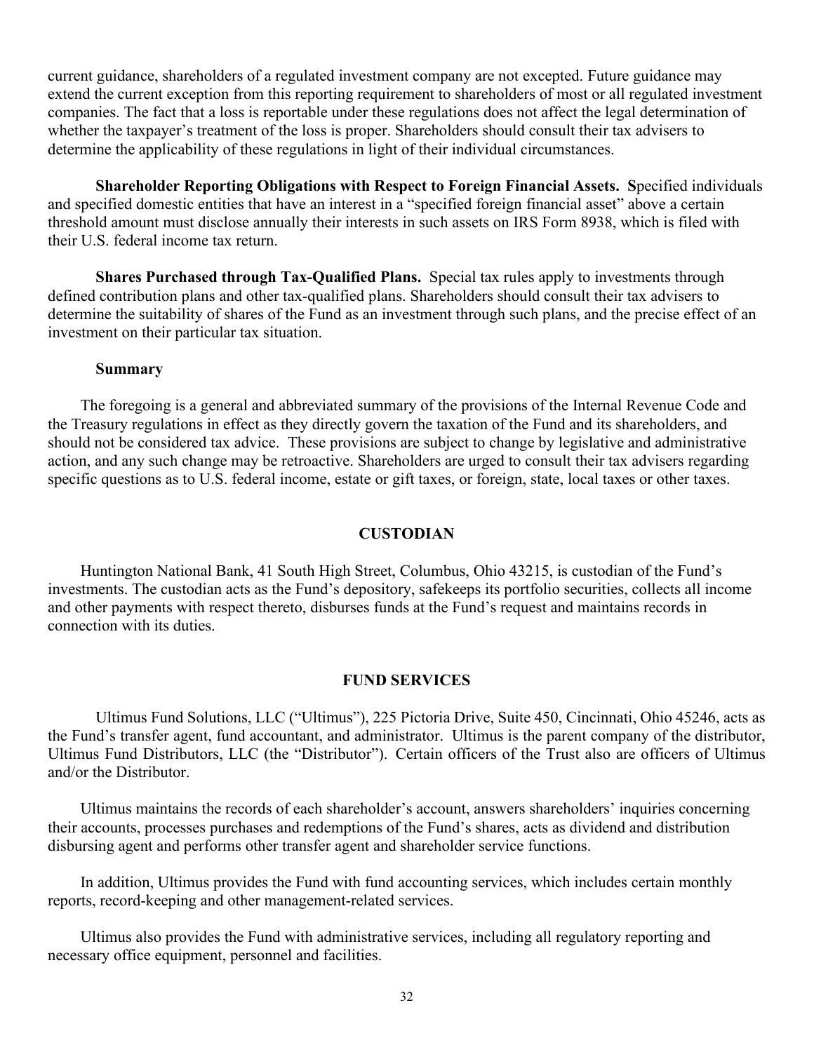current guidance, shareholders of a regulated investment company are not excepted. Future guidance may extend the current exception from this reporting requirement to shareholders of most or all regulated investment companies. The fact that a loss is reportable under these regulations does not affect the legal determination of whether the taxpayer's treatment of the loss is proper. Shareholders should consult their tax advisers to determine the applicability of these regulations in light of their individual circumstances.

**Shareholder Reporting Obligations with Respect to Foreign Financial Assets.** **S**pecified individuals and specified domestic entities that have an interest in a "specified foreign financial asset" above a certain threshold amount must disclose annually their interests in such assets on IRS Form 8938, which is filed with their U.S. federal income tax return.

**Shares Purchased through Tax-Qualified Plans.** Special tax rules apply to investments through defined contribution plans and other tax-qualified plans. Shareholders should consult their tax advisers to determine the suitability of shares of the Fund as an investment through such plans, and the precise effect of an investment on their particular tax situation.

**Summary**

The foregoing is a general and abbreviated summary of the provisions of the Internal Revenue Code and the Treasury regulations in effect as they directly govern the taxation of the Fund and its shareholders, and should not be considered tax advice. These provisions are subject to change by legislative and administrative action, and any such change may be retroactive. Shareholders are urged to consult their tax advisers regarding specific questions as to U.S. federal income, estate or gift taxes, or foreign, state, local taxes or other taxes.

## CUSTODIAN

Huntington National Bank, 41 South High Street, Columbus, Ohio 43215, is custodian of the Fund's investments. The custodian acts as the Fund's depository, safekeeps its portfolio securities, collects all income and other payments with respect thereto, disburses funds at the Fund's request and maintains records in connection with its duties.

## FUND SERVICES

Ultimus Fund Solutions, LLC ("Ultimus"), 225 Pictoria Drive, Suite 450, Cincinnati, Ohio 45246, acts as the Fund's transfer agent, fund accountant, and administrator. Ultimus is the parent company of the distributor, Ultimus Fund Distributors, LLC (the "Distributor"). Certain officers of the Trust also are officers of Ultimus and/or the Distributor.

Ultimus maintains the records of each shareholder's account, answers shareholders' inquiries concerning their accounts, processes purchases and redemptions of the Fund's shares, acts as dividend and distribution disbursing agent and performs other transfer agent and shareholder service functions.

In addition, Ultimus provides the Fund with fund accounting services, which includes certain monthly reports, record-keeping and other management-related services.

Ultimus also provides the Fund with administrative services, including all regulatory reporting and necessary office equipment, personnel and facilities.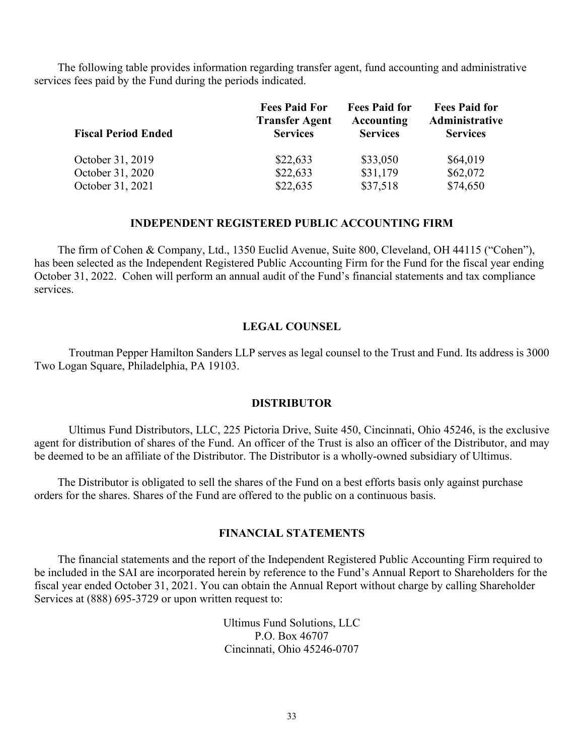The following table provides information regarding transfer agent, fund accounting and administrative services fees paid by the Fund during the periods indicated.

| Fiscal Period Ended | Fees Paid For Transfer Agent Services | Fees Paid for Accounting Services | Fees Paid for Administrative Services |
|---|---|---|---|
| October 31, 2019 | $22,633 | $33,050 | $64,019 |
| October 31, 2020 | $22,633 | $31,179 | $62,072 |
| October 31, 2021 | $22,635 | $37,518 | $74,650 |

## INDEPENDENT REGISTERED PUBLIC ACCOUNTING FIRM

The firm of Cohen & Company, Ltd., 1350 Euclid Avenue, Suite 800, Cleveland, OH 44115 ("Cohen"), has been selected as the Independent Registered Public Accounting Firm for the Fund for the fiscal year ending October 31, 2022. Cohen will perform an annual audit of the Fund's financial statements and tax compliance services.

## LEGAL COUNSEL

Troutman Pepper Hamilton Sanders LLP serves as legal counsel to the Trust and Fund. Its address is 3000 Two Logan Square, Philadelphia, PA 19103.

## DISTRIBUTOR

Ultimus Fund Distributors, LLC, 225 Pictoria Drive, Suite 450, Cincinnati, Ohio 45246, is the exclusive agent for distribution of shares of the Fund. An officer of the Trust is also an officer of the Distributor, and may be deemed to be an affiliate of the Distributor. The Distributor is a wholly-owned subsidiary of Ultimus.

The Distributor is obligated to sell the shares of the Fund on a best efforts basis only against purchase orders for the shares. Shares of the Fund are offered to the public on a continuous basis.

## FINANCIAL STATEMENTS

The financial statements and the report of the Independent Registered Public Accounting Firm required to be included in the SAI are incorporated herein by reference to the Fund's Annual Report to Shareholders for the fiscal year ended October 31, 2021. You can obtain the Annual Report without charge by calling Shareholder Services at (888) 695-3729 or upon written request to:

Ultimus Fund Solutions, LLC
P.O. Box 46707
Cincinnati, Ohio 45246-0707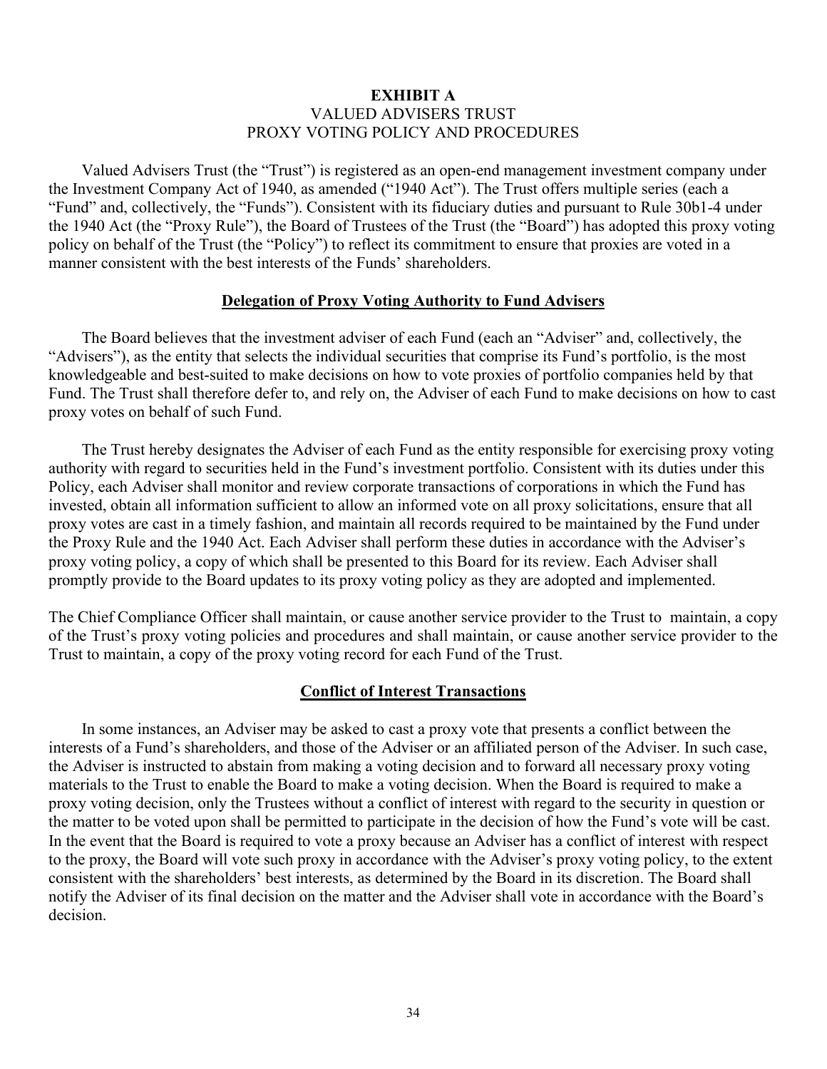# EXHIBIT A

## VALUED ADVISERS TRUST
## PROXY VOTING POLICY AND PROCEDURES

Valued Advisers Trust (the "Trust") is registered as an open-end management investment company under the Investment Company Act of 1940, as amended ("1940 Act"). The Trust offers multiple series (each a "Fund" and, collectively, the "Funds"). Consistent with its fiduciary duties and pursuant to Rule 30b1-4 under the 1940 Act (the "Proxy Rule"), the Board of Trustees of the Trust (the "Board") has adopted this proxy voting policy on behalf of the Trust (the "Policy") to reflect its commitment to ensure that proxies are voted in a manner consistent with the best interests of the Funds' shareholders.

### Delegation of Proxy Voting Authority to Fund Advisers

The Board believes that the investment adviser of each Fund (each an "Adviser" and, collectively, the "Advisers"), as the entity that selects the individual securities that comprise its Fund's portfolio, is the most knowledgeable and best-suited to make decisions on how to vote proxies of portfolio companies held by that Fund. The Trust shall therefore defer to, and rely on, the Adviser of each Fund to make decisions on how to cast proxy votes on behalf of such Fund.

The Trust hereby designates the Adviser of each Fund as the entity responsible for exercising proxy voting authority with regard to securities held in the Fund's investment portfolio. Consistent with its duties under this Policy, each Adviser shall monitor and review corporate transactions of corporations in which the Fund has invested, obtain all information sufficient to allow an informed vote on all proxy solicitations, ensure that all proxy votes are cast in a timely fashion, and maintain all records required to be maintained by the Fund under the Proxy Rule and the 1940 Act. Each Adviser shall perform these duties in accordance with the Adviser's proxy voting policy, a copy of which shall be presented to this Board for its review. Each Adviser shall promptly provide to the Board updates to its proxy voting policy as they are adopted and implemented.

The Chief Compliance Officer shall maintain, or cause another service provider to the Trust to maintain, a copy of the Trust's proxy voting policies and procedures and shall maintain, or cause another service provider to the Trust to maintain, a copy of the proxy voting record for each Fund of the Trust.

### Conflict of Interest Transactions

In some instances, an Adviser may be asked to cast a proxy vote that presents a conflict between the interests of a Fund's shareholders, and those of the Adviser or an affiliated person of the Adviser. In such case, the Adviser is instructed to abstain from making a voting decision and to forward all necessary proxy voting materials to the Trust to enable the Board to make a voting decision. When the Board is required to make a proxy voting decision, only the Trustees without a conflict of interest with regard to the security in question or the matter to be voted upon shall be permitted to participate in the decision of how the Fund's vote will be cast. In the event that the Board is required to vote a proxy because an Adviser has a conflict of interest with respect to the proxy, the Board will vote such proxy in accordance with the Adviser's proxy voting policy, to the extent consistent with the shareholders' best interests, as determined by the Board in its discretion. The Board shall notify the Adviser of its final decision on the matter and the Adviser shall vote in accordance with the Board's decision.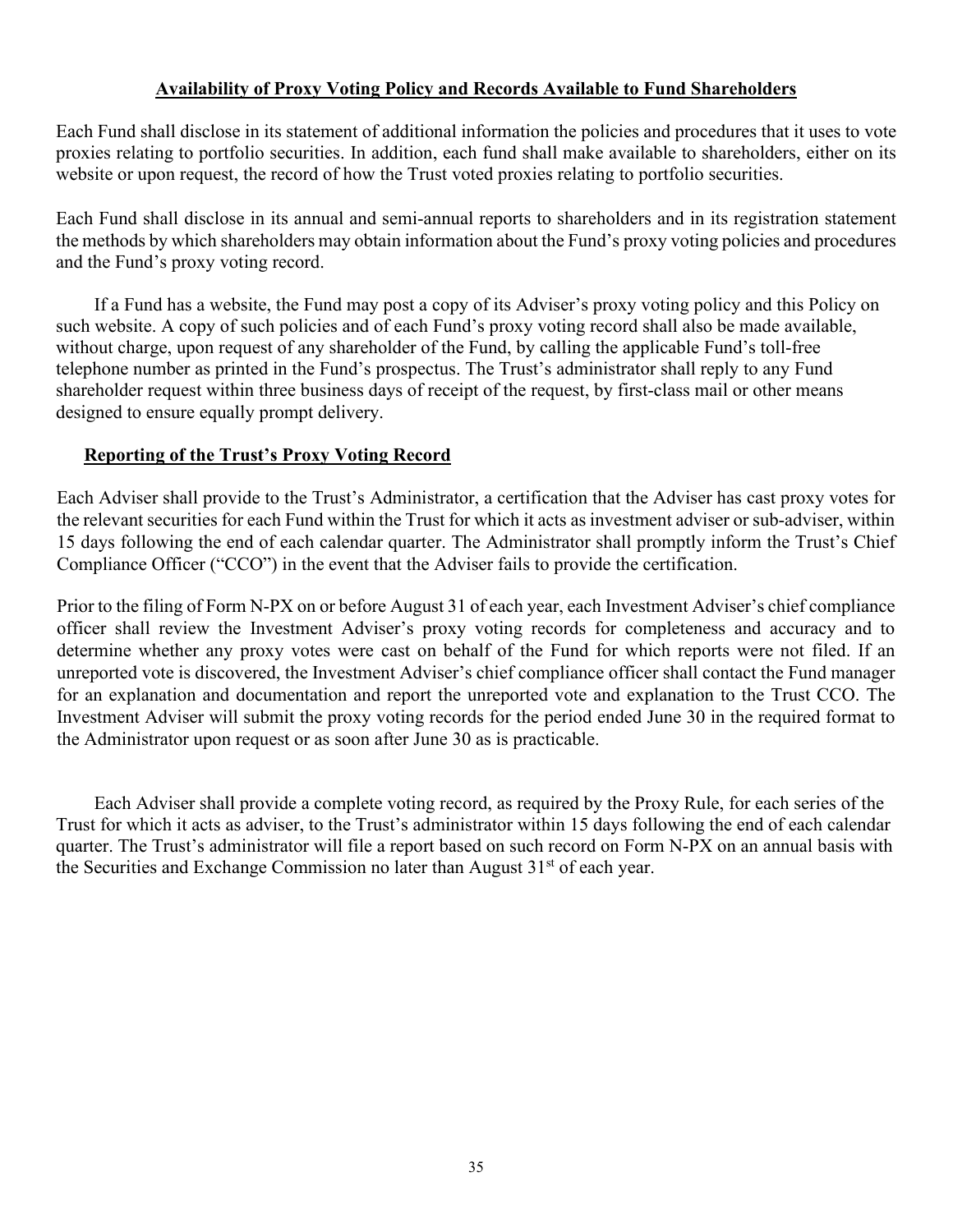## Availability of Proxy Voting Policy and Records Available to Fund Shareholders

Each Fund shall disclose in its statement of additional information the policies and procedures that it uses to vote proxies relating to portfolio securities. In addition, each fund shall make available to shareholders, either on its website or upon request, the record of how the Trust voted proxies relating to portfolio securities.

Each Fund shall disclose in its annual and semi-annual reports to shareholders and in its registration statement the methods by which shareholders may obtain information about the Fund's proxy voting policies and procedures and the Fund's proxy voting record.

If a Fund has a website, the Fund may post a copy of its Adviser's proxy voting policy and this Policy on such website. A copy of such policies and of each Fund's proxy voting record shall also be made available, without charge, upon request of any shareholder of the Fund, by calling the applicable Fund's toll-free telephone number as printed in the Fund's prospectus. The Trust's administrator shall reply to any Fund shareholder request within three business days of receipt of the request, by first-class mail or other means designed to ensure equally prompt delivery.

## Reporting of the Trust's Proxy Voting Record

Each Adviser shall provide to the Trust's Administrator, a certification that the Adviser has cast proxy votes for the relevant securities for each Fund within the Trust for which it acts as investment adviser or sub-adviser, within 15 days following the end of each calendar quarter. The Administrator shall promptly inform the Trust's Chief Compliance Officer ("CCO") in the event that the Adviser fails to provide the certification.

Prior to the filing of Form N-PX on or before August 31 of each year, each Investment Adviser's chief compliance officer shall review the Investment Adviser's proxy voting records for completeness and accuracy and to determine whether any proxy votes were cast on behalf of the Fund for which reports were not filed. If an unreported vote is discovered, the Investment Adviser's chief compliance officer shall contact the Fund manager for an explanation and documentation and report the unreported vote and explanation to the Trust CCO. The Investment Adviser will submit the proxy voting records for the period ended June 30 in the required format to the Administrator upon request or as soon after June 30 as is practicable.

Each Adviser shall provide a complete voting record, as required by the Proxy Rule, for each series of the Trust for which it acts as adviser, to the Trust's administrator within 15 days following the end of each calendar quarter. The Trust's administrator will file a report based on such record on Form N-PX on an annual basis with the Securities and Exchange Commission no later than August 31st of each year.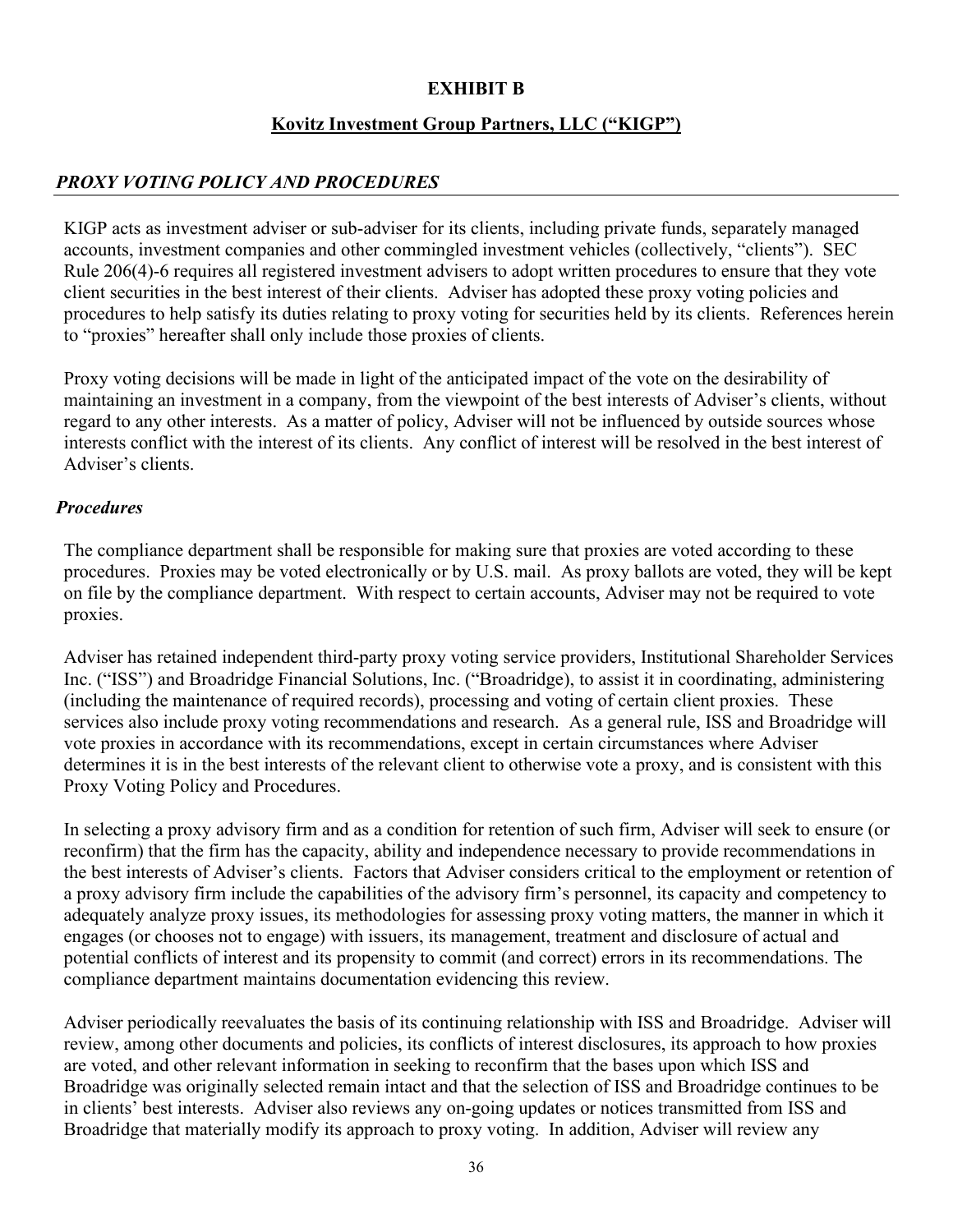**EXHIBIT B**

**Kovitz Investment Group Partners, LLC ("KIGP")**

## *PROXY VOTING POLICY AND PROCEDURES*

KIGP acts as investment adviser or sub-adviser for its clients, including private funds, separately managed accounts, investment companies and other commingled investment vehicles (collectively, "clients"). SEC Rule 206(4)-6 requires all registered investment advisers to adopt written procedures to ensure that they vote client securities in the best interest of their clients. Adviser has adopted these proxy voting policies and procedures to help satisfy its duties relating to proxy voting for securities held by its clients. References herein to "proxies" hereafter shall only include those proxies of clients.

Proxy voting decisions will be made in light of the anticipated impact of the vote on the desirability of maintaining an investment in a company, from the viewpoint of the best interests of Adviser's clients, without regard to any other interests. As a matter of policy, Adviser will not be influenced by outside sources whose interests conflict with the interest of its clients. Any conflict of interest will be resolved in the best interest of Adviser's clients.

### *Procedures*

The compliance department shall be responsible for making sure that proxies are voted according to these procedures. Proxies may be voted electronically or by U.S. mail. As proxy ballots are voted, they will be kept on file by the compliance department. With respect to certain accounts, Adviser may not be required to vote proxies.

Adviser has retained independent third-party proxy voting service providers, Institutional Shareholder Services Inc. ("ISS") and Broadridge Financial Solutions, Inc. ("Broadridge), to assist it in coordinating, administering (including the maintenance of required records), processing and voting of certain client proxies. These services also include proxy voting recommendations and research. As a general rule, ISS and Broadridge will vote proxies in accordance with its recommendations, except in certain circumstances where Adviser determines it is in the best interests of the relevant client to otherwise vote a proxy, and is consistent with this Proxy Voting Policy and Procedures.

In selecting a proxy advisory firm and as a condition for retention of such firm, Adviser will seek to ensure (or reconfirm) that the firm has the capacity, ability and independence necessary to provide recommendations in the best interests of Adviser's clients. Factors that Adviser considers critical to the employment or retention of a proxy advisory firm include the capabilities of the advisory firm's personnel, its capacity and competency to adequately analyze proxy issues, its methodologies for assessing proxy voting matters, the manner in which it engages (or chooses not to engage) with issuers, its management, treatment and disclosure of actual and potential conflicts of interest and its propensity to commit (and correct) errors in its recommendations. The compliance department maintains documentation evidencing this review.

Adviser periodically reevaluates the basis of its continuing relationship with ISS and Broadridge. Adviser will review, among other documents and policies, its conflicts of interest disclosures, its approach to how proxies are voted, and other relevant information in seeking to reconfirm that the bases upon which ISS and Broadridge was originally selected remain intact and that the selection of ISS and Broadridge continues to be in clients' best interests. Adviser also reviews any on-going updates or notices transmitted from ISS and Broadridge that materially modify its approach to proxy voting. In addition, Adviser will review any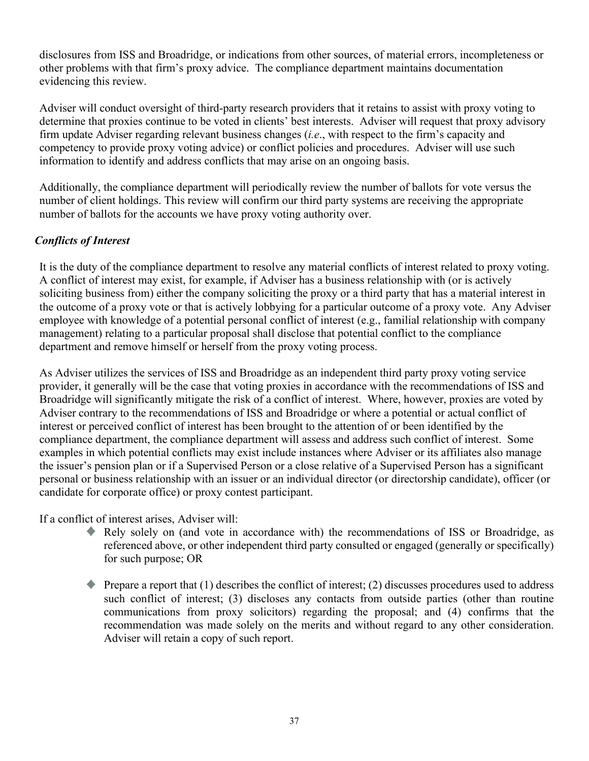disclosures from ISS and Broadridge, or indications from other sources, of material errors, incompleteness or other problems with that firm's proxy advice. The compliance department maintains documentation evidencing this review.

Adviser will conduct oversight of third-party research providers that it retains to assist with proxy voting to determine that proxies continue to be voted in clients' best interests. Adviser will request that proxy advisory firm update Adviser regarding relevant business changes (*i.e*., with respect to the firm's capacity and competency to provide proxy voting advice) or conflict policies and procedures. Adviser will use such information to identify and address conflicts that may arise on an ongoing basis.

Additionally, the compliance department will periodically review the number of ballots for vote versus the number of client holdings. This review will confirm our third party systems are receiving the appropriate number of ballots for the accounts we have proxy voting authority over.

***Conflicts of Interest***

It is the duty of the compliance department to resolve any material conflicts of interest related to proxy voting. A conflict of interest may exist, for example, if Adviser has a business relationship with (or is actively soliciting business from) either the company soliciting the proxy or a third party that has a material interest in the outcome of a proxy vote or that is actively lobbying for a particular outcome of a proxy vote. Any Adviser employee with knowledge of a potential personal conflict of interest (e.g., familial relationship with company management) relating to a particular proposal shall disclose that potential conflict to the compliance department and remove himself or herself from the proxy voting process.

As Adviser utilizes the services of ISS and Broadridge as an independent third party proxy voting service provider, it generally will be the case that voting proxies in accordance with the recommendations of ISS and Broadridge will significantly mitigate the risk of a conflict of interest. Where, however, proxies are voted by Adviser contrary to the recommendations of ISS and Broadridge or where a potential or actual conflict of interest or perceived conflict of interest has been brought to the attention of or been identified by the compliance department, the compliance department will assess and address such conflict of interest. Some examples in which potential conflicts may exist include instances where Adviser or its affiliates also manage the issuer's pension plan or if a Supervised Person or a close relative of a Supervised Person has a significant personal or business relationship with an issuer or an individual director (or directorship candidate), officer (or candidate for corporate office) or proxy contest participant.

If a conflict of interest arises, Adviser will:

- Rely solely on (and vote in accordance with) the recommendations of ISS or Broadridge, as referenced above, or other independent third party consulted or engaged (generally or specifically) for such purpose; OR

- Prepare a report that (1) describes the conflict of interest; (2) discusses procedures used to address such conflict of interest; (3) discloses any contacts from outside parties (other than routine communications from proxy solicitors) regarding the proposal; and (4) confirms that the recommendation was made solely on the merits and without regard to any other consideration. Adviser will retain a copy of such report.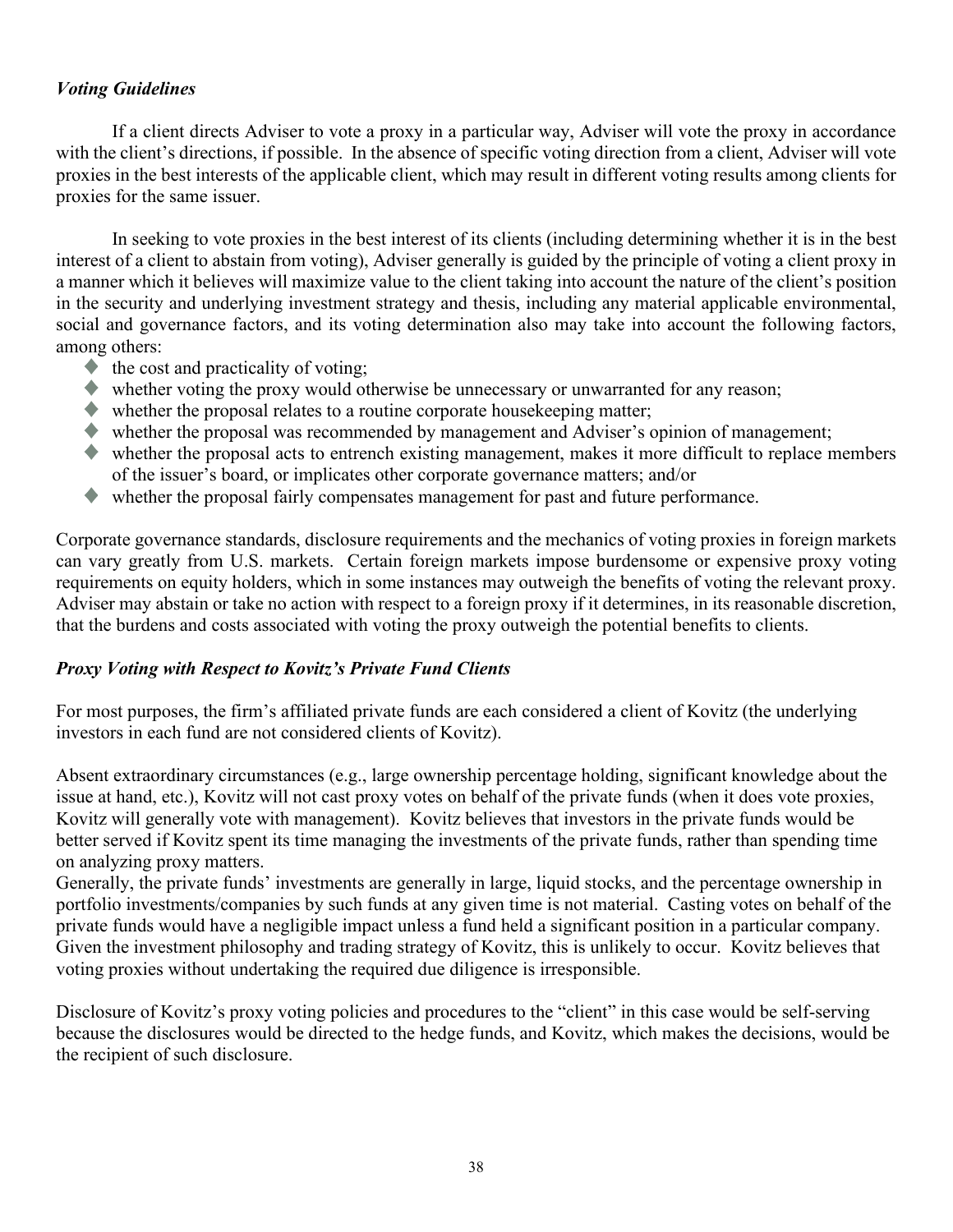### *Voting Guidelines*

If a client directs Adviser to vote a proxy in a particular way, Adviser will vote the proxy in accordance with the client's directions, if possible. In the absence of specific voting direction from a client, Adviser will vote proxies in the best interests of the applicable client, which may result in different voting results among clients for proxies for the same issuer.

In seeking to vote proxies in the best interest of its clients (including determining whether it is in the best interest of a client to abstain from voting), Adviser generally is guided by the principle of voting a client proxy in a manner which it believes will maximize value to the client taking into account the nature of the client's position in the security and underlying investment strategy and thesis, including any material applicable environmental, social and governance factors, and its voting determination also may take into account the following factors, among others:

- the cost and practicality of voting;
- whether voting the proxy would otherwise be unnecessary or unwarranted for any reason;
- whether the proposal relates to a routine corporate housekeeping matter;
- whether the proposal was recommended by management and Adviser's opinion of management;
- whether the proposal acts to entrench existing management, makes it more difficult to replace members of the issuer's board, or implicates other corporate governance matters; and/or
- whether the proposal fairly compensates management for past and future performance.

Corporate governance standards, disclosure requirements and the mechanics of voting proxies in foreign markets can vary greatly from U.S. markets. Certain foreign markets impose burdensome or expensive proxy voting requirements on equity holders, which in some instances may outweigh the benefits of voting the relevant proxy. Adviser may abstain or take no action with respect to a foreign proxy if it determines, in its reasonable discretion, that the burdens and costs associated with voting the proxy outweigh the potential benefits to clients.

### *Proxy Voting with Respect to Kovitz's Private Fund Clients*

For most purposes, the firm's affiliated private funds are each considered a client of Kovitz (the underlying investors in each fund are not considered clients of Kovitz).

Absent extraordinary circumstances (e.g., large ownership percentage holding, significant knowledge about the issue at hand, etc.), Kovitz will not cast proxy votes on behalf of the private funds (when it does vote proxies, Kovitz will generally vote with management). Kovitz believes that investors in the private funds would be better served if Kovitz spent its time managing the investments of the private funds, rather than spending time on analyzing proxy matters.

Generally, the private funds' investments are generally in large, liquid stocks, and the percentage ownership in portfolio investments/companies by such funds at any given time is not material. Casting votes on behalf of the private funds would have a negligible impact unless a fund held a significant position in a particular company. Given the investment philosophy and trading strategy of Kovitz, this is unlikely to occur. Kovitz believes that voting proxies without undertaking the required due diligence is irresponsible.

Disclosure of Kovitz's proxy voting policies and procedures to the "client" in this case would be self-serving because the disclosures would be directed to the hedge funds, and Kovitz, which makes the decisions, would be the recipient of such disclosure.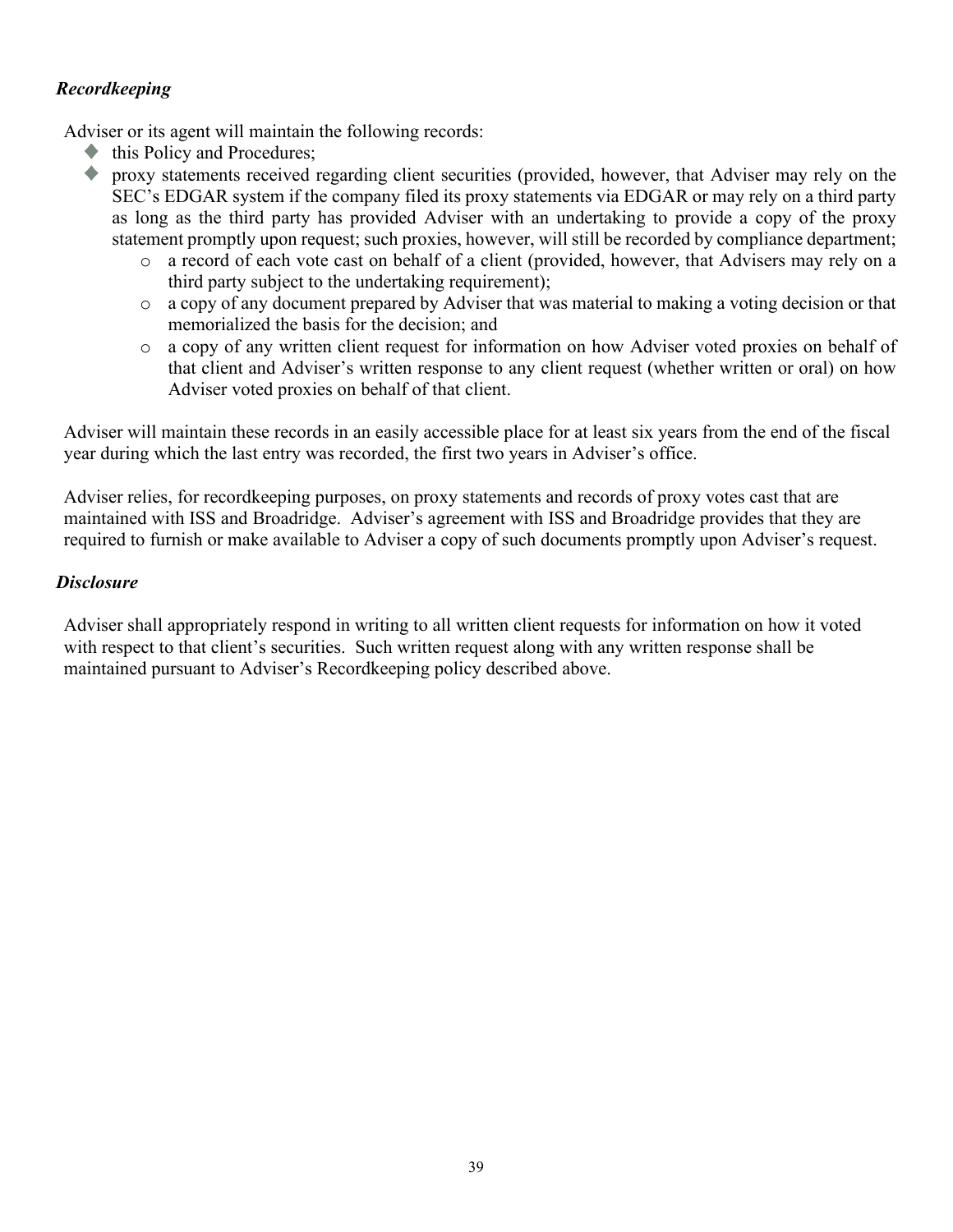### *Recordkeeping*

Adviser or its agent will maintain the following records:

- this Policy and Procedures;
- proxy statements received regarding client securities (provided, however, that Adviser may rely on the SEC's EDGAR system if the company filed its proxy statements via EDGAR or may rely on a third party as long as the third party has provided Adviser with an undertaking to provide a copy of the proxy statement promptly upon request; such proxies, however, will still be recorded by compliance department;
    - a record of each vote cast on behalf of a client (provided, however, that Advisers may rely on a third party subject to the undertaking requirement);
    - a copy of any document prepared by Adviser that was material to making a voting decision or that memorialized the basis for the decision; and
    - a copy of any written client request for information on how Adviser voted proxies on behalf of that client and Adviser's written response to any client request (whether written or oral) on how Adviser voted proxies on behalf of that client.

Adviser will maintain these records in an easily accessible place for at least six years from the end of the fiscal year during which the last entry was recorded, the first two years in Adviser's office.

Adviser relies, for recordkeeping purposes, on proxy statements and records of proxy votes cast that are maintained with ISS and Broadridge. Adviser's agreement with ISS and Broadridge provides that they are required to furnish or make available to Adviser a copy of such documents promptly upon Adviser's request.

### *Disclosure*

Adviser shall appropriately respond in writing to all written client requests for information on how it voted with respect to that client's securities. Such written request along with any written response shall be maintained pursuant to Adviser's Recordkeeping policy described above.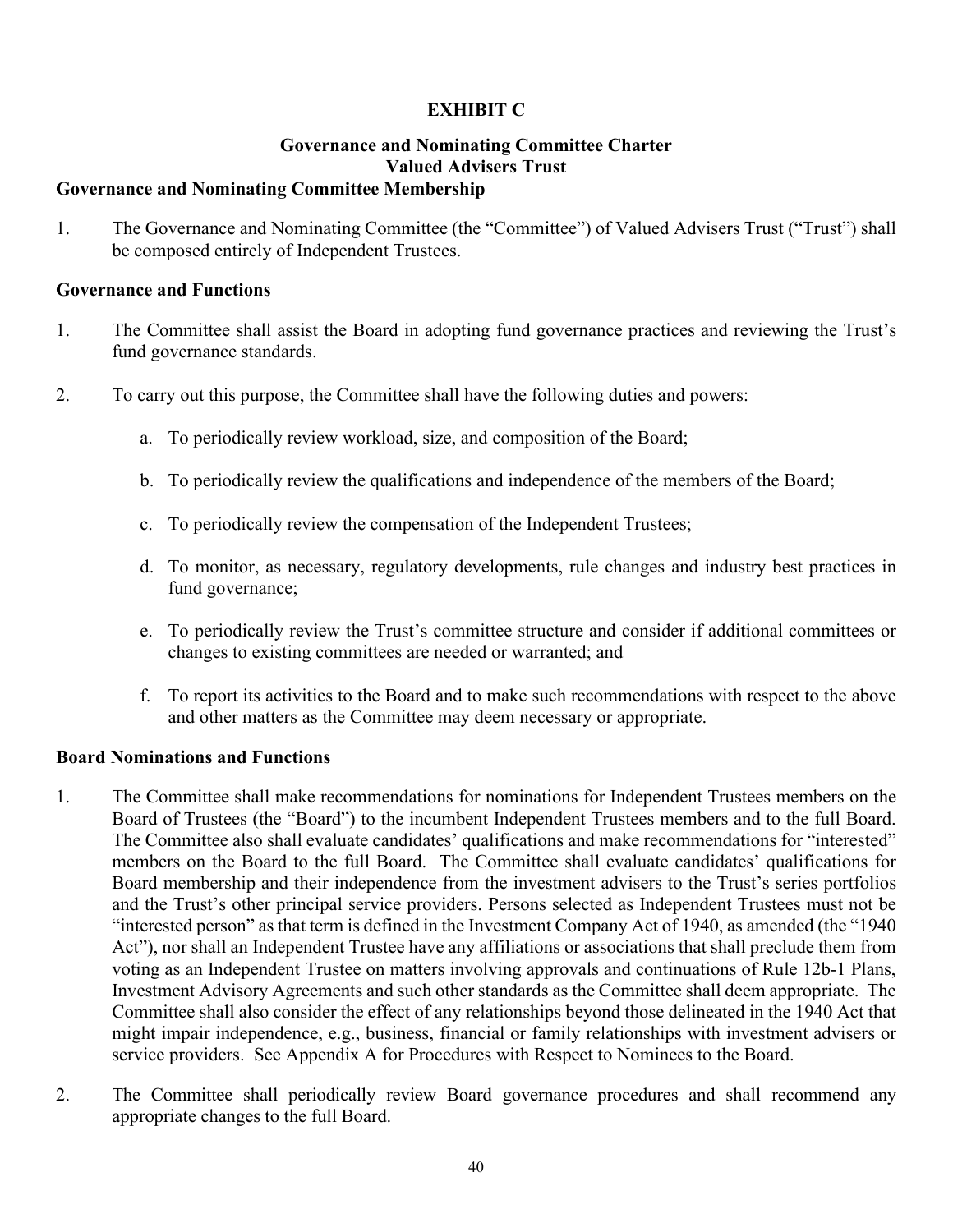## EXHIBIT C

### Governance and Nominating Committee Charter
### Valued Advisers Trust

**Governance and Nominating Committee Membership**

1. The Governance and Nominating Committee (the "Committee") of Valued Advisers Trust ("Trust") shall be composed entirely of Independent Trustees.

**Governance and Functions**

1. The Committee shall assist the Board in adopting fund governance practices and reviewing the Trust's fund governance standards.

2. To carry out this purpose, the Committee shall have the following duties and powers:

   a. To periodically review workload, size, and composition of the Board;

   b. To periodically review the qualifications and independence of the members of the Board;

   c. To periodically review the compensation of the Independent Trustees;

   d. To monitor, as necessary, regulatory developments, rule changes and industry best practices in fund governance;

   e. To periodically review the Trust's committee structure and consider if additional committees or changes to existing committees are needed or warranted; and

   f. To report its activities to the Board and to make such recommendations with respect to the above and other matters as the Committee may deem necessary or appropriate.

**Board Nominations and Functions**

1. The Committee shall make recommendations for nominations for Independent Trustees members on the Board of Trustees (the "Board") to the incumbent Independent Trustees members and to the full Board. The Committee also shall evaluate candidates' qualifications and make recommendations for "interested" members on the Board to the full Board. The Committee shall evaluate candidates' qualifications for Board membership and their independence from the investment advisers to the Trust's series portfolios and the Trust's other principal service providers. Persons selected as Independent Trustees must not be "interested person" as that term is defined in the Investment Company Act of 1940, as amended (the "1940 Act"), nor shall an Independent Trustee have any affiliations or associations that shall preclude them from voting as an Independent Trustee on matters involving approvals and continuations of Rule 12b-1 Plans, Investment Advisory Agreements and such other standards as the Committee shall deem appropriate. The Committee shall also consider the effect of any relationships beyond those delineated in the 1940 Act that might impair independence, e.g., business, financial or family relationships with investment advisers or service providers. See Appendix A for Procedures with Respect to Nominees to the Board.

2. The Committee shall periodically review Board governance procedures and shall recommend any appropriate changes to the full Board.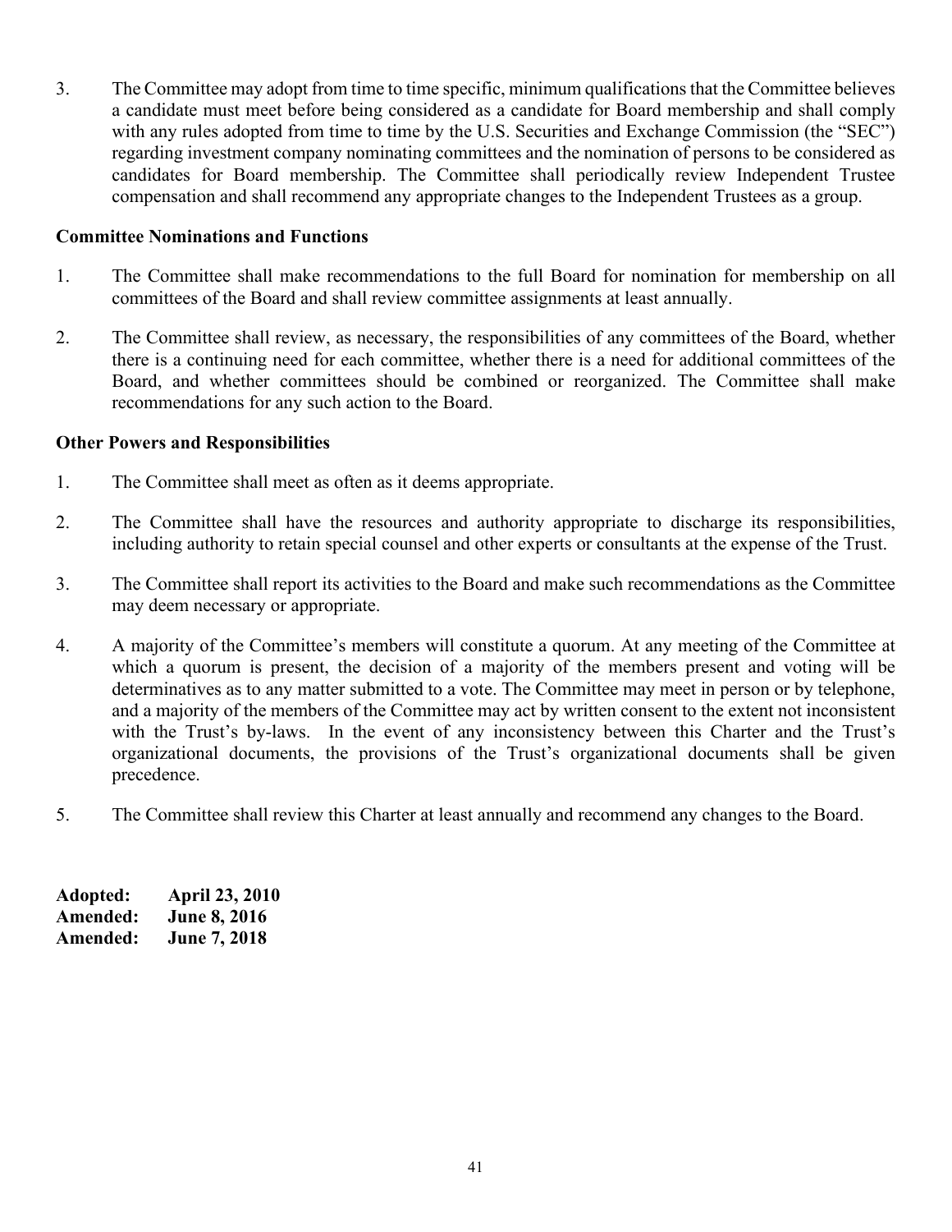3. The Committee may adopt from time to time specific, minimum qualifications that the Committee believes a candidate must meet before being considered as a candidate for Board membership and shall comply with any rules adopted from time to time by the U.S. Securities and Exchange Commission (the "SEC") regarding investment company nominating committees and the nomination of persons to be considered as candidates for Board membership. The Committee shall periodically review Independent Trustee compensation and shall recommend any appropriate changes to the Independent Trustees as a group.

**Committee Nominations and Functions**

1. The Committee shall make recommendations to the full Board for nomination for membership on all committees of the Board and shall review committee assignments at least annually.

2. The Committee shall review, as necessary, the responsibilities of any committees of the Board, whether there is a continuing need for each committee, whether there is a need for additional committees of the Board, and whether committees should be combined or reorganized. The Committee shall make recommendations for any such action to the Board.

**Other Powers and Responsibilities**

1. The Committee shall meet as often as it deems appropriate.

2. The Committee shall have the resources and authority appropriate to discharge its responsibilities, including authority to retain special counsel and other experts or consultants at the expense of the Trust.

3. The Committee shall report its activities to the Board and make such recommendations as the Committee may deem necessary or appropriate.

4. A majority of the Committee's members will constitute a quorum. At any meeting of the Committee at which a quorum is present, the decision of a majority of the members present and voting will be determinatives as to any matter submitted to a vote. The Committee may meet in person or by telephone, and a majority of the members of the Committee may act by written consent to the extent not inconsistent with the Trust's by-laws. In the event of any inconsistency between this Charter and the Trust's organizational documents, the provisions of the Trust's organizational documents shall be given precedence.

5. The Committee shall review this Charter at least annually and recommend any changes to the Board.

**Adopted: April 23, 2010**
**Amended: June 8, 2016**
**Amended: June 7, 2018**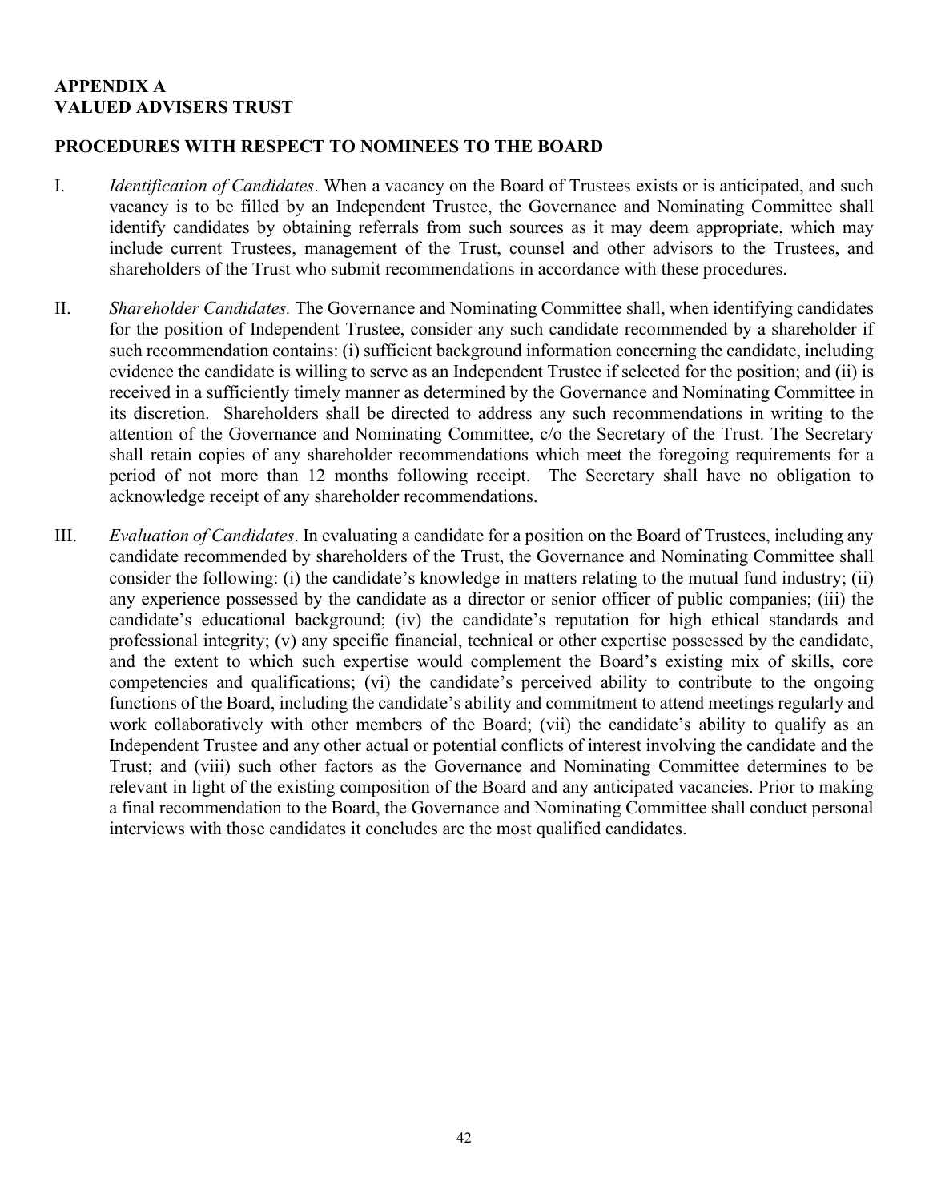**APPENDIX A**
**VALUED ADVISERS TRUST**

**PROCEDURES WITH RESPECT TO NOMINEES TO THE BOARD**

I. *Identification of Candidates*. When a vacancy on the Board of Trustees exists or is anticipated, and such vacancy is to be filled by an Independent Trustee, the Governance and Nominating Committee shall identify candidates by obtaining referrals from such sources as it may deem appropriate, which may include current Trustees, management of the Trust, counsel and other advisors to the Trustees, and shareholders of the Trust who submit recommendations in accordance with these procedures.

II. *Shareholder Candidates.* The Governance and Nominating Committee shall, when identifying candidates for the position of Independent Trustee, consider any such candidate recommended by a shareholder if such recommendation contains: (i) sufficient background information concerning the candidate, including evidence the candidate is willing to serve as an Independent Trustee if selected for the position; and (ii) is received in a sufficiently timely manner as determined by the Governance and Nominating Committee in its discretion. Shareholders shall be directed to address any such recommendations in writing to the attention of the Governance and Nominating Committee, c/o the Secretary of the Trust. The Secretary shall retain copies of any shareholder recommendations which meet the foregoing requirements for a period of not more than 12 months following receipt. The Secretary shall have no obligation to acknowledge receipt of any shareholder recommendations.

III. *Evaluation of Candidates*. In evaluating a candidate for a position on the Board of Trustees, including any candidate recommended by shareholders of the Trust, the Governance and Nominating Committee shall consider the following: (i) the candidate's knowledge in matters relating to the mutual fund industry; (ii) any experience possessed by the candidate as a director or senior officer of public companies; (iii) the candidate's educational background; (iv) the candidate's reputation for high ethical standards and professional integrity; (v) any specific financial, technical or other expertise possessed by the candidate, and the extent to which such expertise would complement the Board's existing mix of skills, core competencies and qualifications; (vi) the candidate's perceived ability to contribute to the ongoing functions of the Board, including the candidate's ability and commitment to attend meetings regularly and work collaboratively with other members of the Board; (vii) the candidate's ability to qualify as an Independent Trustee and any other actual or potential conflicts of interest involving the candidate and the Trust; and (viii) such other factors as the Governance and Nominating Committee determines to be relevant in light of the existing composition of the Board and any anticipated vacancies. Prior to making a final recommendation to the Board, the Governance and Nominating Committee shall conduct personal interviews with those candidates it concludes are the most qualified candidates.